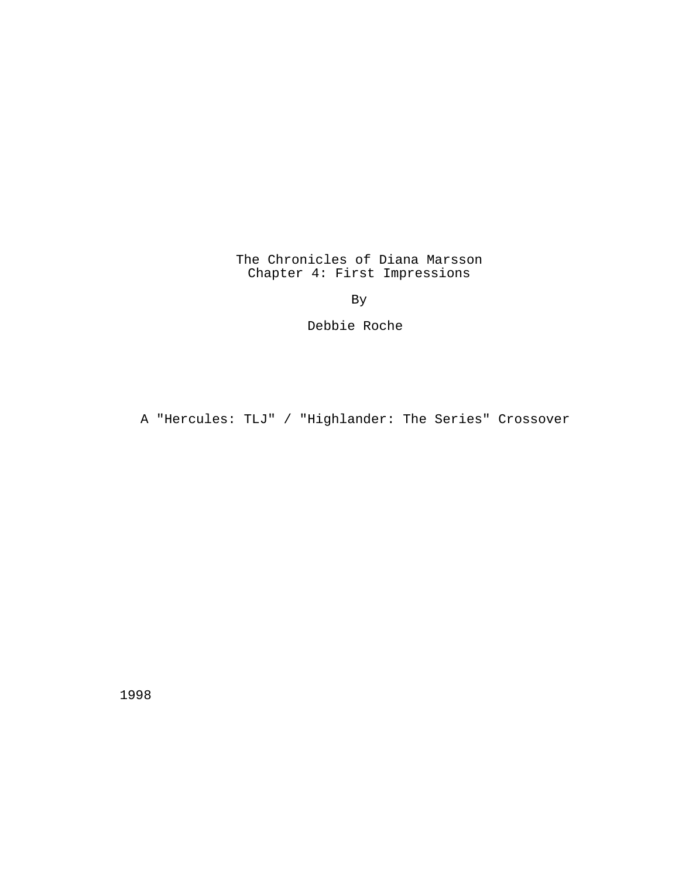# The Chronicles of Diana Marsson
## Chapter 4: First Impressions

By

Debbie Roche

A "Hercules: TLJ" / "Highlander: The Series" Crossover

1998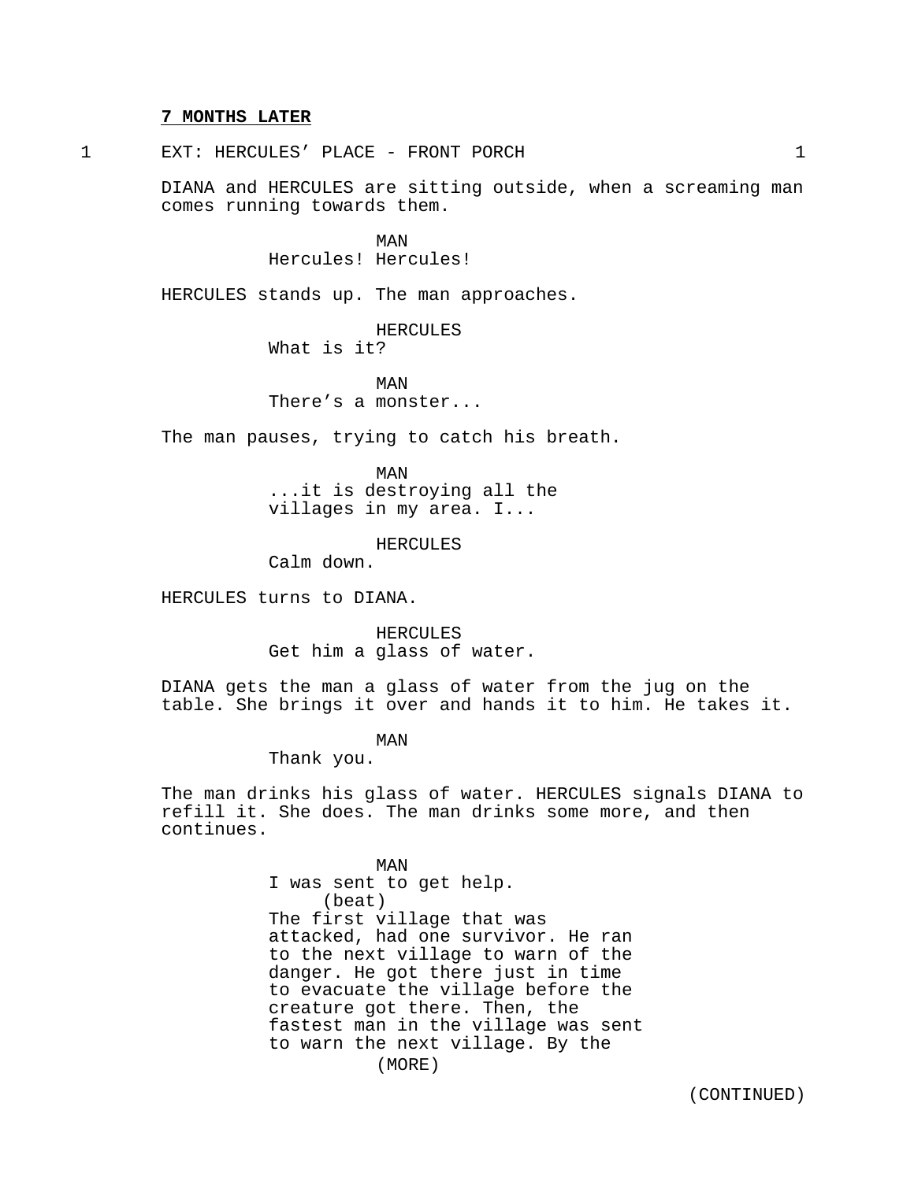**7 MONTHS LATER**

1 EXT: HERCULES' PLACE - FRONT PORCH 1

DIANA and HERCULES are sitting outside, when a screaming man comes running towards them.

MAN
Hercules! Hercules!

HERCULES stands up. The man approaches.

HERCULES
What is it?

MAN
There's a monster...

The man pauses, trying to catch his breath.

MAN
...it is destroying all the villages in my area. I...

HERCULES
Calm down.

HERCULES turns to DIANA.

HERCULES
Get him a glass of water.

DIANA gets the man a glass of water from the jug on the table. She brings it over and hands it to him. He takes it.

MAN
Thank you.

The man drinks his glass of water. HERCULES signals DIANA to refill it. She does. The man drinks some more, and then continues.

MAN
I was sent to get help.
(beat)
The first village that was attacked, had one survivor. He ran to the next village to warn of the danger. He got there just in time to evacuate the village before the creature got there. Then, the fastest man in the village was sent to warn the next village. By the
(MORE)

(CONTINUED)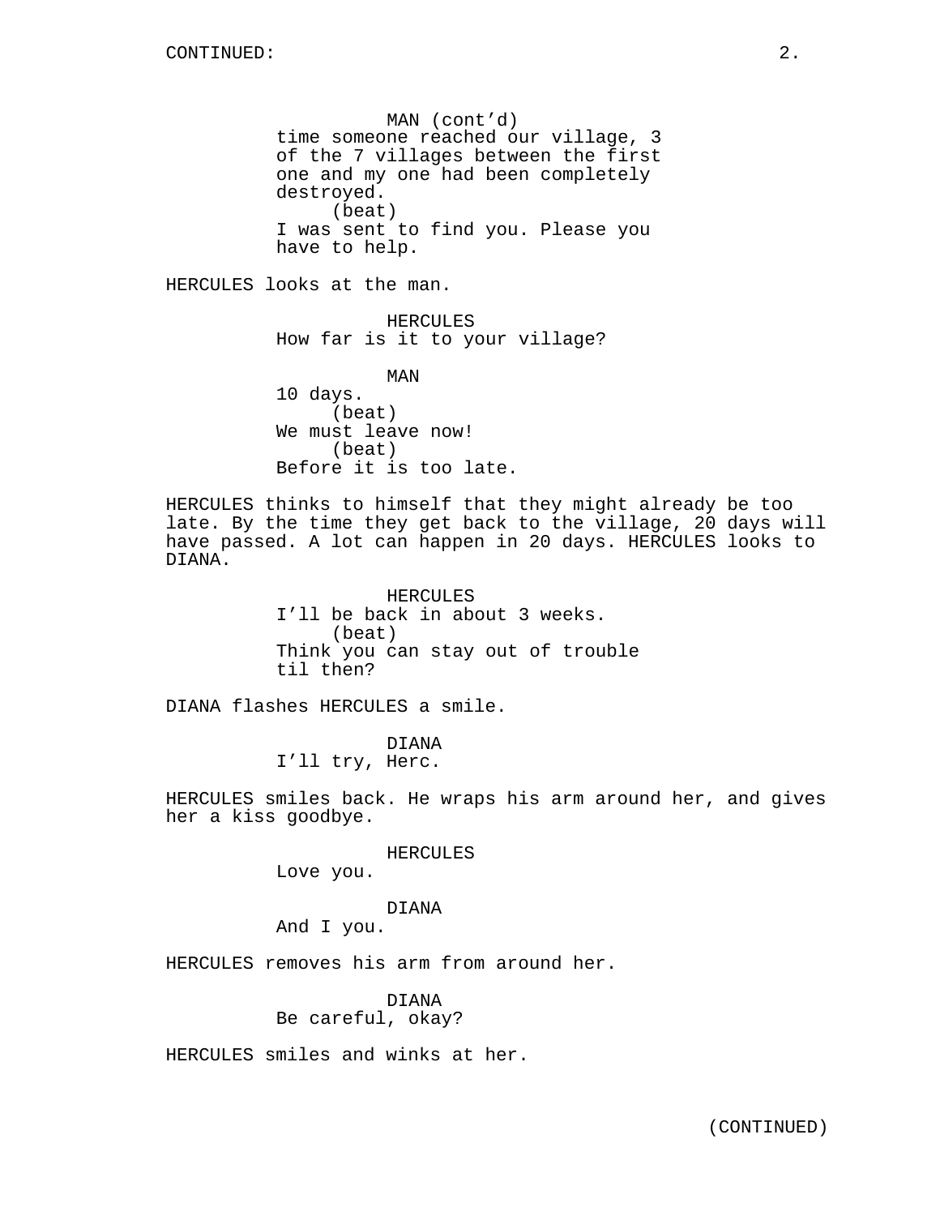MAN (cont'd)
time someone reached our village, 3 of the 7 villages between the first one and my one had been completely destroyed.
(beat)
I was sent to find you. Please you have to help.

HERCULES looks at the man.

HERCULES
How far is it to your village?

MAN
10 days.
(beat)
We must leave now!
(beat)
Before it is too late.

HERCULES thinks to himself that they might already be too late. By the time they get back to the village, 20 days will have passed. A lot can happen in 20 days. HERCULES looks to DIANA.

HERCULES
I'll be back in about 3 weeks.
(beat)
Think you can stay out of trouble til then?

DIANA flashes HERCULES a smile.

DIANA
I'll try, Herc.

HERCULES smiles back. He wraps his arm around her, and gives her a kiss goodbye.

HERCULES
Love you.

DIANA
And I you.

HERCULES removes his arm from around her.

DIANA
Be careful, okay?

HERCULES smiles and winks at her.

(CONTINUED)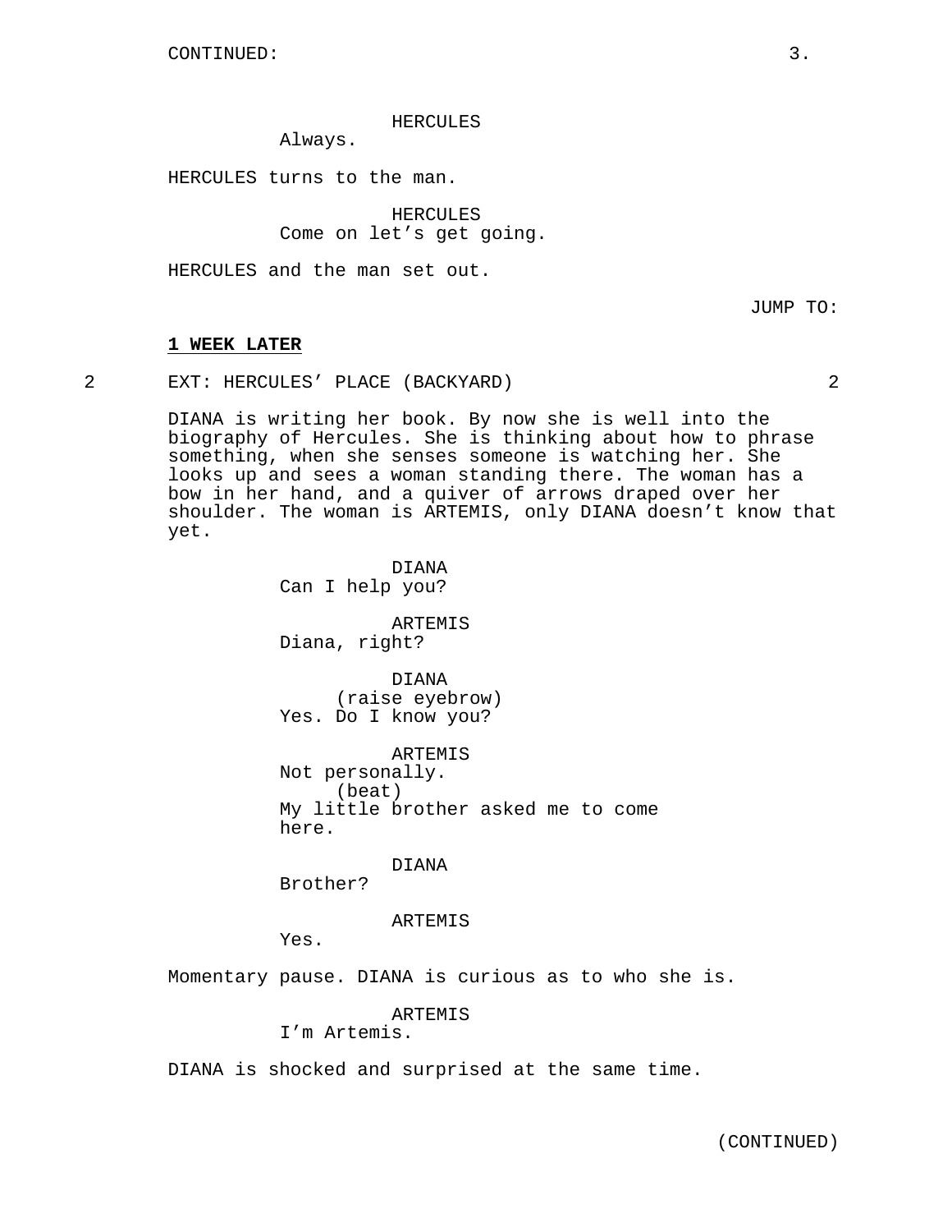CONTINUED:

HERCULES
Always.

HERCULES turns to the man.

HERCULES
Come on let's get going.

HERCULES and the man set out.

JUMP TO:

**1 WEEK LATER**

2 EXT: HERCULES' PLACE (BACKYARD) 2

DIANA is writing her book. By now she is well into the biography of Hercules. She is thinking about how to phrase something, when she senses someone is watching her. She looks up and sees a woman standing there. The woman has a bow in her hand, and a quiver of arrows draped over her shoulder. The woman is ARTEMIS, only DIANA doesn't know that yet.

DIANA
Can I help you?

ARTEMIS
Diana, right?

DIANA
(raise eyebrow)
Yes. Do I know you?

ARTEMIS
Not personally.
(beat)
My little brother asked me to come here.

DIANA
Brother?

ARTEMIS
Yes.

Momentary pause. DIANA is curious as to who she is.

ARTEMIS
I'm Artemis.

DIANA is shocked and surprised at the same time.

(CONTINUED)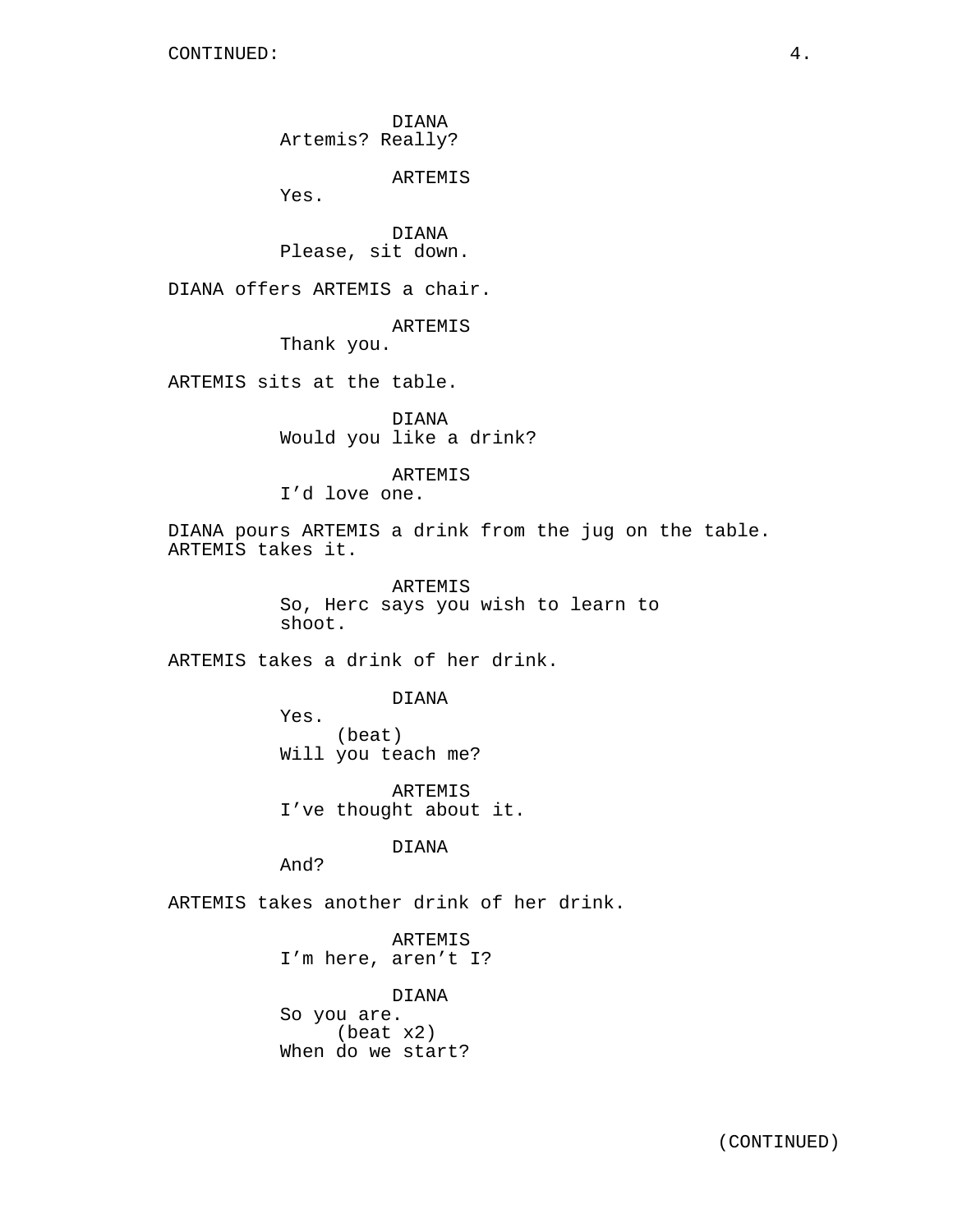DIANA
Artemis? Really?

ARTEMIS
Yes.

DIANA
Please, sit down.

DIANA offers ARTEMIS a chair.

ARTEMIS
Thank you.

ARTEMIS sits at the table.

DIANA
Would you like a drink?

ARTEMIS
I'd love one.

DIANA pours ARTEMIS a drink from the jug on the table. ARTEMIS takes it.

ARTEMIS
So, Herc says you wish to learn to shoot.

ARTEMIS takes a drink of her drink.

DIANA
Yes.
(beat)
Will you teach me?

ARTEMIS
I've thought about it.

DIANA
And?

ARTEMIS takes another drink of her drink.

ARTEMIS
I'm here, aren't I?

DIANA
So you are.
(beat x2)
When do we start?

(CONTINUED)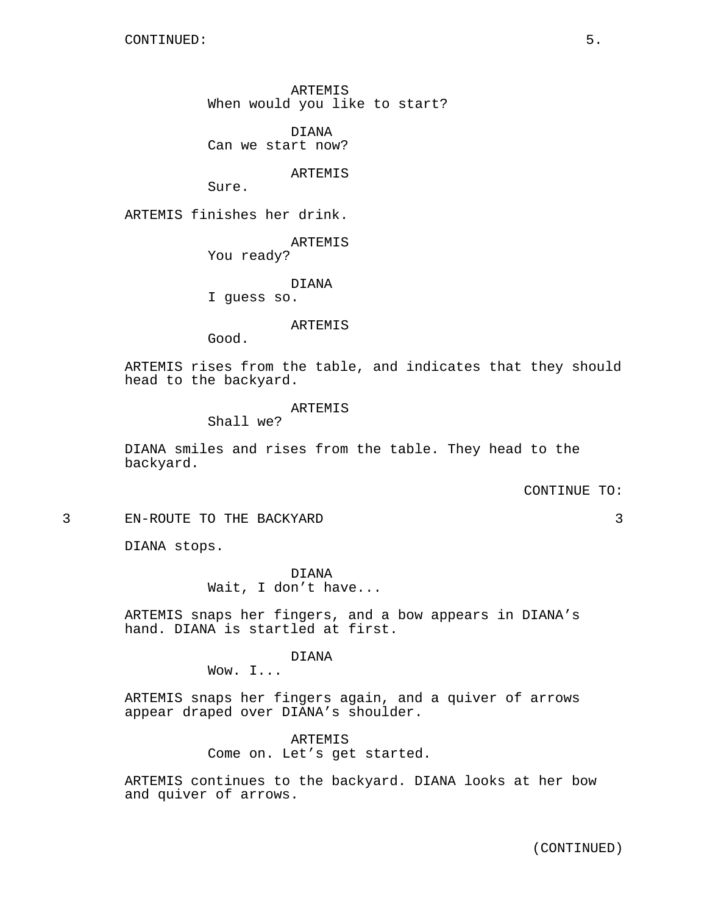ARTEMIS
When would you like to start?

DIANA
Can we start now?

ARTEMIS
Sure.

ARTEMIS finishes her drink.

ARTEMIS
You ready?

DIANA
I guess so.

ARTEMIS
Good.

ARTEMIS rises from the table, and indicates that they should head to the backyard.

ARTEMIS
Shall we?

DIANA smiles and rises from the table. They head to the backyard.

CONTINUE TO:

3 EN-ROUTE TO THE BACKYARD 3

DIANA stops.

DIANA
Wait, I don’t have...

ARTEMIS snaps her fingers, and a bow appears in DIANA’s hand. DIANA is startled at first.

DIANA
Wow. I...

ARTEMIS snaps her fingers again, and a quiver of arrows appear draped over DIANA’s shoulder.

ARTEMIS
Come on. Let’s get started.

ARTEMIS continues to the backyard. DIANA looks at her bow and quiver of arrows.

(CONTINUED)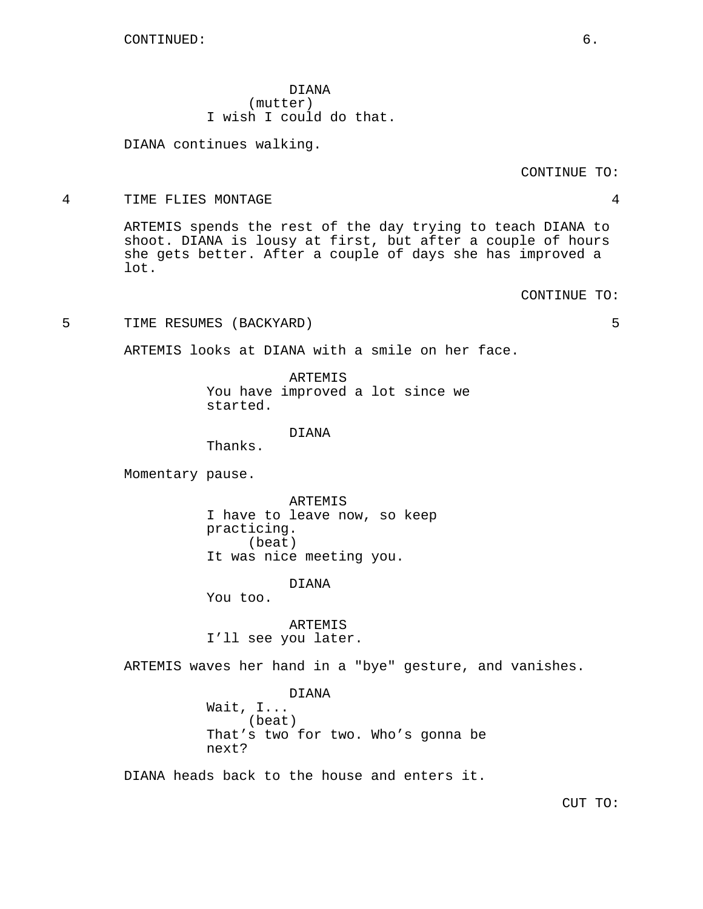DIANA
(mutter)
I wish I could do that.

DIANA continues walking.

CONTINUE TO:

4 TIME FLIES MONTAGE 4

ARTEMIS spends the rest of the day trying to teach DIANA to shoot. DIANA is lousy at first, but after a couple of hours she gets better. After a couple of days she has improved a lot.

CONTINUE TO:

5 TIME RESUMES (BACKYARD) 5

ARTEMIS looks at DIANA with a smile on her face.

ARTEMIS
You have improved a lot since we started.

DIANA
Thanks.

Momentary pause.

ARTEMIS
I have to leave now, so keep practicing.
(beat)
It was nice meeting you.

DIANA
You too.

ARTEMIS
I’ll see you later.

ARTEMIS waves her hand in a "bye" gesture, and vanishes.

DIANA
Wait, I...
(beat)
That’s two for two. Who’s gonna be next?

DIANA heads back to the house and enters it.

CUT TO: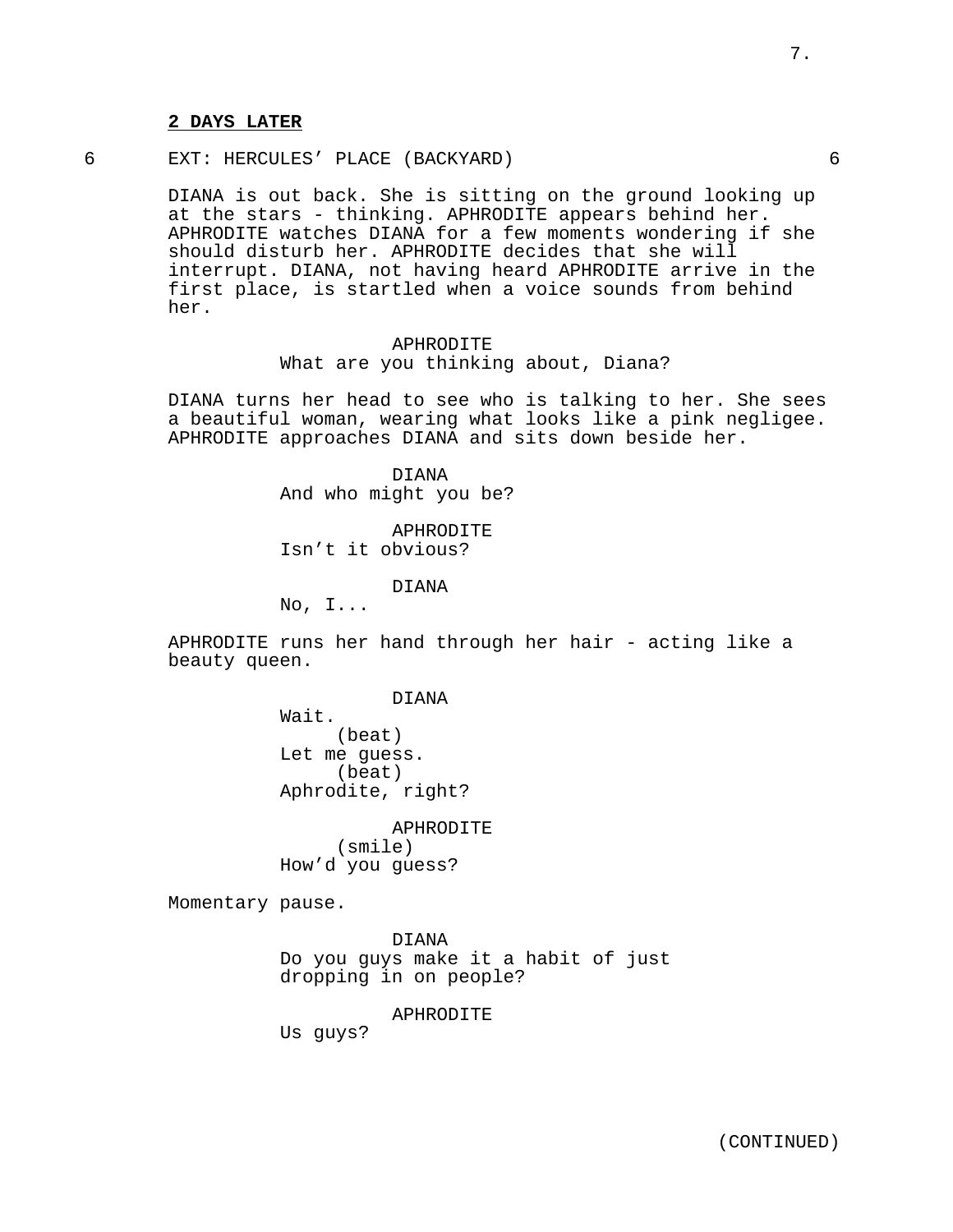**2 DAYS LATER**

6 EXT: HERCULES' PLACE (BACKYARD) 6

DIANA is out back. She is sitting on the ground looking up at the stars - thinking. APHRODITE appears behind her. APHRODITE watches DIANA for a few moments wondering if she should disturb her. APHRODITE decides that she will interrupt. DIANA, not having heard APHRODITE arrive in the first place, is startled when a voice sounds from behind her.

APHRODITE
What are you thinking about, Diana?

DIANA turns her head to see who is talking to her. She sees a beautiful woman, wearing what looks like a pink negligee. APHRODITE approaches DIANA and sits down beside her.

DIANA
And who might you be?

APHRODITE
Isn't it obvious?

DIANA
No, I...

APHRODITE runs her hand through her hair - acting like a beauty queen.

DIANA
Wait.
(beat)
Let me guess.
(beat)
Aphrodite, right?

APHRODITE
(smile)
How'd you guess?

Momentary pause.

DIANA
Do you guys make it a habit of just dropping in on people?

APHRODITE
Us guys?

(CONTINUED)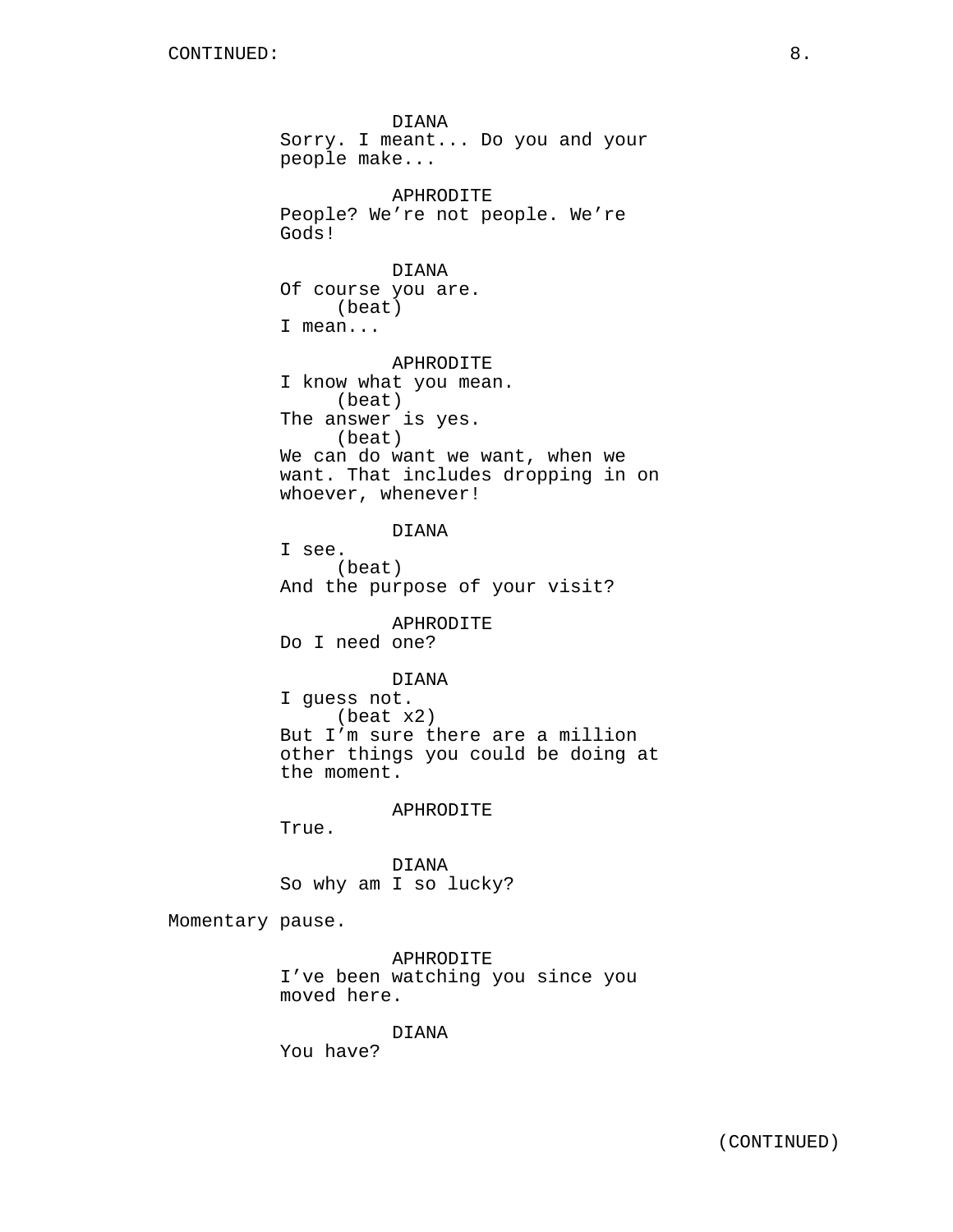DIANA
Sorry. I meant... Do you and your people make...

APHRODITE
People? We're not people. We're Gods!

DIANA
Of course you are.
(beat)
I mean...

APHRODITE
I know what you mean.
(beat)
The answer is yes.
(beat)
We can do want we want, when we want. That includes dropping in on whoever, whenever!

DIANA
I see.
(beat)
And the purpose of your visit?

APHRODITE
Do I need one?

DIANA
I guess not.
(beat x2)
But I'm sure there are a million other things you could be doing at the moment.

APHRODITE
True.

DIANA
So why am I so lucky?

Momentary pause.

APHRODITE
I've been watching you since you moved here.

DIANA
You have?

(CONTINUED)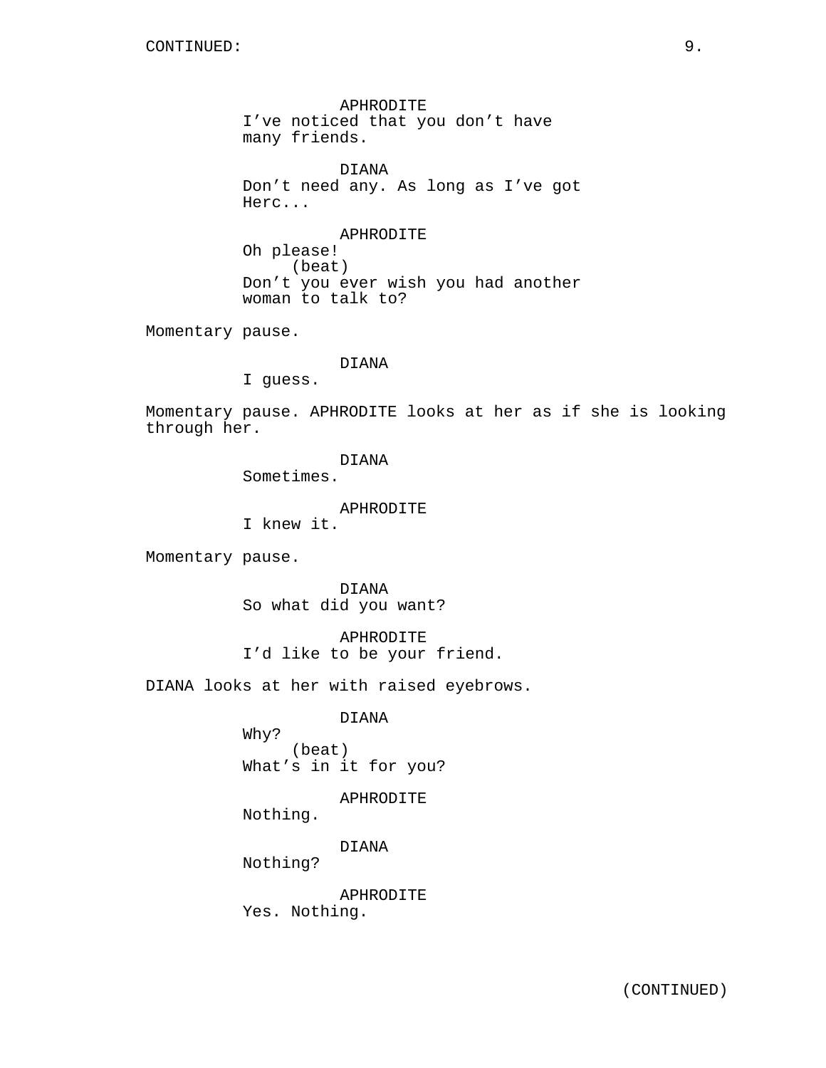CONTINUED:

APHRODITE
I've noticed that you don't have many friends.

DIANA
Don't need any. As long as I've got Herc...

APHRODITE
Oh please!
(beat)
Don't you ever wish you had another woman to talk to?

Momentary pause.

DIANA
I guess.

Momentary pause. APHRODITE looks at her as if she is looking through her.

DIANA
Sometimes.

APHRODITE
I knew it.

Momentary pause.

DIANA
So what did you want?

APHRODITE
I'd like to be your friend.

DIANA looks at her with raised eyebrows.

DIANA
Why?
(beat)
What's in it for you?

APHRODITE
Nothing.

DIANA
Nothing?

APHRODITE
Yes. Nothing.

(CONTINUED)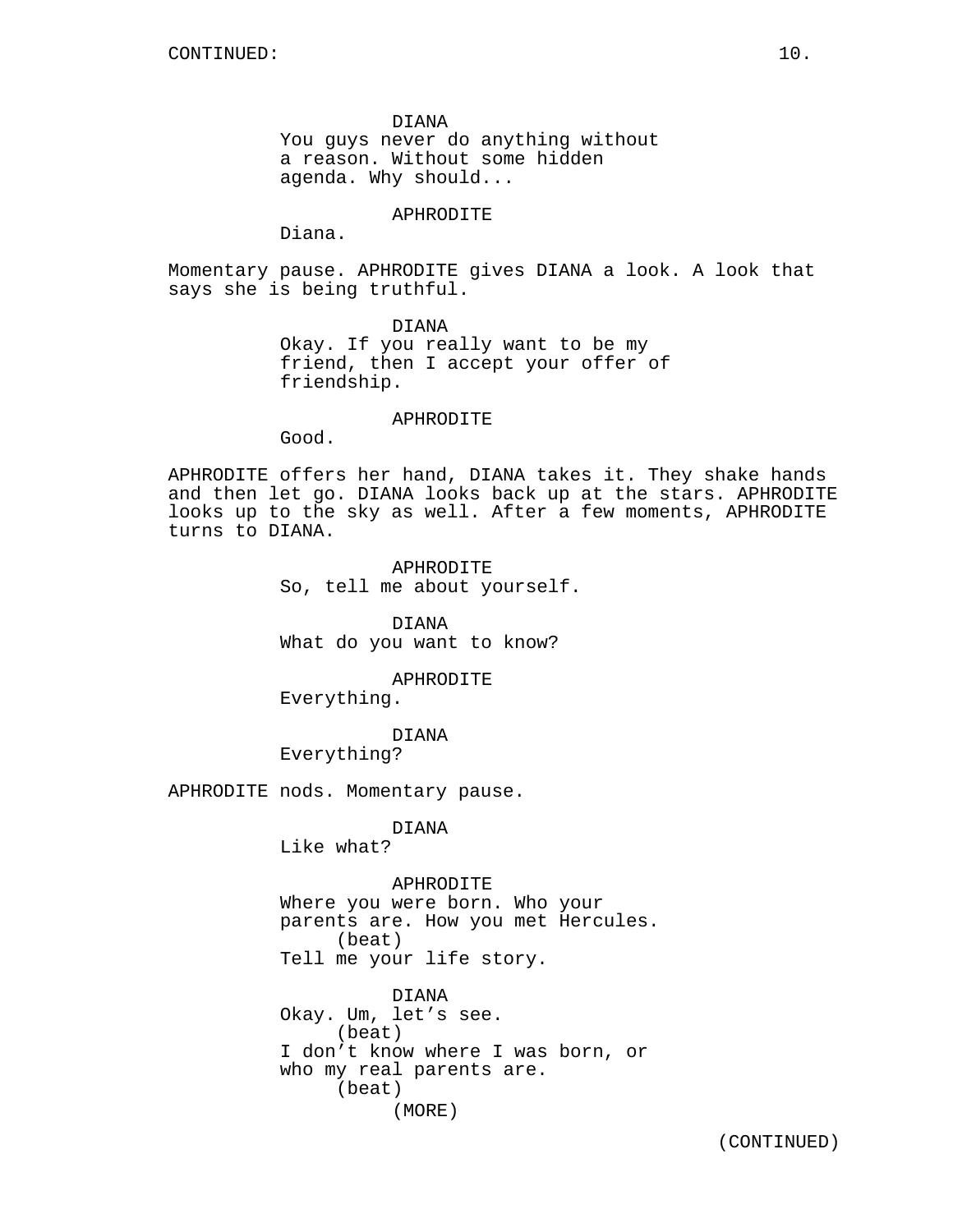DIANA
You guys never do anything without a reason. Without some hidden agenda. Why should...

APHRODITE
Diana.

Momentary pause. APHRODITE gives DIANA a look. A look that says she is being truthful.

DIANA
Okay. If you really want to be my friend, then I accept your offer of friendship.

APHRODITE
Good.

APHRODITE offers her hand, DIANA takes it. They shake hands and then let go. DIANA looks back up at the stars. APHRODITE looks up to the sky as well. After a few moments, APHRODITE turns to DIANA.

APHRODITE
So, tell me about yourself.

DIANA
What do you want to know?

APHRODITE
Everything.

DIANA
Everything?

APHRODITE nods. Momentary pause.

DIANA
Like what?

APHRODITE
Where you were born. Who your parents are. How you met Hercules.
(beat)
Tell me your life story.

DIANA
Okay. Um, let's see.
(beat)
I don't know where I was born, or who my real parents are.
(beat)
(MORE)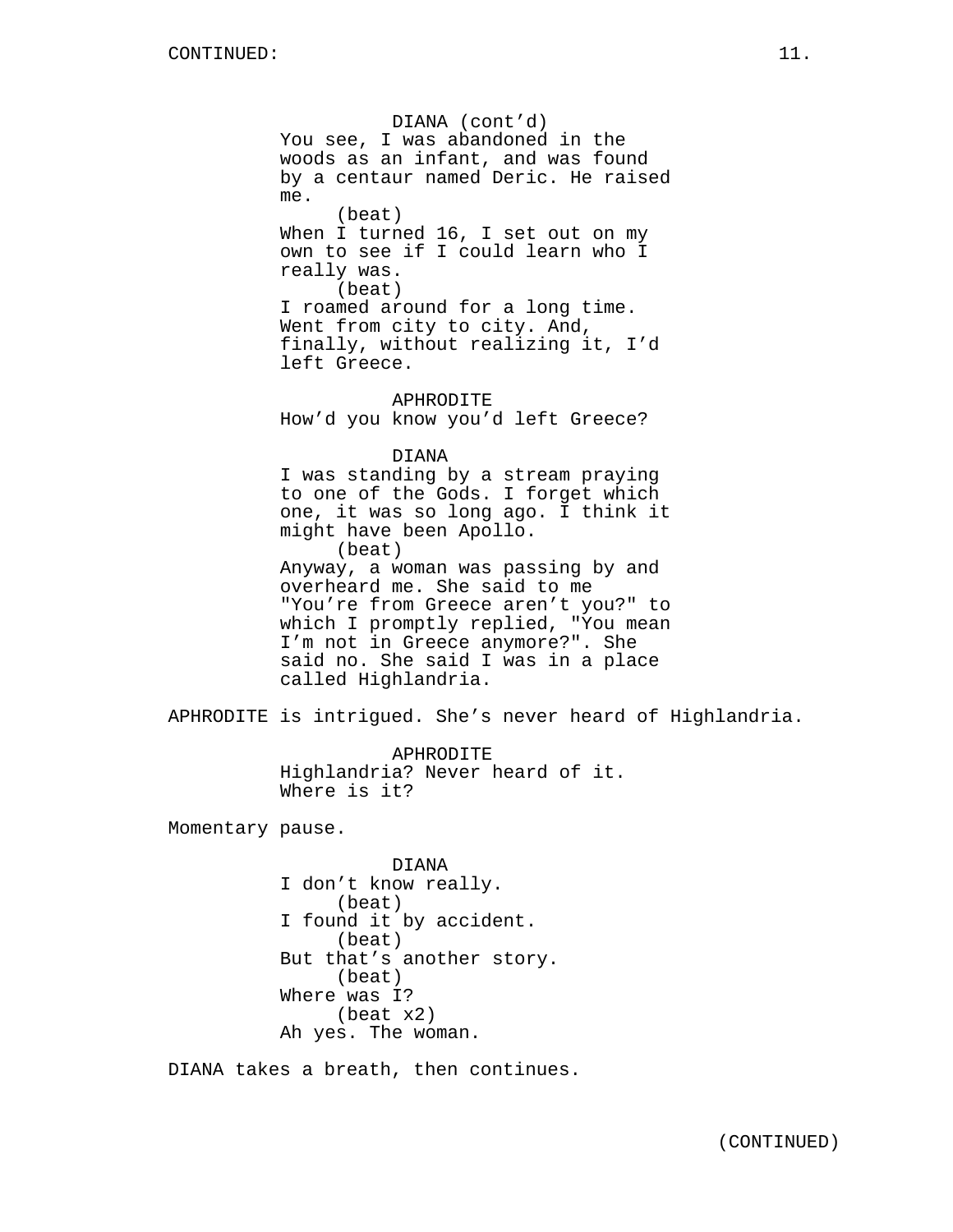CONTINUED:

DIANA (cont'd)
You see, I was abandoned in the woods as an infant, and was found by a centaur named Deric. He raised me.
(beat)
When I turned 16, I set out on my own to see if I could learn who I really was.
(beat)
I roamed around for a long time. Went from city to city. And, finally, without realizing it, I'd left Greece.

APHRODITE
How'd you know you'd left Greece?

DIANA
I was standing by a stream praying to one of the Gods. I forget which one, it was so long ago. I think it might have been Apollo.
(beat)
Anyway, a woman was passing by and overheard me. She said to me "You're from Greece aren't you?" to which I promptly replied, "You mean I'm not in Greece anymore?". She said no. She said I was in a place called Highlandria.

APHRODITE is intrigued. She's never heard of Highlandria.

APHRODITE
Highlandria? Never heard of it. Where is it?

Momentary pause.

DIANA
I don't know really.
(beat)
I found it by accident.
(beat)
But that's another story.
(beat)
Where was I?
(beat x2)
Ah yes. The woman.

DIANA takes a breath, then continues.

(CONTINUED)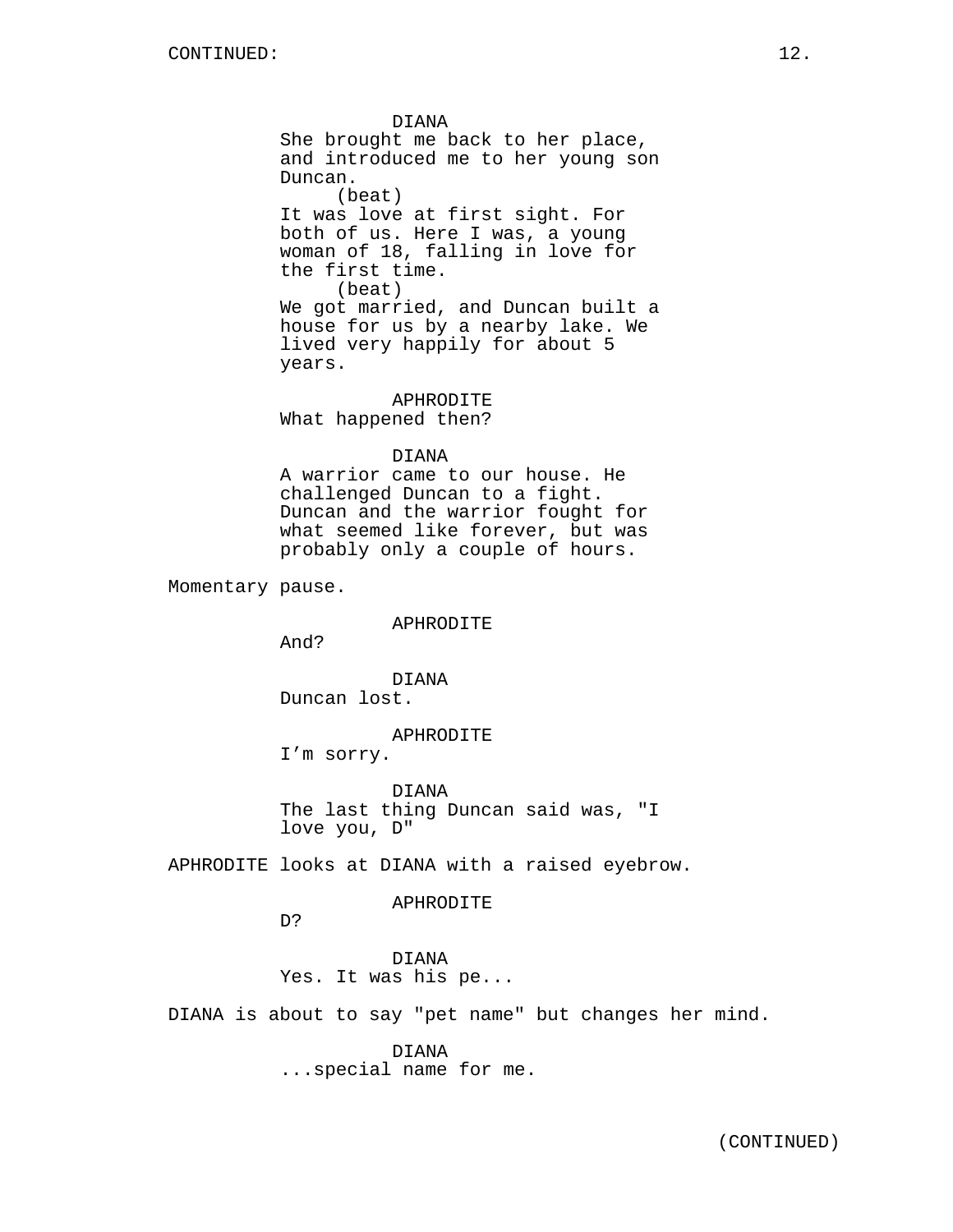DIANA
She brought me back to her place, and introduced me to her young son Duncan.
(beat)
It was love at first sight. For both of us. Here I was, a young woman of 18, falling in love for the first time.
(beat)
We got married, and Duncan built a house for us by a nearby lake. We lived very happily for about 5 years.

APHRODITE
What happened then?

DIANA
A warrior came to our house. He challenged Duncan to a fight. Duncan and the warrior fought for what seemed like forever, but was probably only a couple of hours.

Momentary pause.

APHRODITE
And?

DIANA
Duncan lost.

APHRODITE
I’m sorry.

DIANA
The last thing Duncan said was, "I love you, D"

APHRODITE looks at DIANA with a raised eyebrow.

APHRODITE
D?

DIANA
Yes. It was his pe...

DIANA is about to say "pet name" but changes her mind.

DIANA
...special name for me.

(CONTINUED)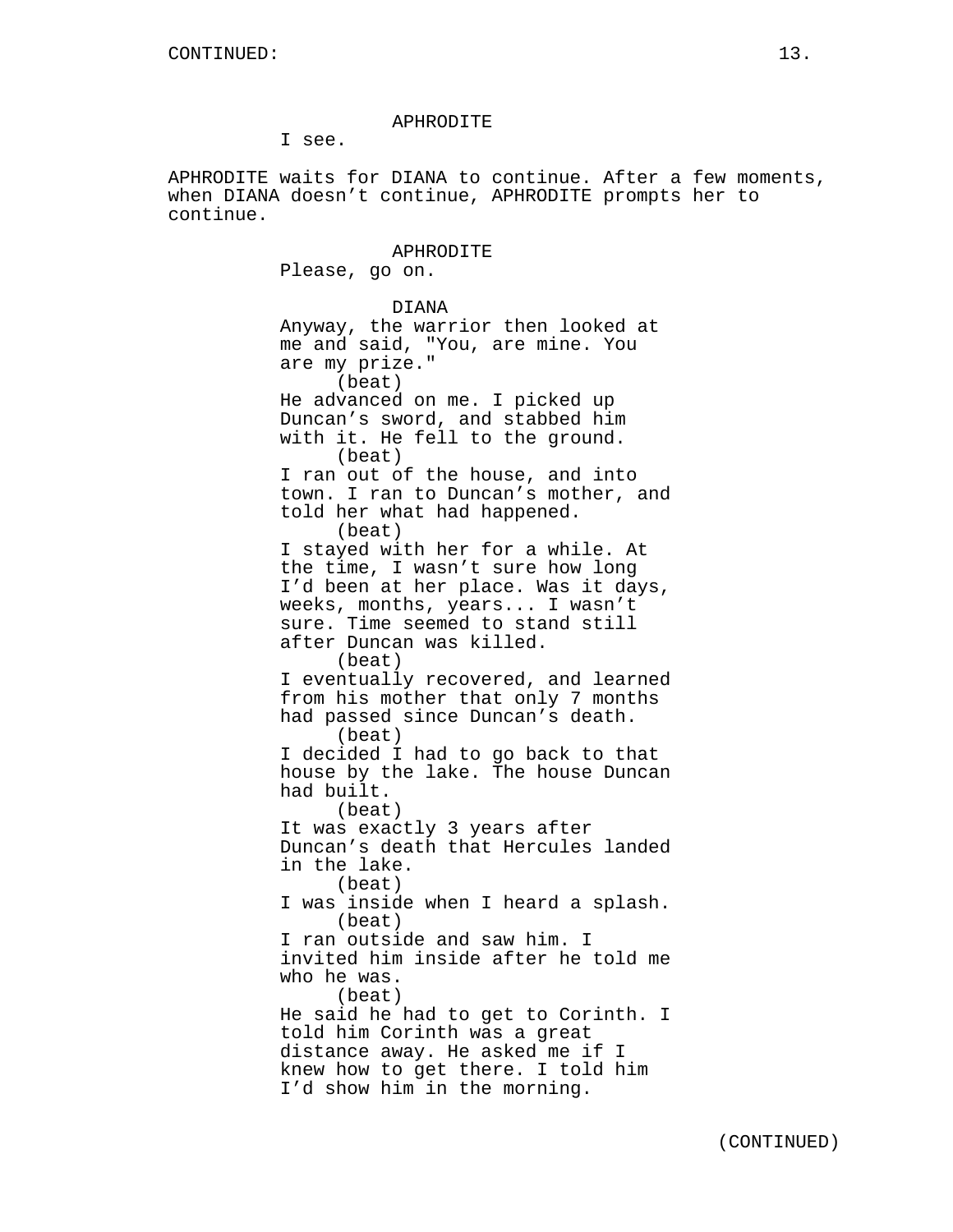APHRODITE
I see.

APHRODITE waits for DIANA to continue. After a few moments, when DIANA doesn't continue, APHRODITE prompts her to continue.

APHRODITE
Please, go on.

DIANA
Anyway, the warrior then looked at me and said, "You, are mine. You are my prize."
(beat)
He advanced on me. I picked up Duncan's sword, and stabbed him with it. He fell to the ground.
(beat)
I ran out of the house, and into town. I ran to Duncan's mother, and told her what had happened.
(beat)
I stayed with her for a while. At the time, I wasn't sure how long I'd been at her place. Was it days, weeks, months, years... I wasn't sure. Time seemed to stand still after Duncan was killed.
(beat)
I eventually recovered, and learned from his mother that only 7 months had passed since Duncan's death.
(beat)
I decided I had to go back to that house by the lake. The house Duncan had built.
(beat)
It was exactly 3 years after Duncan's death that Hercules landed in the lake.
(beat)
I was inside when I heard a splash.
(beat)
I ran outside and saw him. I invited him inside after he told me who he was.
(beat)
He said he had to get to Corinth. I told him Corinth was a great distance away. He asked me if I knew how to get there. I told him I'd show him in the morning.

(CONTINUED)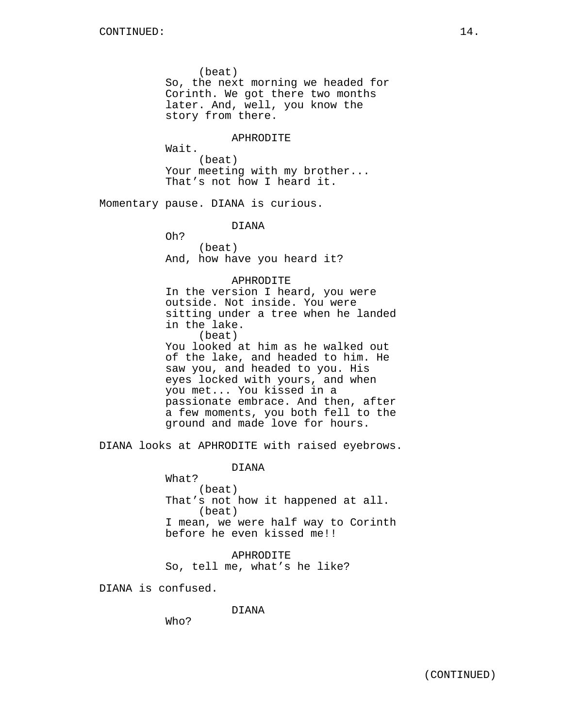(beat)
So, the next morning we headed for Corinth. We got there two months later. And, well, you know the story from there.

APHRODITE
Wait.
(beat)
Your meeting with my brother... That's not how I heard it.

Momentary pause. DIANA is curious.

DIANA
Oh?
(beat)
And, how have you heard it?

APHRODITE
In the version I heard, you were outside. Not inside. You were sitting under a tree when he landed in the lake.
(beat)
You looked at him as he walked out of the lake, and headed to him. He saw you, and headed to you. His eyes locked with yours, and when you met... You kissed in a passionate embrace. And then, after a few moments, you both fell to the ground and made love for hours.

DIANA looks at APHRODITE with raised eyebrows.

DIANA
What?
(beat)
That's not how it happened at all.
(beat)
I mean, we were half way to Corinth before he even kissed me!!

APHRODITE
So, tell me, what's he like?

DIANA is confused.

DIANA
Who?

(CONTINUED)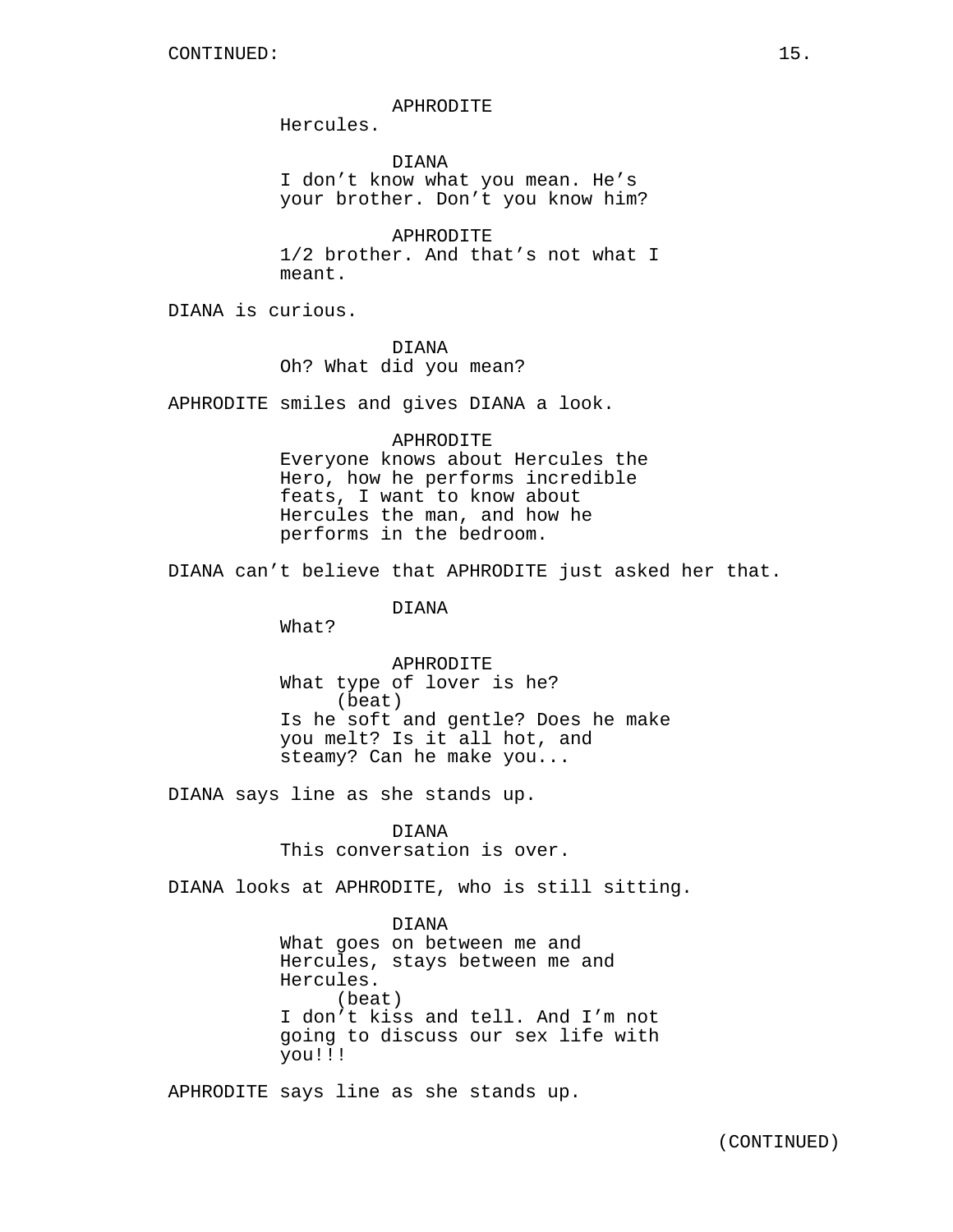CONTINUED:

APHRODITE
Hercules.

DIANA
I don't know what you mean. He's your brother. Don't you know him?

APHRODITE
1/2 brother. And that's not what I meant.

DIANA is curious.

DIANA
Oh? What did you mean?

APHRODITE smiles and gives DIANA a look.

APHRODITE
Everyone knows about Hercules the Hero, how he performs incredible feats, I want to know about Hercules the man, and how he performs in the bedroom.

DIANA can't believe that APHRODITE just asked her that.

DIANA
What?

APHRODITE
What type of lover is he?
(beat)
Is he soft and gentle? Does he make you melt? Is it all hot, and steamy? Can he make you...

DIANA says line as she stands up.

DIANA
This conversation is over.

DIANA looks at APHRODITE, who is still sitting.

DIANA
What goes on between me and Hercules, stays between me and Hercules.
(beat)
I don't kiss and tell. And I'm not going to discuss our sex life with you!!!

APHRODITE says line as she stands up.

(CONTINUED)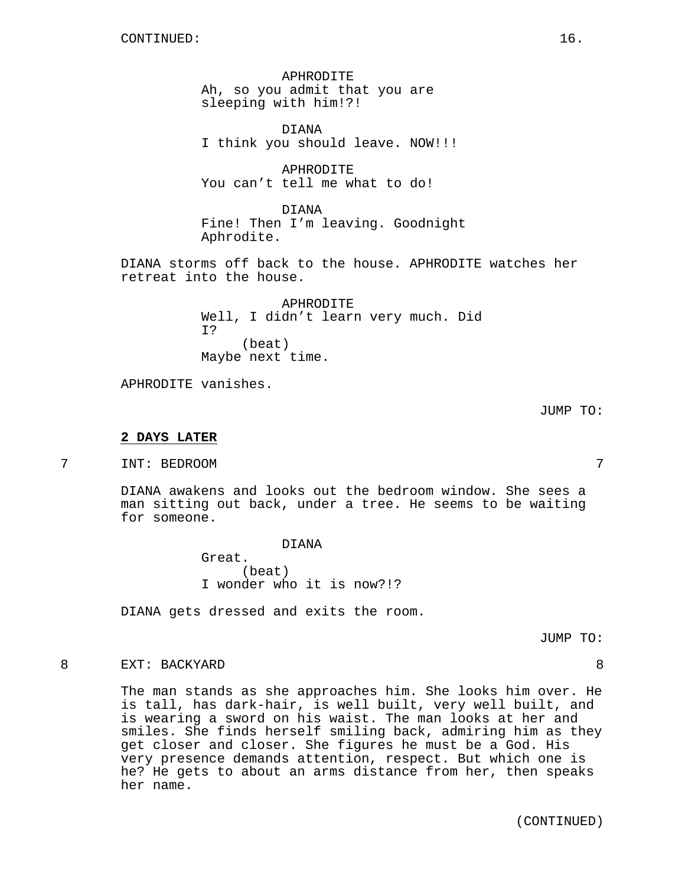CONTINUED:

APHRODITE
Ah, so you admit that you are sleeping with him!?!

DIANA
I think you should leave. NOW!!!

APHRODITE
You can't tell me what to do!

DIANA
Fine! Then I'm leaving. Goodnight Aphrodite.

DIANA storms off back to the house. APHRODITE watches her retreat into the house.

APHRODITE
Well, I didn't learn very much. Did I?
(beat)
Maybe next time.

APHRODITE vanishes.

JUMP TO:

**2 DAYS LATER**

7 INT: BEDROOM 7

DIANA awakens and looks out the bedroom window. She sees a man sitting out back, under a tree. He seems to be waiting for someone.

DIANA
Great.
(beat)
I wonder who it is now?!?

DIANA gets dressed and exits the room.

JUMP TO:

8 EXT: BACKYARD 8

The man stands as she approaches him. She looks him over. He is tall, has dark-hair, is well built, very well built, and is wearing a sword on his waist. The man looks at her and smiles. She finds herself smiling back, admiring him as they get closer and closer. She figures he must be a God. His very presence demands attention, respect. But which one is he? He gets to about an arms distance from her, then speaks her name.

(CONTINUED)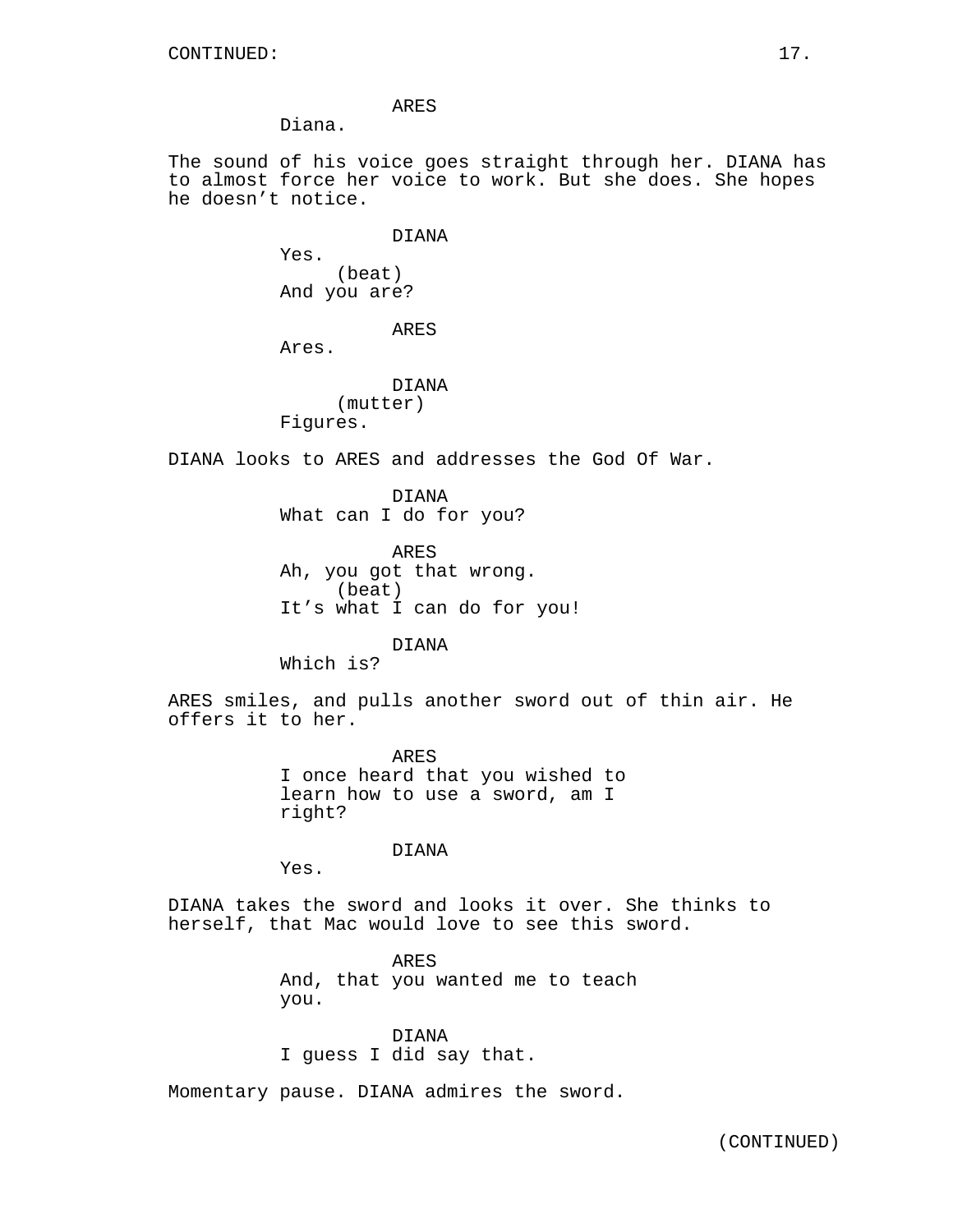ARES

Diana.

The sound of his voice goes straight through her. DIANA has to almost force her voice to work. But she does. She hopes he doesn't notice.

DIANA

Yes.

(beat)

And you are?

ARES

Ares.

DIANA

(mutter)

Figures.

DIANA looks to ARES and addresses the God Of War.

DIANA

What can I do for you?

ARES

Ah, you got that wrong.

(beat)

It's what I can do for you!

DIANA

Which is?

ARES smiles, and pulls another sword out of thin air. He offers it to her.

ARES

I once heard that you wished to learn how to use a sword, am I right?

DIANA

Yes.

DIANA takes the sword and looks it over. She thinks to herself, that Mac would love to see this sword.

ARES

And, that you wanted me to teach you.

DIANA

I guess I did say that.

Momentary pause. DIANA admires the sword.

(CONTINUED)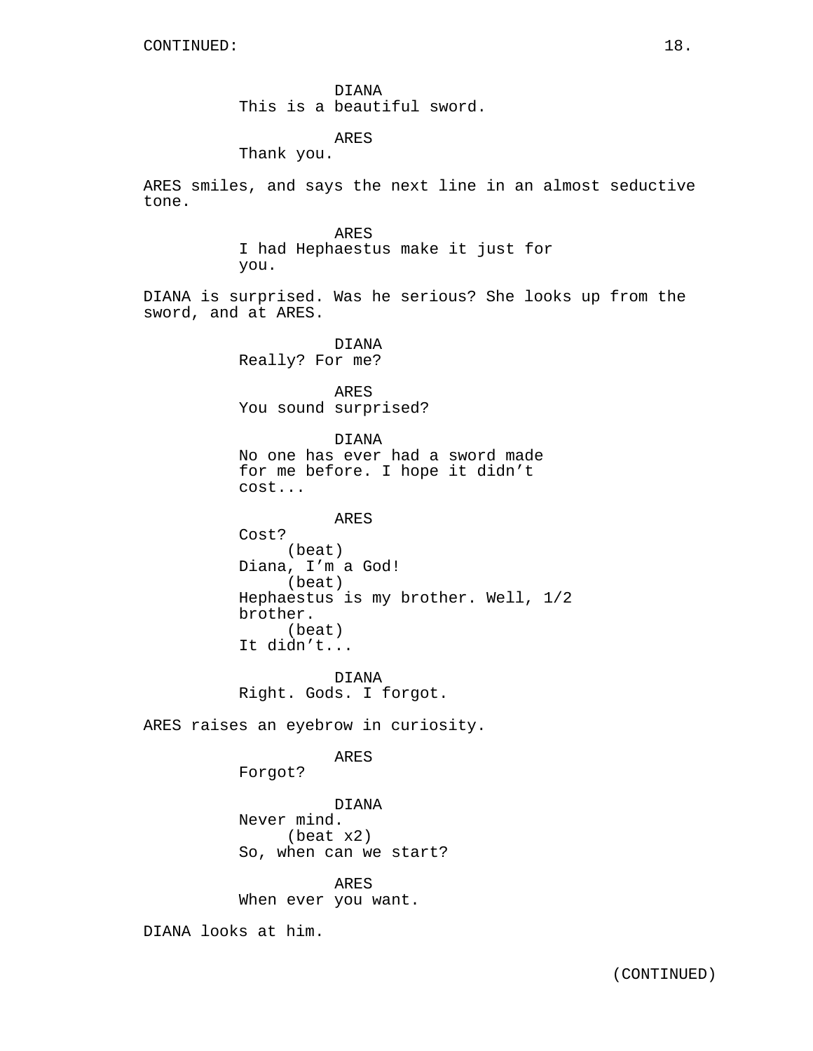DIANA
This is a beautiful sword.

ARES
Thank you.

ARES smiles, and says the next line in an almost seductive tone.

ARES
I had Hephaestus make it just for you.

DIANA is surprised. Was he serious? She looks up from the sword, and at ARES.

DIANA
Really? For me?

ARES
You sound surprised?

DIANA
No one has ever had a sword made for me before. I hope it didn’t cost...

ARES
Cost?
(beat)
Diana, I’m a God!
(beat)
Hephaestus is my brother. Well, 1/2 brother.
(beat)
It didn’t...

DIANA
Right. Gods. I forgot.

ARES raises an eyebrow in curiosity.

ARES
Forgot?

DIANA
Never mind.
(beat x2)
So, when can we start?

ARES
When ever you want.

DIANA looks at him.

(CONTINUED)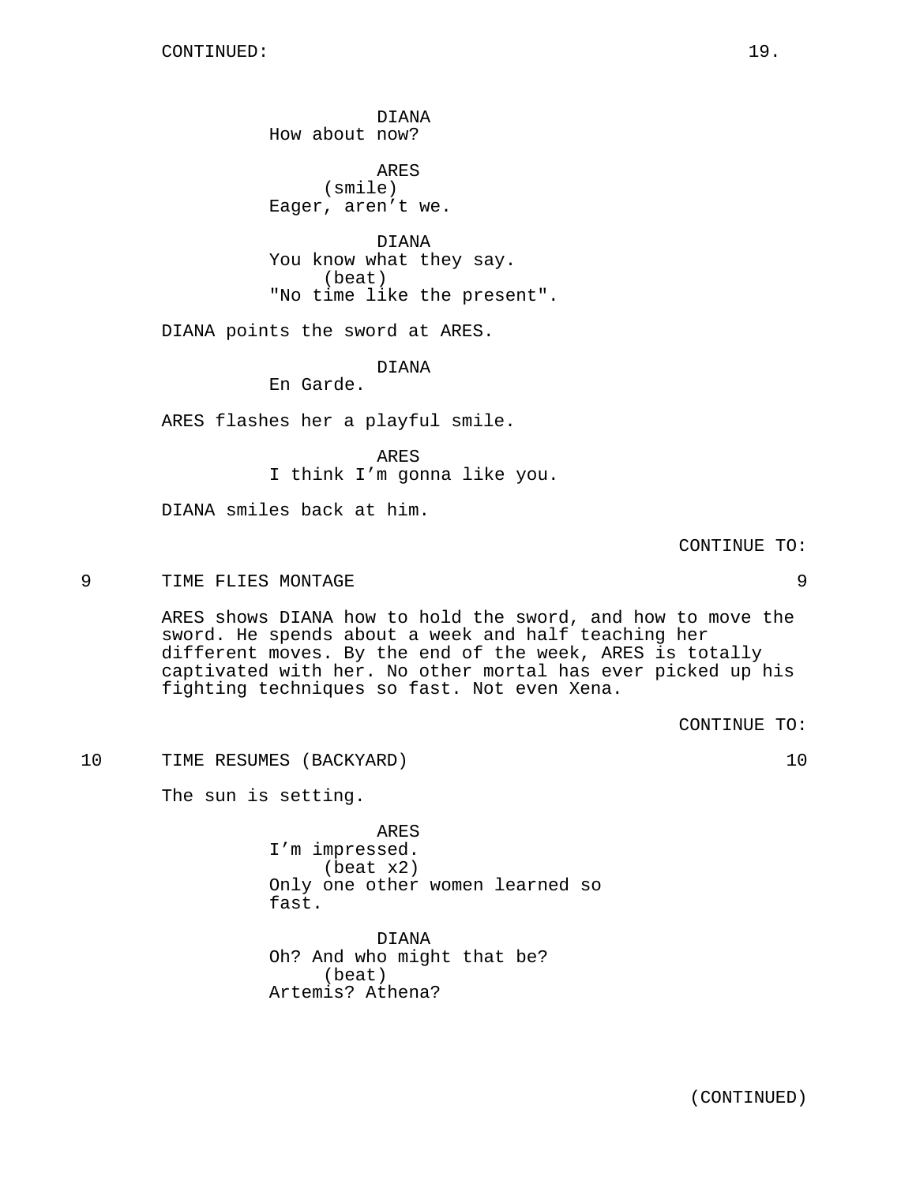CONTINUED:

DIANA
How about now?

ARES
(smile)
Eager, aren't we.

DIANA
You know what they say.
(beat)
"No time like the present".

DIANA points the sword at ARES.

DIANA
En Garde.

ARES flashes her a playful smile.

ARES
I think I'm gonna like you.

DIANA smiles back at him.

CONTINUE TO:

9 TIME FLIES MONTAGE 9

ARES shows DIANA how to hold the sword, and how to move the sword. He spends about a week and half teaching her different moves. By the end of the week, ARES is totally captivated with her. No other mortal has ever picked up his fighting techniques so fast. Not even Xena.

CONTINUE TO:

10 TIME RESUMES (BACKYARD) 10

The sun is setting.

ARES
I'm impressed.
(beat x2)
Only one other women learned so fast.

DIANA
Oh? And who might that be?
(beat)
Artemis? Athena?

(CONTINUED)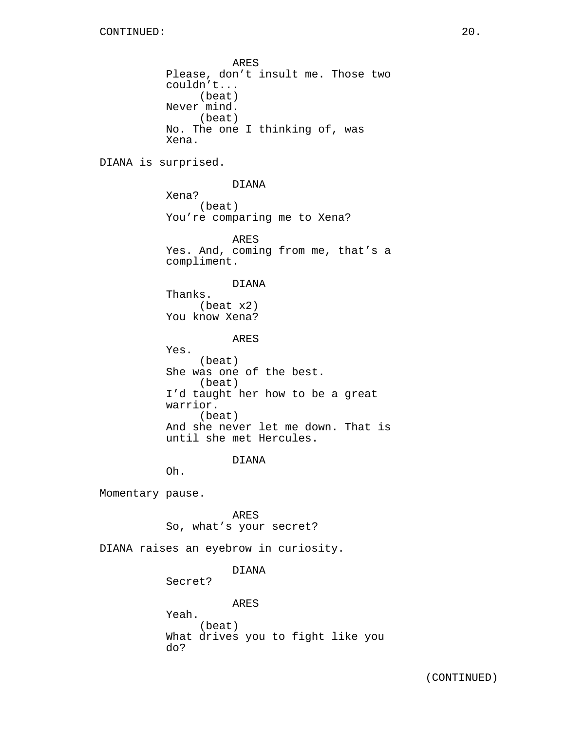CONTINUED:

ARES
Please, don't insult me. Those two couldn't...
(beat)
Never mind.
(beat)
No. The one I thinking of, was Xena.

DIANA is surprised.

DIANA
Xena?
(beat)
You're comparing me to Xena?

ARES
Yes. And, coming from me, that's a compliment.

DIANA
Thanks.
(beat x2)
You know Xena?

ARES
Yes.
(beat)
She was one of the best.
(beat)
I'd taught her how to be a great warrior.
(beat)
And she never let me down. That is until she met Hercules.

DIANA
Oh.

Momentary pause.

ARES
So, what's your secret?

DIANA raises an eyebrow in curiosity.

DIANA
Secret?

ARES
Yeah.
(beat)
What drives you to fight like you do?

(CONTINUED)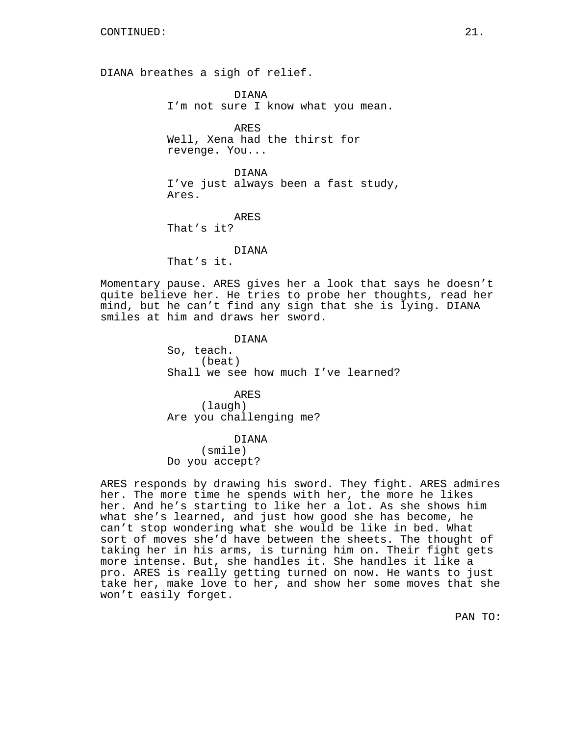CONTINUED:

DIANA breathes a sigh of relief.

DIANA
I'm not sure I know what you mean.

ARES
Well, Xena had the thirst for revenge. You...

DIANA
I've just always been a fast study, Ares.

ARES
That's it?

DIANA
That's it.

Momentary pause. ARES gives her a look that says he doesn't quite believe her. He tries to probe her thoughts, read her mind, but he can't find any sign that she is lying. DIANA smiles at him and draws her sword.

DIANA
So, teach.
(beat)
Shall we see how much I've learned?

ARES
(laugh)
Are you challenging me?

DIANA
(smile)
Do you accept?

ARES responds by drawing his sword. They fight. ARES admires her. The more time he spends with her, the more he likes her. And he's starting to like her a lot. As she shows him what she's learned, and just how good she has become, he can't stop wondering what she would be like in bed. What sort of moves she'd have between the sheets. The thought of taking her in his arms, is turning him on. Their fight gets more intense. But, she handles it. She handles it like a pro. ARES is really getting turned on now. He wants to just take her, make love to her, and show her some moves that she won't easily forget.

PAN TO: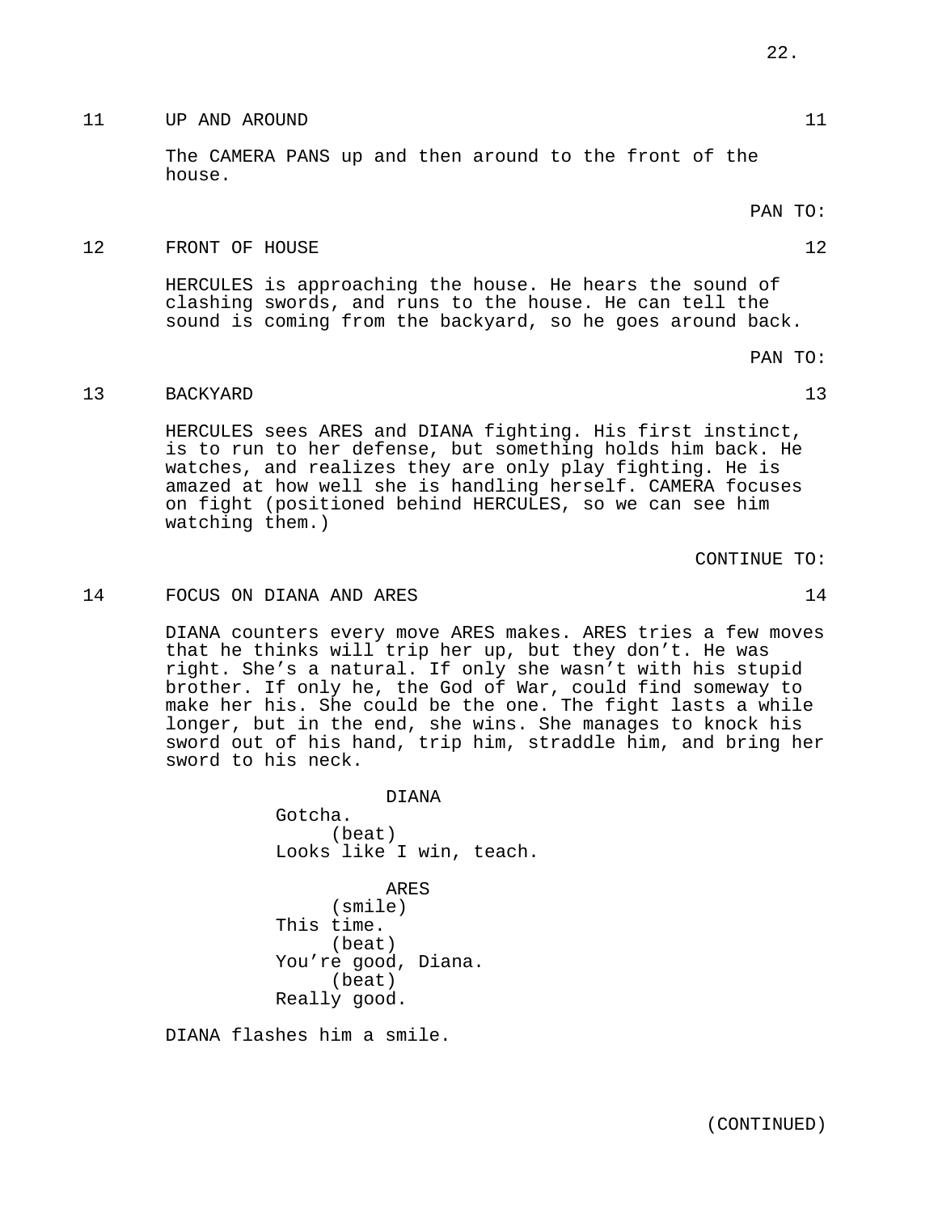11 UP AND AROUND 11

The CAMERA PANS up and then around to the front of the house.

PAN TO:

12 FRONT OF HOUSE 12

HERCULES is approaching the house. He hears the sound of clashing swords, and runs to the house. He can tell the sound is coming from the backyard, so he goes around back.

PAN TO:

13 BACKYARD 13

HERCULES sees ARES and DIANA fighting. His first instinct, is to run to her defense, but something holds him back. He watches, and realizes they are only play fighting. He is amazed at how well she is handling herself. CAMERA focuses on fight (positioned behind HERCULES, so we can see him watching them.)

CONTINUE TO:

14 FOCUS ON DIANA AND ARES 14

DIANA counters every move ARES makes. ARES tries a few moves that he thinks will trip her up, but they don't. He was right. She's a natural. If only she wasn't with his stupid brother. If only he, the God of War, could find someway to make her his. She could be the one. The fight lasts a while longer, but in the end, she wins. She manages to knock his sword out of his hand, trip him, straddle him, and bring her sword to his neck.

DIANA
Gotcha.
(beat)
Looks like I win, teach.

ARES
(smile)
This time.
(beat)
You're good, Diana.
(beat)
Really good.

DIANA flashes him a smile.

(CONTINUED)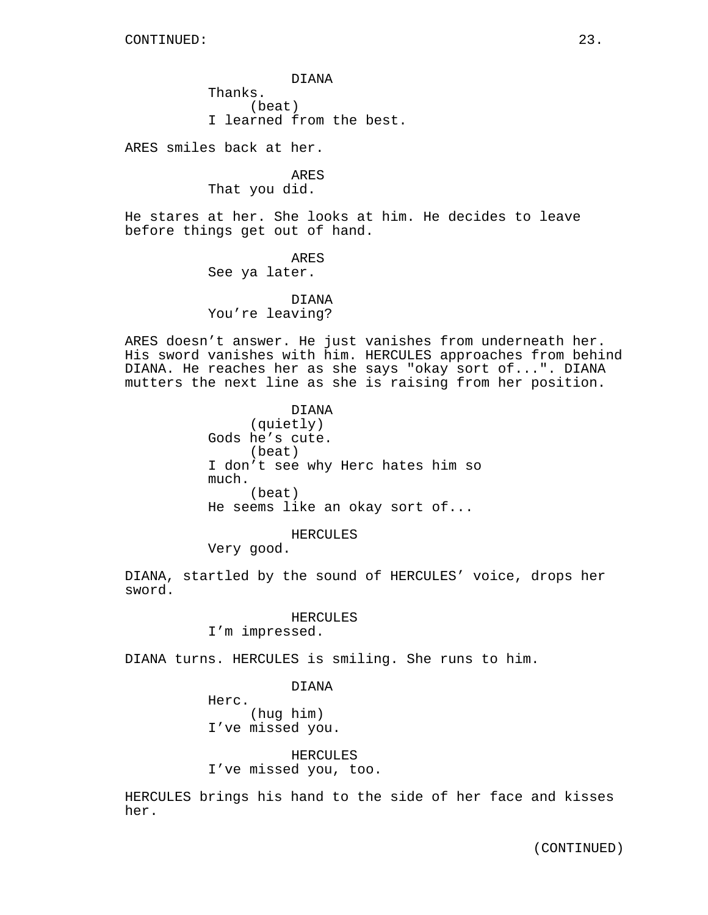DIANA
Thanks.
(beat)
I learned from the best.

ARES smiles back at her.

ARES
That you did.

He stares at her. She looks at him. He decides to leave before things get out of hand.

ARES
See ya later.

DIANA
You're leaving?

ARES doesn't answer. He just vanishes from underneath her. His sword vanishes with him. HERCULES approaches from behind DIANA. He reaches her as she says "okay sort of...". DIANA mutters the next line as she is raising from her position.

DIANA
(quietly)
Gods he's cute.
(beat)
I don't see why Herc hates him so much.
(beat)
He seems like an okay sort of...

HERCULES
Very good.

DIANA, startled by the sound of HERCULES' voice, drops her sword.

HERCULES
I'm impressed.

DIANA turns. HERCULES is smiling. She runs to him.

DIANA
Herc.
(hug him)
I've missed you.

HERCULES
I've missed you, too.

HERCULES brings his hand to the side of her face and kisses her.

(CONTINUED)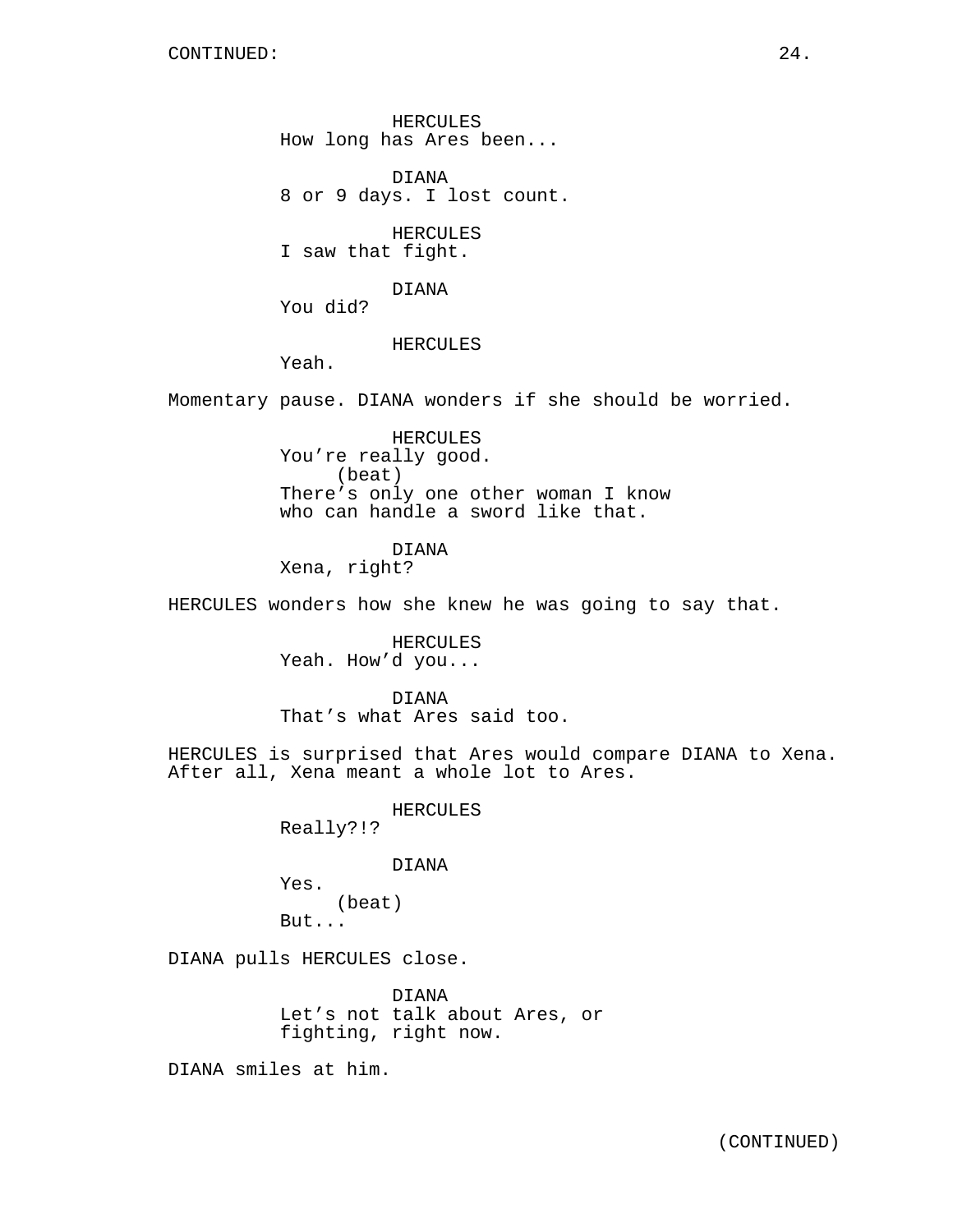CONTINUED:

HERCULES
How long has Ares been...

DIANA
8 or 9 days. I lost count.

HERCULES
I saw that fight.

DIANA
You did?

HERCULES
Yeah.

Momentary pause. DIANA wonders if she should be worried.

HERCULES
You're really good.
(beat)
There's only one other woman I know who can handle a sword like that.

DIANA
Xena, right?

HERCULES wonders how she knew he was going to say that.

HERCULES
Yeah. How'd you...

DIANA
That's what Ares said too.

HERCULES is surprised that Ares would compare DIANA to Xena. After all, Xena meant a whole lot to Ares.

HERCULES
Really?!?

DIANA
Yes.
(beat)
But...

DIANA pulls HERCULES close.

DIANA
Let's not talk about Ares, or fighting, right now.

DIANA smiles at him.

(CONTINUED)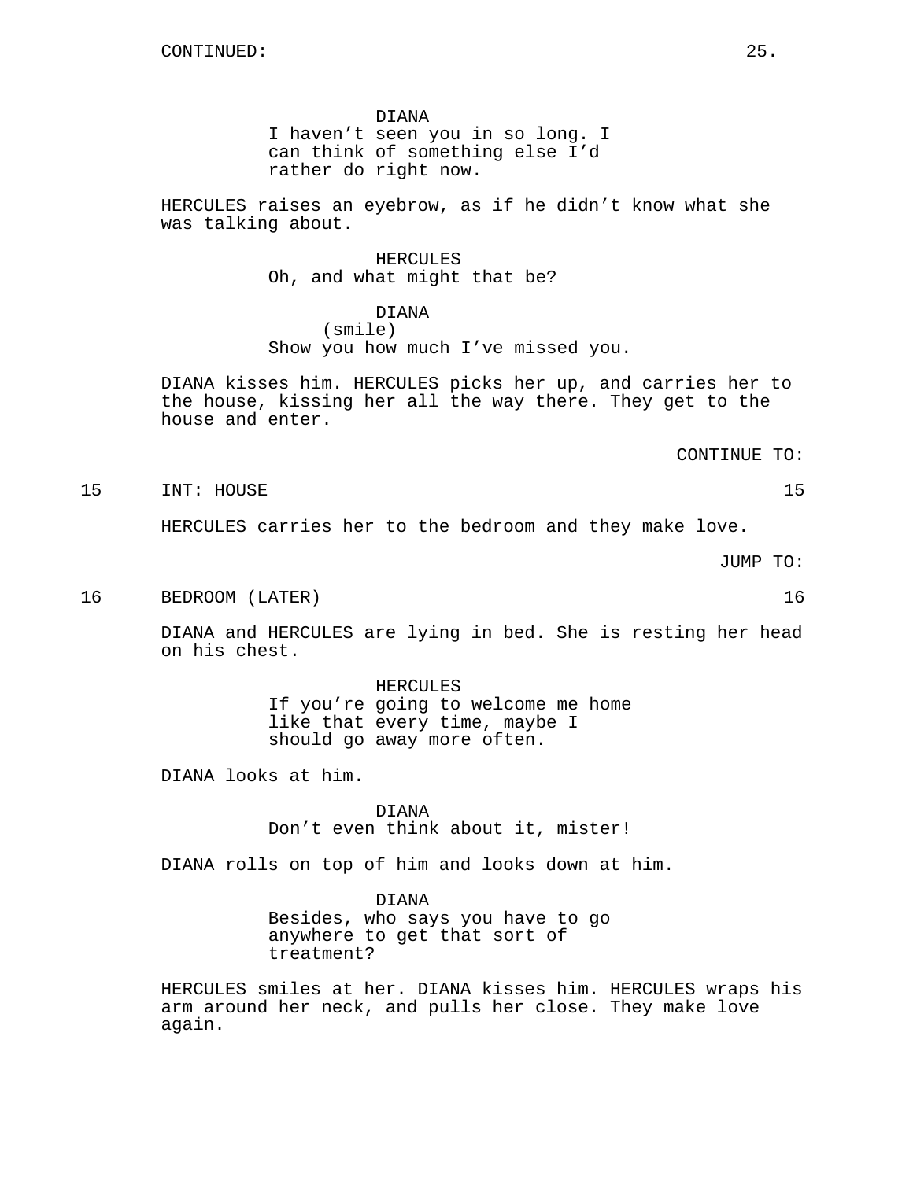CONTINUED:

DIANA
I haven't seen you in so long. I can think of something else I'd rather do right now.

HERCULES raises an eyebrow, as if he didn't know what she was talking about.

HERCULES
Oh, and what might that be?

DIANA
(smile)
Show you how much I've missed you.

DIANA kisses him. HERCULES picks her up, and carries her to the house, kissing her all the way there. They get to the house and enter.

CONTINUE TO:

15 INT: HOUSE 15

HERCULES carries her to the bedroom and they make love.

JUMP TO:

16 BEDROOM (LATER) 16

DIANA and HERCULES are lying in bed. She is resting her head on his chest.

HERCULES
If you're going to welcome me home like that every time, maybe I should go away more often.

DIANA looks at him.

DIANA
Don't even think about it, mister!

DIANA rolls on top of him and looks down at him.

DIANA
Besides, who says you have to go anywhere to get that sort of treatment?

HERCULES smiles at her. DIANA kisses him. HERCULES wraps his arm around her neck, and pulls her close. They make love again.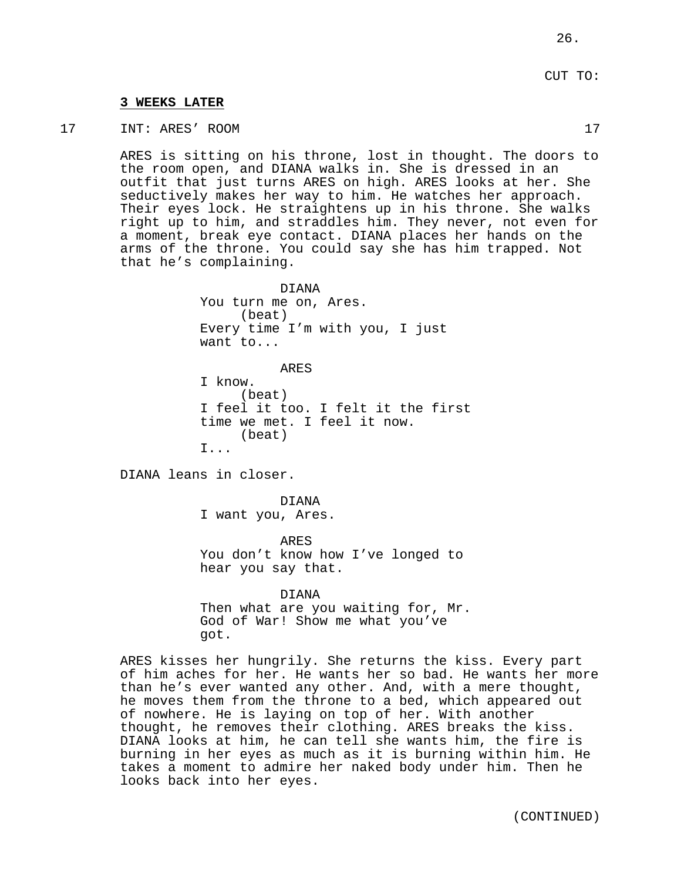CUT TO:

**3 WEEKS LATER**

17 INT: ARES' ROOM 17

ARES is sitting on his throne, lost in thought. The doors to the room open, and DIANA walks in. She is dressed in an outfit that just turns ARES on high. ARES looks at her. She seductively makes her way to him. He watches her approach. Their eyes lock. He straightens up in his throne. She walks right up to him, and straddles him. They never, not even for a moment, break eye contact. DIANA places her hands on the arms of the throne. You could say she has him trapped. Not that he's complaining.

DIANA
You turn me on, Ares.
(beat)
Every time I'm with you, I just want to...

ARES
I know.
(beat)
I feel it too. I felt it the first time we met. I feel it now.
(beat)
I...

DIANA leans in closer.

DIANA
I want you, Ares.

ARES
You don't know how I've longed to hear you say that.

DIANA
Then what are you waiting for, Mr. God of War! Show me what you've got.

ARES kisses her hungrily. She returns the kiss. Every part of him aches for her. He wants her so bad. He wants her more than he's ever wanted any other. And, with a mere thought, he moves them from the throne to a bed, which appeared out of nowhere. He is laying on top of her. With another thought, he removes their clothing. ARES breaks the kiss. DIANA looks at him, he can tell she wants him, the fire is burning in her eyes as much as it is burning within him. He takes a moment to admire her naked body under him. Then he looks back into her eyes.

(CONTINUED)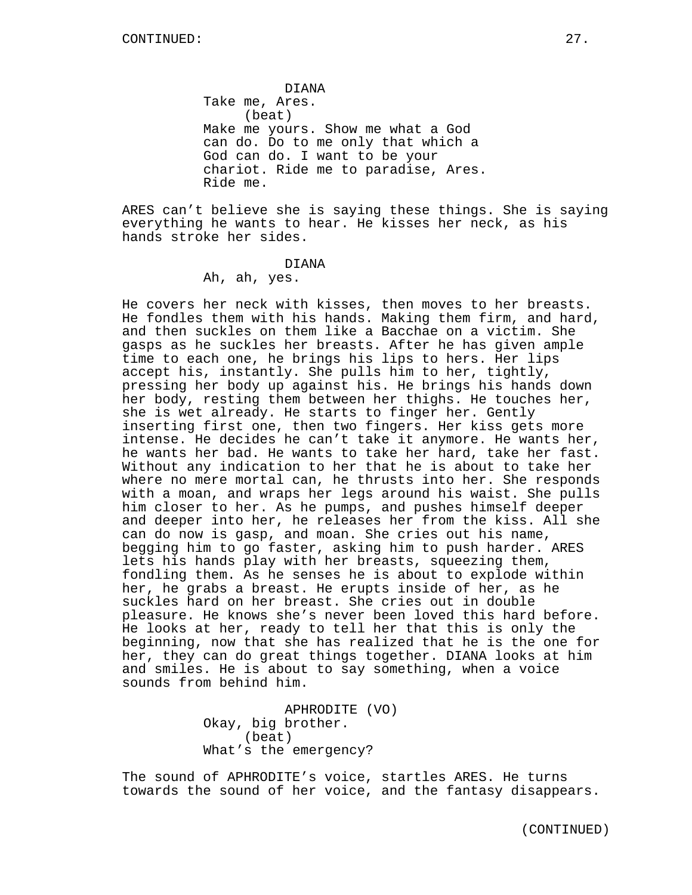DIANA
Take me, Ares.
(beat)
Make me yours. Show me what a God can do. Do to me only that which a God can do. I want to be your chariot. Ride me to paradise, Ares. Ride me.

ARES can't believe she is saying these things. She is saying everything he wants to hear. He kisses her neck, as his hands stroke her sides.

DIANA
Ah, ah, yes.

He covers her neck with kisses, then moves to her breasts. He fondles them with his hands. Making them firm, and hard, and then suckles on them like a Bacchae on a victim. She gasps as he suckles her breasts. After he has given ample time to each one, he brings his lips to hers. Her lips accept his, instantly. She pulls him to her, tightly, pressing her body up against his. He brings his hands down her body, resting them between her thighs. He touches her, she is wet already. He starts to finger her. Gently inserting first one, then two fingers. Her kiss gets more intense. He decides he can't take it anymore. He wants her, he wants her bad. He wants to take her hard, take her fast. Without any indication to her that he is about to take her where no mere mortal can, he thrusts into her. She responds with a moan, and wraps her legs around his waist. She pulls him closer to her. As he pumps, and pushes himself deeper and deeper into her, he releases her from the kiss. All she can do now is gasp, and moan. She cries out his name, begging him to go faster, asking him to push harder. ARES lets his hands play with her breasts, squeezing them, fondling them. As he senses he is about to explode within her, he grabs a breast. He erupts inside of her, as he suckles hard on her breast. She cries out in double pleasure. He knows she's never been loved this hard before. He looks at her, ready to tell her that this is only the beginning, now that she has realized that he is the one for her, they can do great things together. DIANA looks at him and smiles. He is about to say something, when a voice sounds from behind him.

APHRODITE (VO)
Okay, big brother.
(beat)
What's the emergency?

The sound of APHRODITE's voice, startles ARES. He turns towards the sound of her voice, and the fantasy disappears.

(CONTINUED)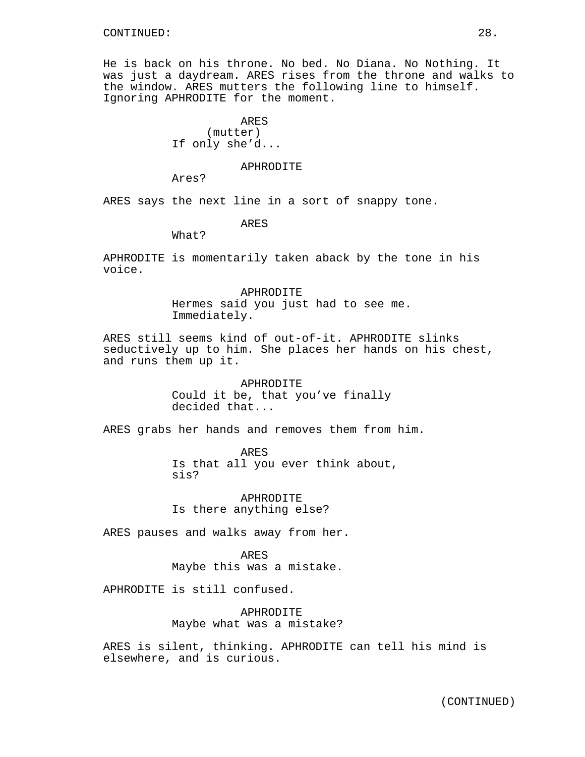He is back on his throne. No bed. No Diana. No Nothing. It was just a daydream. ARES rises from the throne and walks to the window. ARES mutters the following line to himself. Ignoring APHRODITE for the moment.

ARES
(mutter)
If only she'd...

APHRODITE
Ares?

ARES says the next line in a sort of snappy tone.

ARES
What?

APHRODITE is momentarily taken aback by the tone in his voice.

APHRODITE
Hermes said you just had to see me. Immediately.

ARES still seems kind of out-of-it. APHRODITE slinks seductively up to him. She places her hands on his chest, and runs them up it.

APHRODITE
Could it be, that you've finally decided that...

ARES grabs her hands and removes them from him.

ARES
Is that all you ever think about, sis?

APHRODITE
Is there anything else?

ARES pauses and walks away from her.

ARES
Maybe this was a mistake.

APHRODITE is still confused.

APHRODITE
Maybe what was a mistake?

ARES is silent, thinking. APHRODITE can tell his mind is elsewhere, and is curious.

(CONTINUED)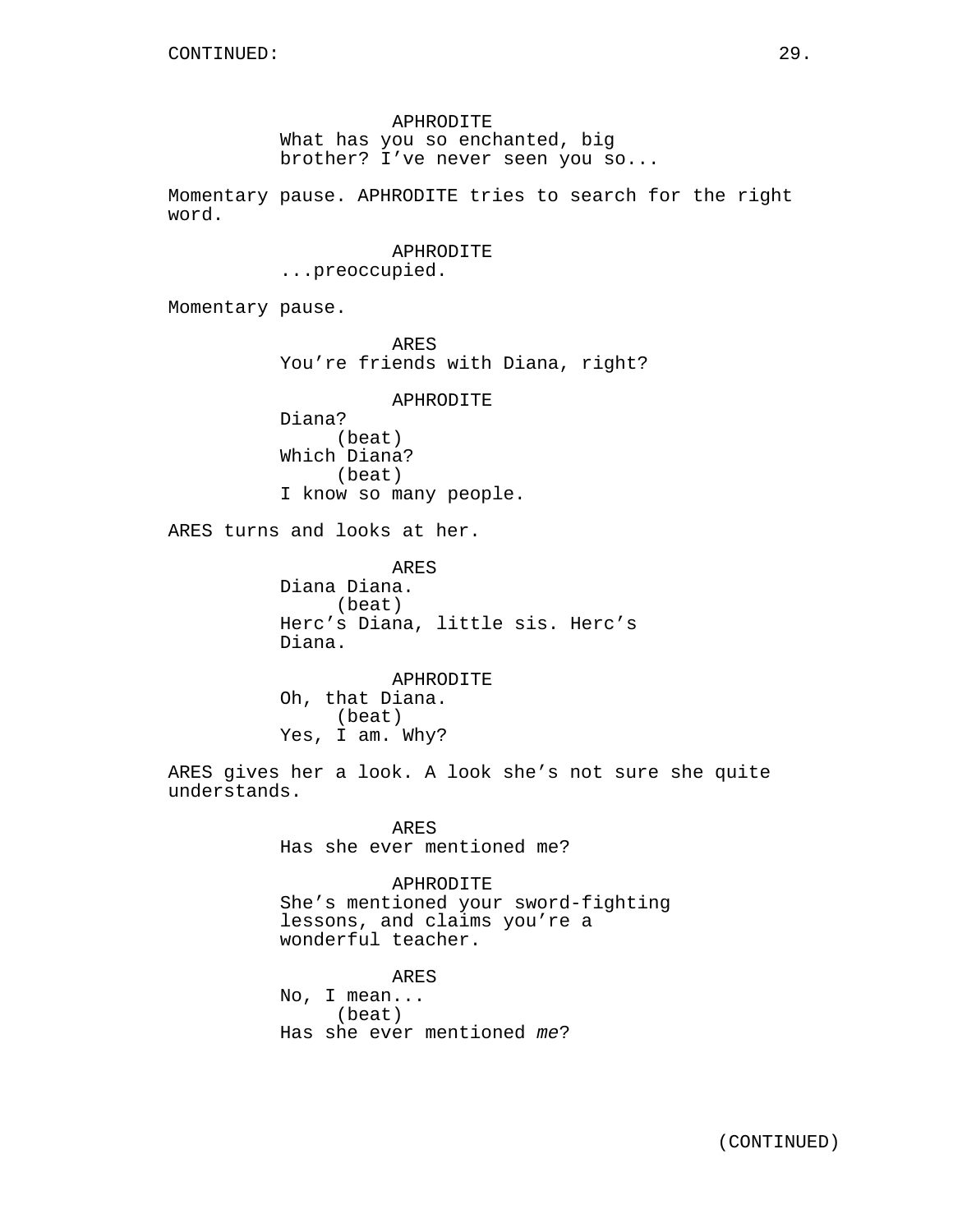APHRODITE
What has you so enchanted, big brother? I've never seen you so...

Momentary pause. APHRODITE tries to search for the right word.

APHRODITE
...preoccupied.

Momentary pause.

ARES
You're friends with Diana, right?

APHRODITE
Diana?
(beat)
Which Diana?
(beat)
I know so many people.

ARES turns and looks at her.

ARES
Diana Diana.
(beat)
Herc's Diana, little sis. Herc's Diana.

APHRODITE
Oh, that Diana.
(beat)
Yes, I am. Why?

ARES gives her a look. A look she's not sure she quite understands.

ARES
Has she ever mentioned me?

APHRODITE
She's mentioned your sword-fighting lessons, and claims you're a wonderful teacher.

ARES
No, I mean...
(beat)
Has she ever mentioned *me*?

(CONTINUED)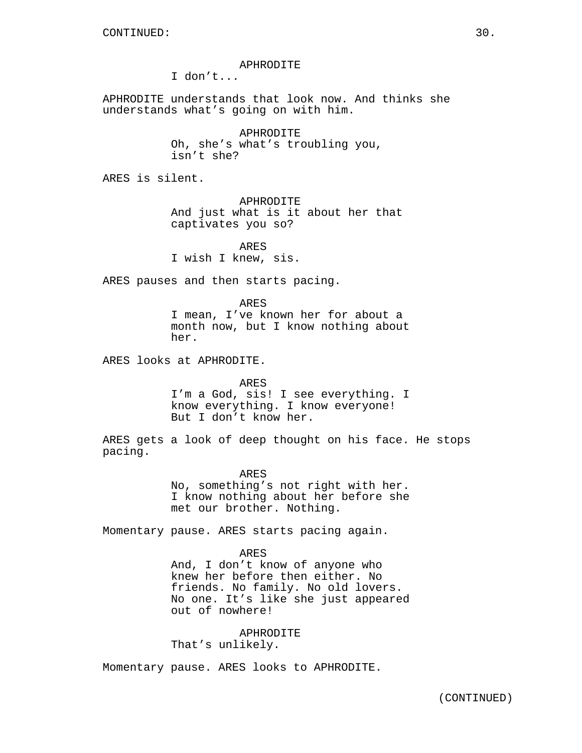CONTINUED:

APHRODITE
I don't...

APHRODITE understands that look now. And thinks she understands what's going on with him.

APHRODITE
Oh, she's what's troubling you, isn't she?

ARES is silent.

APHRODITE
And just what is it about her that captivates you so?

ARES
I wish I knew, sis.

ARES pauses and then starts pacing.

ARES
I mean, I've known her for about a month now, but I know nothing about her.

ARES looks at APHRODITE.

ARES
I'm a God, sis! I see everything. I know everything. I know everyone! But I don't know her.

ARES gets a look of deep thought on his face. He stops pacing.

ARES
No, something's not right with her. I know nothing about her before she met our brother. Nothing.

Momentary pause. ARES starts pacing again.

ARES
And, I don't know of anyone who knew her before then either. No friends. No family. No old lovers. No one. It's like she just appeared out of nowhere!

APHRODITE
That's unlikely.

Momentary pause. ARES looks to APHRODITE.

(CONTINUED)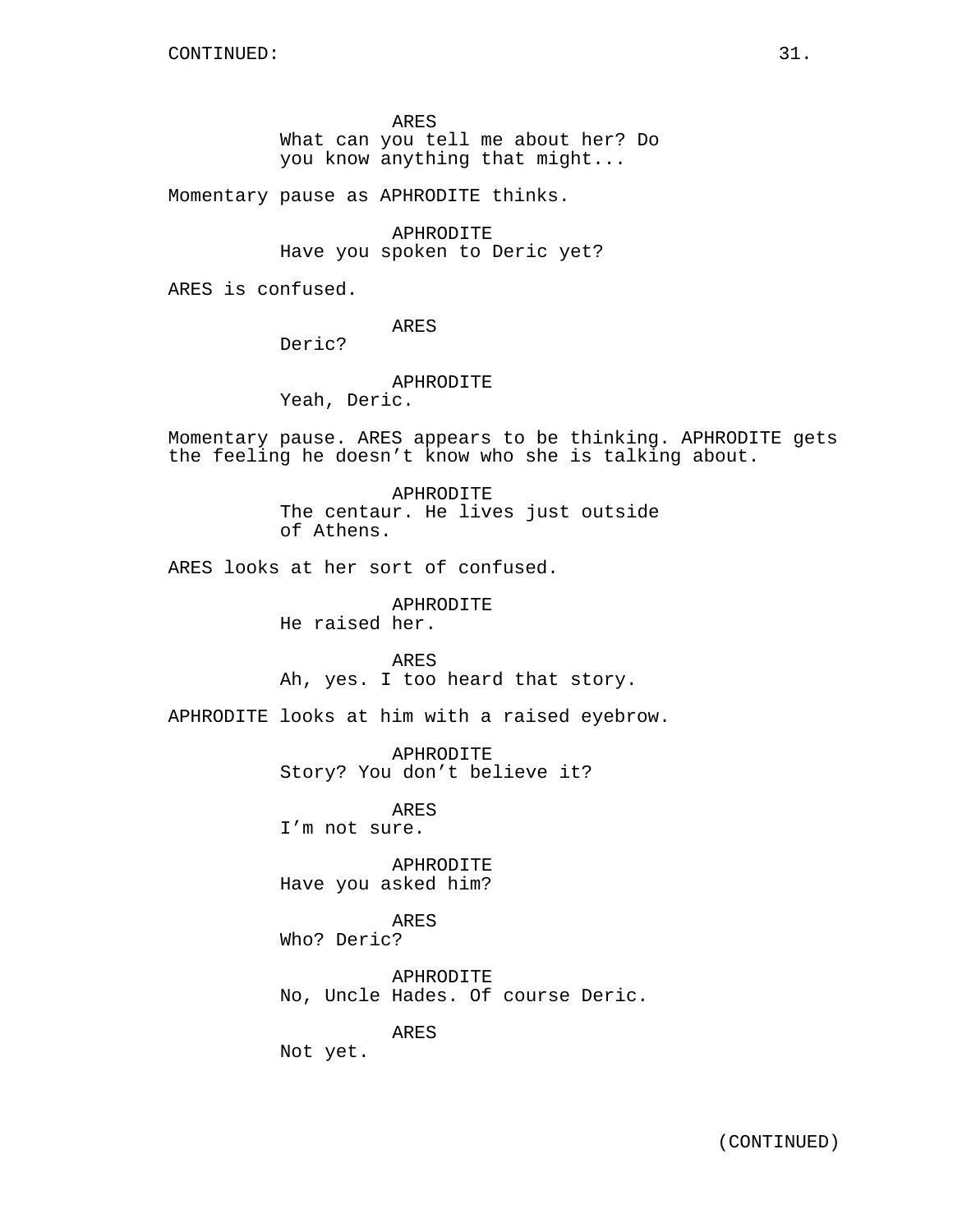CONTINUED:

ARES
What can you tell me about her? Do you know anything that might...

Momentary pause as APHRODITE thinks.

APHRODITE
Have you spoken to Deric yet?

ARES is confused.

ARES
Deric?

APHRODITE
Yeah, Deric.

Momentary pause. ARES appears to be thinking. APHRODITE gets the feeling he doesn't know who she is talking about.

APHRODITE
The centaur. He lives just outside of Athens.

ARES looks at her sort of confused.

APHRODITE
He raised her.

ARES
Ah, yes. I too heard that story.

APHRODITE looks at him with a raised eyebrow.

APHRODITE
Story? You don't believe it?

ARES
I'm not sure.

APHRODITE
Have you asked him?

ARES
Who? Deric?

APHRODITE
No, Uncle Hades. Of course Deric.

ARES
Not yet.

(CONTINUED)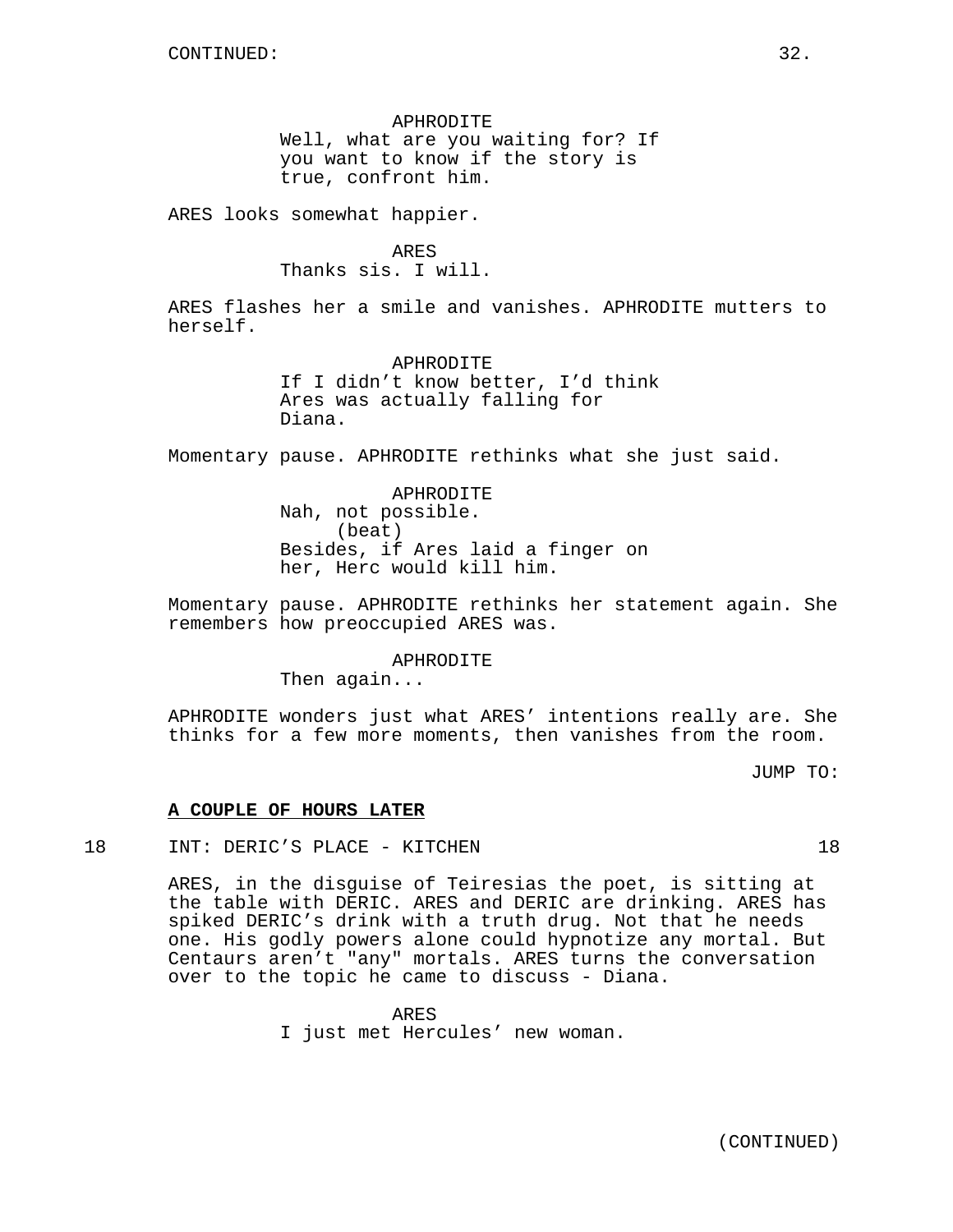APHRODITE
Well, what are you waiting for? If you want to know if the story is true, confront him.

ARES looks somewhat happier.

ARES
Thanks sis. I will.

ARES flashes her a smile and vanishes. APHRODITE mutters to herself.

APHRODITE
If I didn't know better, I'd think Ares was actually falling for Diana.

Momentary pause. APHRODITE rethinks what she just said.

APHRODITE
Nah, not possible.
(beat)
Besides, if Ares laid a finger on her, Herc would kill him.

Momentary pause. APHRODITE rethinks her statement again. She remembers how preoccupied ARES was.

APHRODITE
Then again...

APHRODITE wonders just what ARES' intentions really are. She thinks for a few more moments, then vanishes from the room.

JUMP TO:

**A COUPLE OF HOURS LATER**

18 INT: DERIC'S PLACE - KITCHEN 18

ARES, in the disguise of Teiresias the poet, is sitting at the table with DERIC. ARES and DERIC are drinking. ARES has spiked DERIC's drink with a truth drug. Not that he needs one. His godly powers alone could hypnotize any mortal. But Centaurs aren't "any" mortals. ARES turns the conversation over to the topic he came to discuss - Diana.

ARES
I just met Hercules' new woman.

(CONTINUED)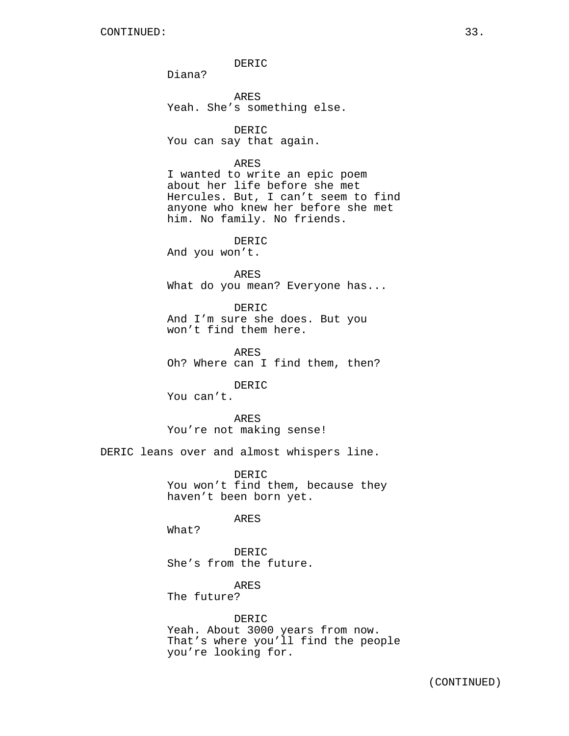DERIC
Diana?

ARES
Yeah. She's something else.

DERIC
You can say that again.

ARES
I wanted to write an epic poem about her life before she met Hercules. But, I can't seem to find anyone who knew her before she met him. No family. No friends.

DERIC
And you won't.

ARES
What do you mean? Everyone has...

DERIC
And I'm sure she does. But you won't find them here.

ARES
Oh? Where can I find them, then?

DERIC
You can't.

ARES
You're not making sense!

DERIC leans over and almost whispers line.

DERIC
You won't find them, because they haven't been born yet.

ARES
What?

DERIC
She's from the future.

ARES
The future?

DERIC
Yeah. About 3000 years from now. That's where you'll find the people you're looking for.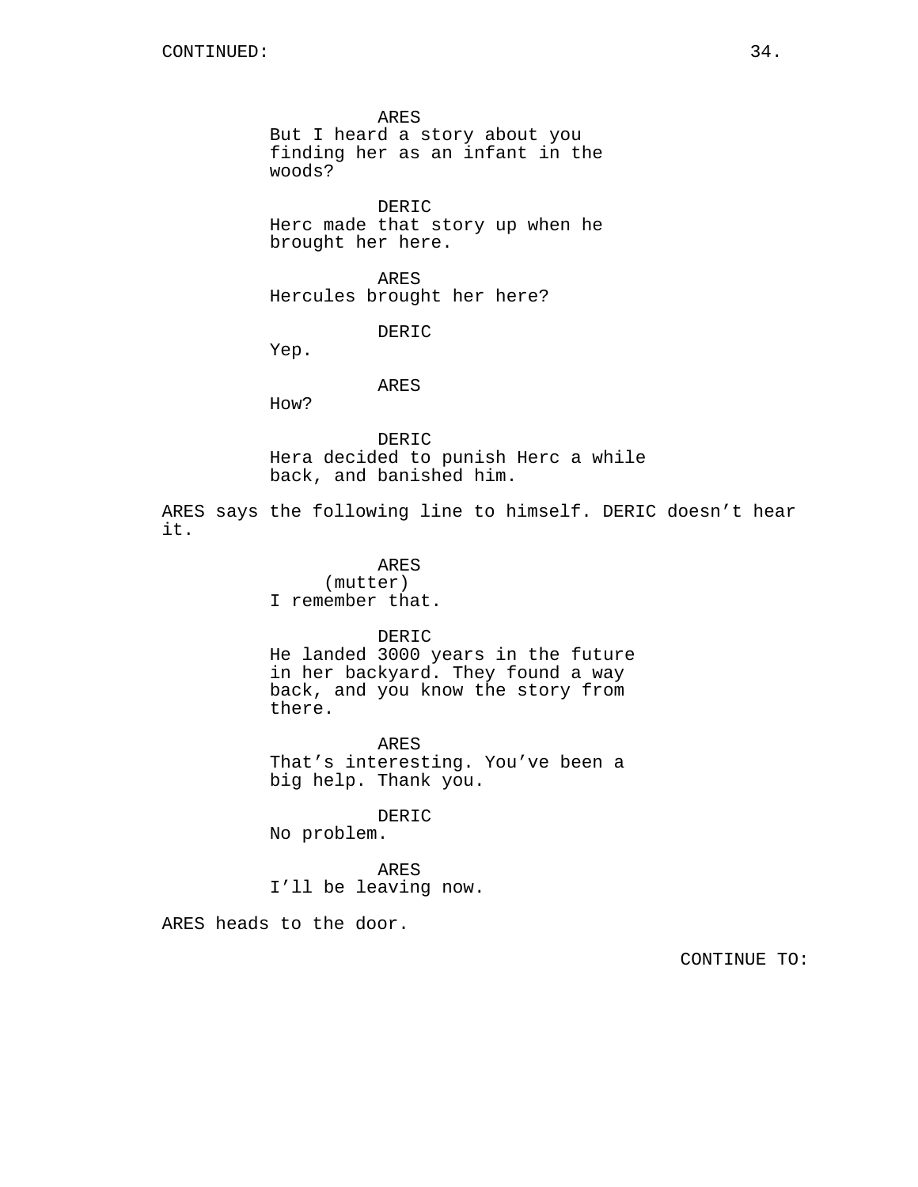CONTINUED:

ARES
But I heard a story about you finding her as an infant in the woods?

DERIC
Herc made that story up when he brought her here.

ARES
Hercules brought her here?

DERIC
Yep.

ARES
How?

DERIC
Hera decided to punish Herc a while back, and banished him.

ARES says the following line to himself. DERIC doesn't hear it.

ARES
(mutter)
I remember that.

DERIC
He landed 3000 years in the future in her backyard. They found a way back, and you know the story from there.

ARES
That's interesting. You've been a big help. Thank you.

DERIC
No problem.

ARES
I'll be leaving now.

ARES heads to the door.

CONTINUE TO: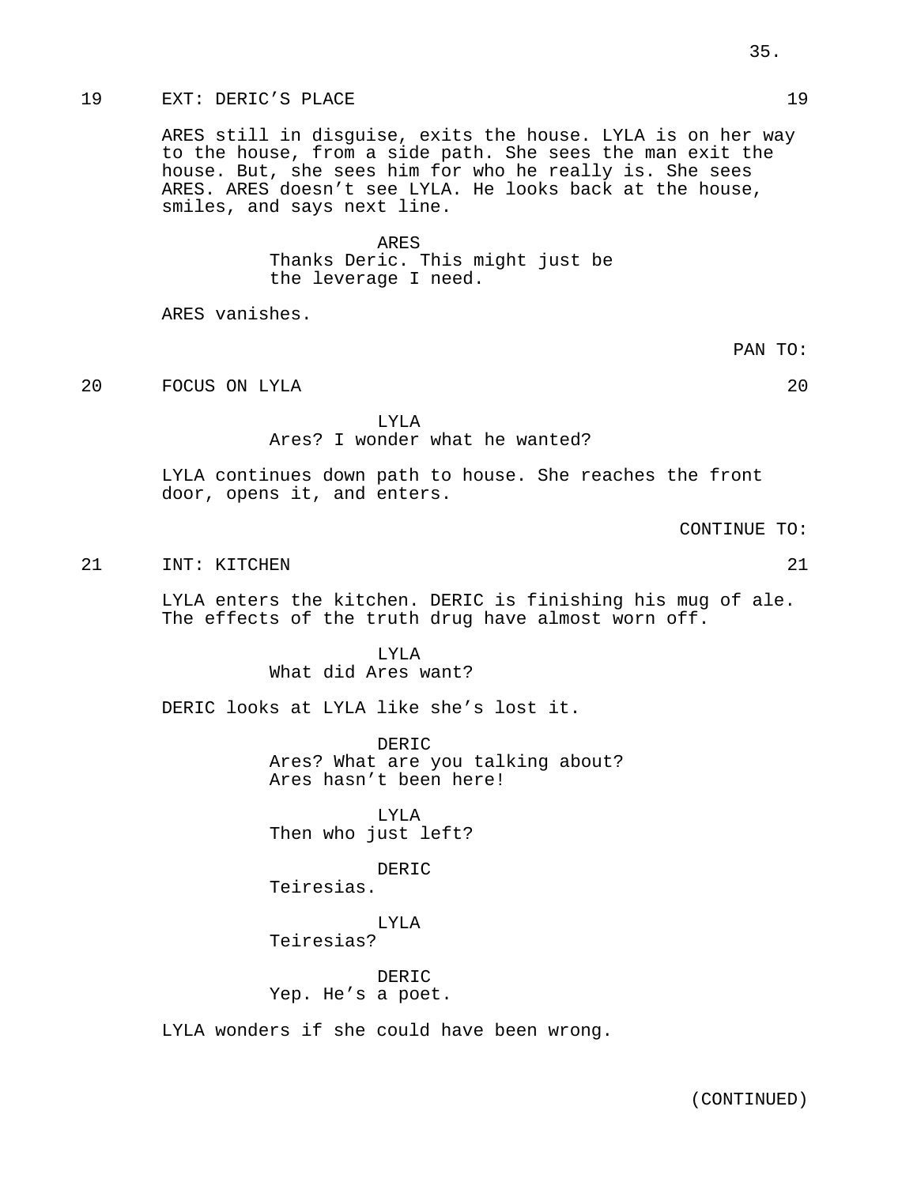19 EXT: DERIC'S PLACE 19

ARES still in disguise, exits the house. LYLA is on her way to the house, from a side path. She sees the man exit the house. But, she sees him for who he really is. She sees ARES. ARES doesn't see LYLA. He looks back at the house, smiles, and says next line.

ARES
Thanks Deric. This might just be the leverage I need.

ARES vanishes.

PAN TO:

20 FOCUS ON LYLA 20

LYLA
Ares? I wonder what he wanted?

LYLA continues down path to house. She reaches the front door, opens it, and enters.

CONTINUE TO:

21 INT: KITCHEN 21

LYLA enters the kitchen. DERIC is finishing his mug of ale. The effects of the truth drug have almost worn off.

LYLA
What did Ares want?

DERIC looks at LYLA like she's lost it.

DERIC
Ares? What are you talking about? Ares hasn't been here!

LYLA
Then who just left?

DERIC
Teiresias.

LYLA
Teiresias?

DERIC
Yep. He's a poet.

LYLA wonders if she could have been wrong.

(CONTINUED)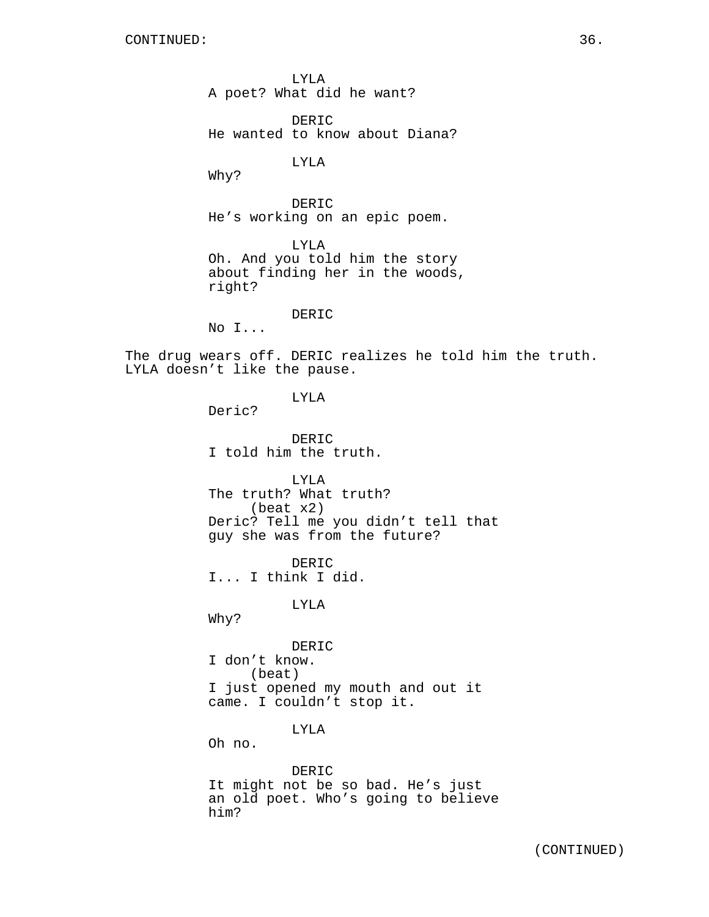CONTINUED:

LYLA
A poet? What did he want?

DERIC
He wanted to know about Diana?

LYLA
Why?

DERIC
He's working on an epic poem.

LYLA
Oh. And you told him the story about finding her in the woods, right?

DERIC
No I...

The drug wears off. DERIC realizes he told him the truth. LYLA doesn't like the pause.

LYLA
Deric?

DERIC
I told him the truth.

LYLA
The truth? What truth?
(beat x2)
Deric? Tell me you didn't tell that guy she was from the future?

DERIC
I... I think I did.

LYLA
Why?

DERIC
I don't know.
(beat)
I just opened my mouth and out it came. I couldn't stop it.

LYLA
Oh no.

DERIC
It might not be so bad. He's just an old poet. Who's going to believe him?

(CONTINUED)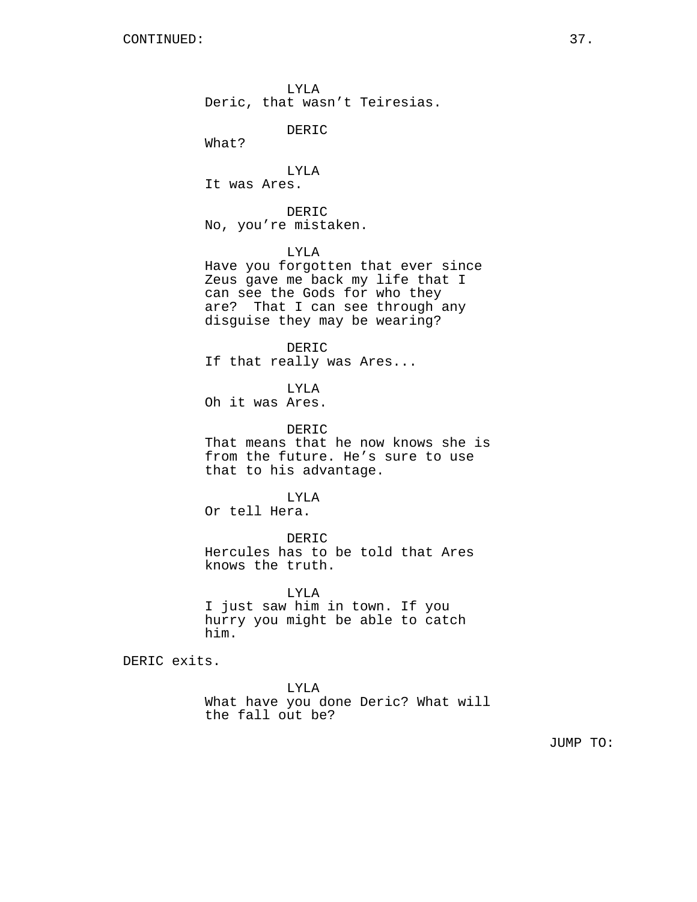CONTINUED:

LYLA
Deric, that wasn’t Teiresias.

DERIC
What?

LYLA
It was Ares.

DERIC
No, you’re mistaken.

LYLA
Have you forgotten that ever since Zeus gave me back my life that I can see the Gods for who they are? That I can see through any disguise they may be wearing?

DERIC
If that really was Ares...

LYLA
Oh it was Ares.

DERIC
That means that he now knows she is from the future. He’s sure to use that to his advantage.

LYLA
Or tell Hera.

DERIC
Hercules has to be told that Ares knows the truth.

LYLA
I just saw him in town. If you hurry you might be able to catch him.

DERIC exits.

LYLA
What have you done Deric? What will the fall out be?

JUMP TO: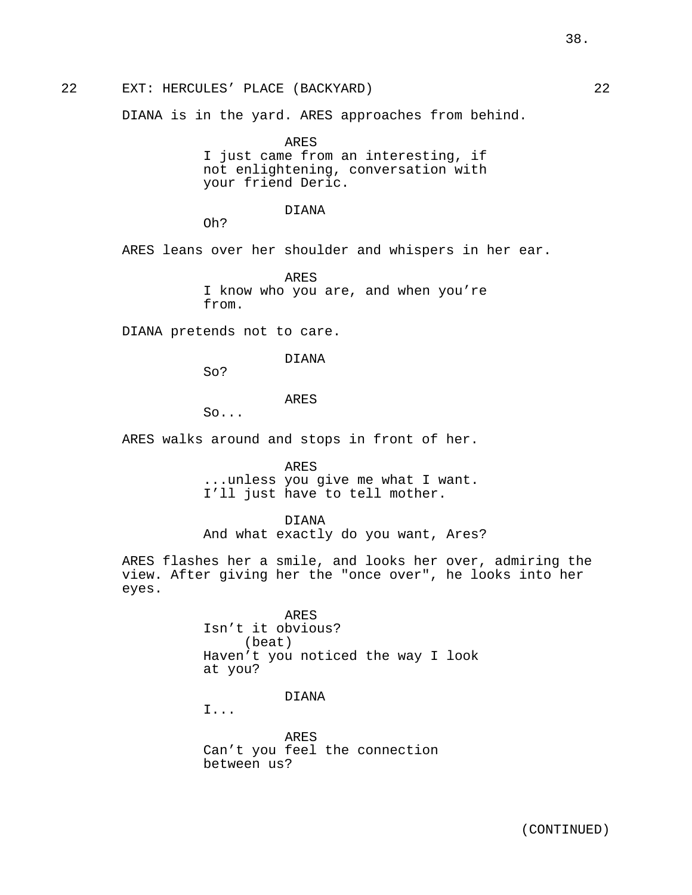22 EXT: HERCULES' PLACE (BACKYARD) 22

DIANA is in the yard. ARES approaches from behind.

ARES
I just came from an interesting, if not enlightening, conversation with your friend Deric.

DIANA
Oh?

ARES leans over her shoulder and whispers in her ear.

ARES
I know who you are, and when you're from.

DIANA pretends not to care.

DIANA
So?

ARES
So...

ARES walks around and stops in front of her.

ARES
...unless you give me what I want. I'll just have to tell mother.

DIANA
And what exactly do you want, Ares?

ARES flashes her a smile, and looks her over, admiring the view. After giving her the "once over", he looks into her eyes.

ARES
Isn't it obvious?
(beat)
Haven't you noticed the way I look at you?

DIANA
I...

ARES
Can't you feel the connection between us?

(CONTINUED)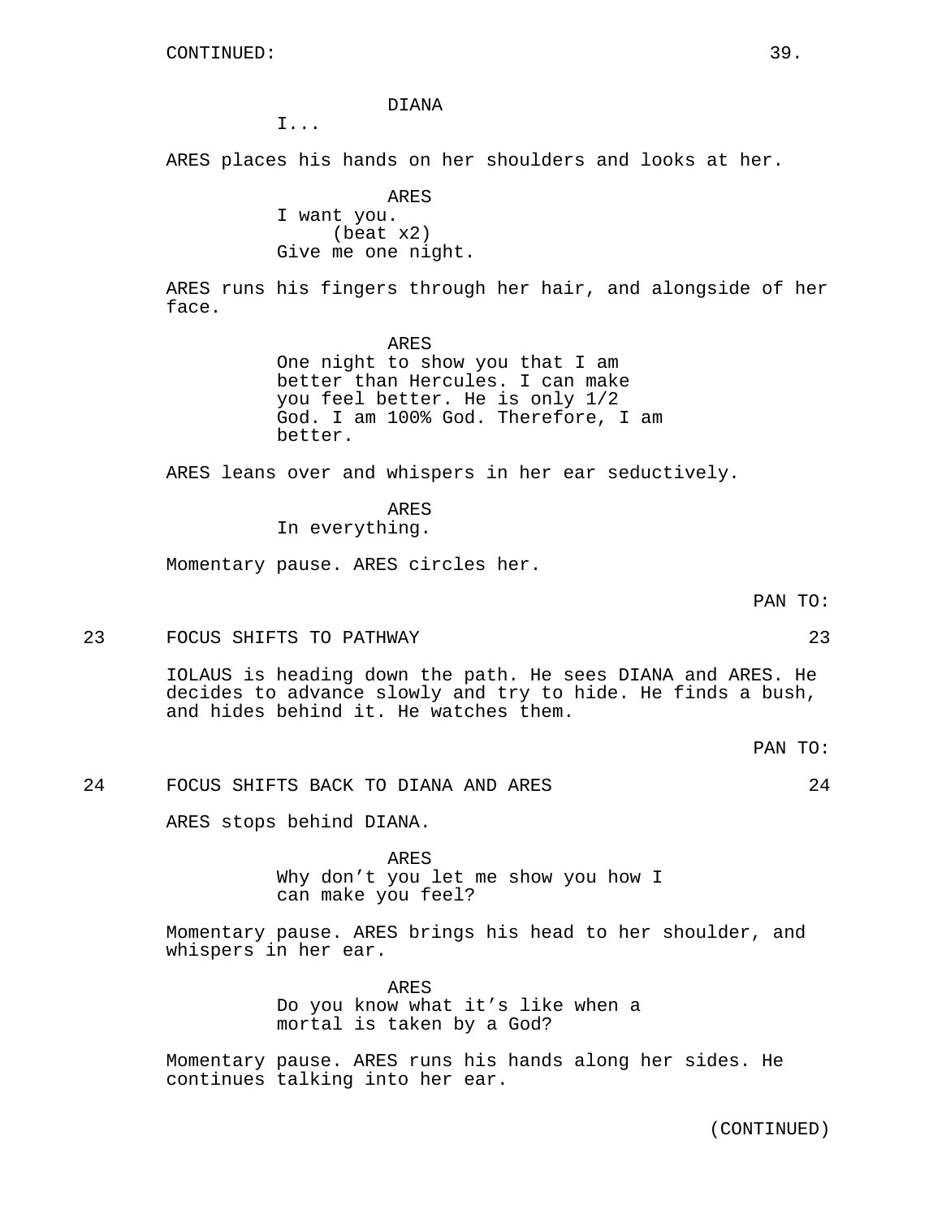CONTINUED:

DIANA
I...

ARES places his hands on her shoulders and looks at her.

ARES
I want you.
(beat x2)
Give me one night.

ARES runs his fingers through her hair, and alongside of her face.

ARES
One night to show you that I am better than Hercules. I can make you feel better. He is only 1/2 God. I am 100% God. Therefore, I am better.

ARES leans over and whispers in her ear seductively.

ARES
In everything.

Momentary pause. ARES circles her.

PAN TO:

23 FOCUS SHIFTS TO PATHWAY 23

IOLAUS is heading down the path. He sees DIANA and ARES. He decides to advance slowly and try to hide. He finds a bush, and hides behind it. He watches them.

PAN TO:

24 FOCUS SHIFTS BACK TO DIANA AND ARES 24

ARES stops behind DIANA.

ARES
Why don't you let me show you how I can make you feel?

Momentary pause. ARES brings his head to her shoulder, and whispers in her ear.

ARES
Do you know what it's like when a mortal is taken by a God?

Momentary pause. ARES runs his hands along her sides. He continues talking into her ear.

(CONTINUED)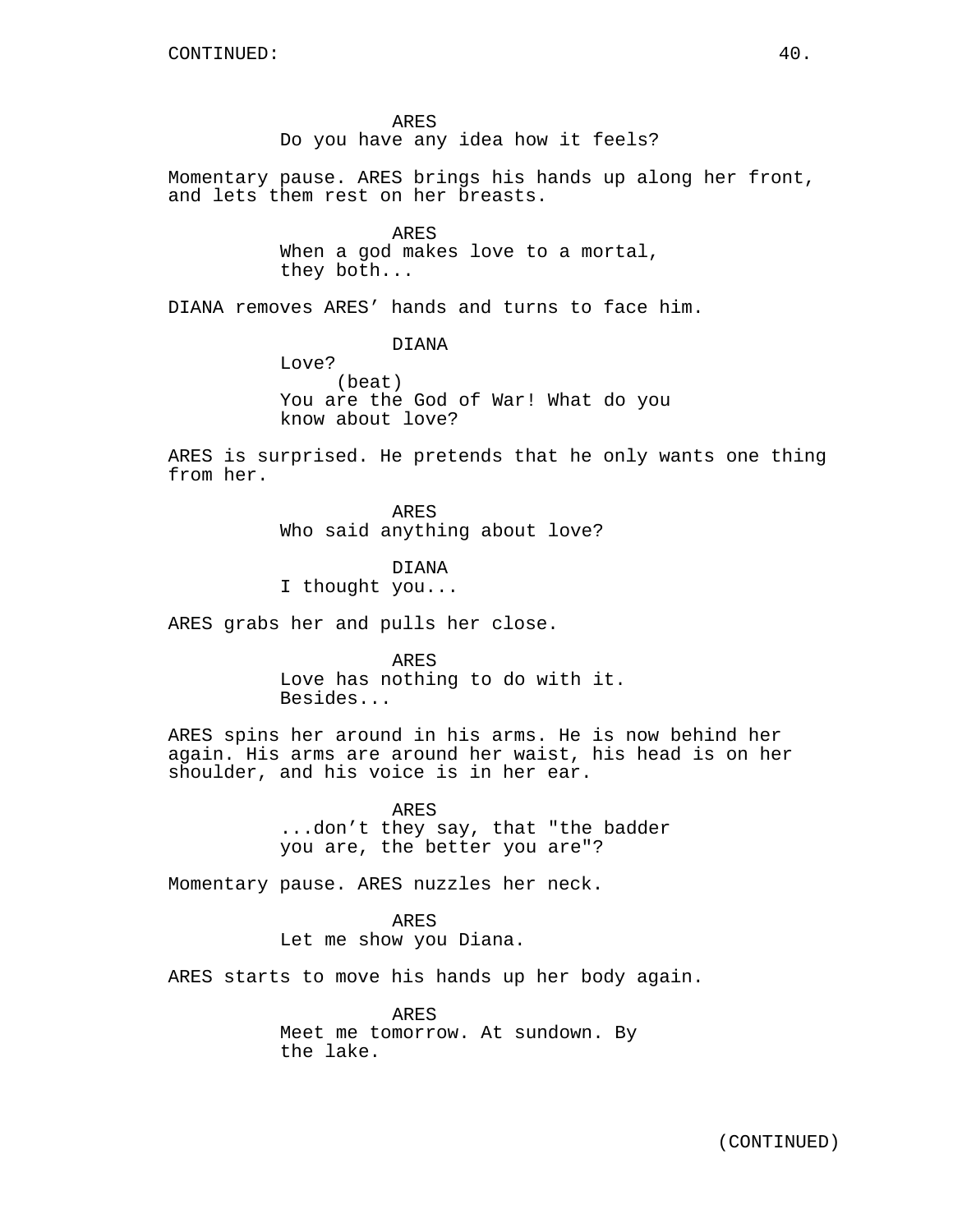ARES
Do you have any idea how it feels?

Momentary pause. ARES brings his hands up along her front, and lets them rest on her breasts.

ARES
When a god makes love to a mortal, they both...

DIANA removes ARES' hands and turns to face him.

DIANA
Love?
(beat)
You are the God of War! What do you know about love?

ARES is surprised. He pretends that he only wants one thing from her.

ARES
Who said anything about love?

DIANA
I thought you...

ARES grabs her and pulls her close.

ARES
Love has nothing to do with it. Besides...

ARES spins her around in his arms. He is now behind her again. His arms are around her waist, his head is on her shoulder, and his voice is in her ear.

ARES
...don't they say, that "the badder you are, the better you are"?

Momentary pause. ARES nuzzles her neck.

ARES
Let me show you Diana.

ARES starts to move his hands up her body again.

ARES
Meet me tomorrow. At sundown. By the lake.

(CONTINUED)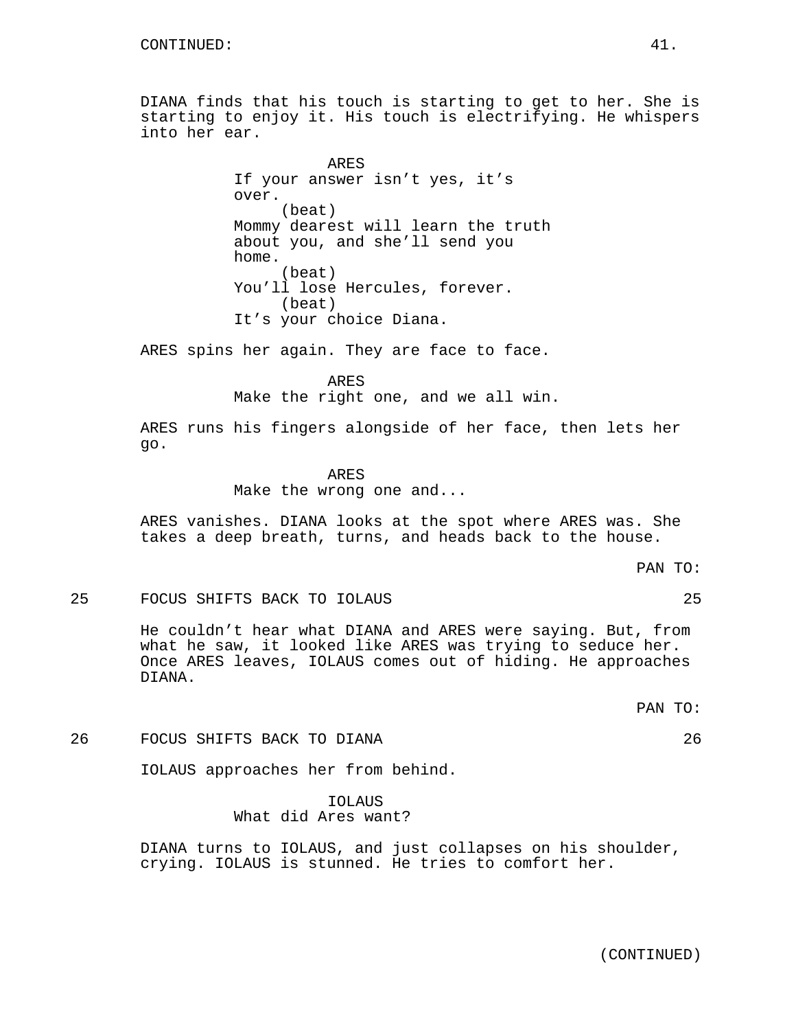DIANA finds that his touch is starting to get to her. She is starting to enjoy it. His touch is electrifying. He whispers into her ear.

ARES
If your answer isn't yes, it's over.
(beat)
Mommy dearest will learn the truth about you, and she'll send you home.
(beat)
You'll lose Hercules, forever.
(beat)
It's your choice Diana.

ARES spins her again. They are face to face.

ARES
Make the right one, and we all win.

ARES runs his fingers alongside of her face, then lets her go.

ARES
Make the wrong one and...

ARES vanishes. DIANA looks at the spot where ARES was. She takes a deep breath, turns, and heads back to the house.

PAN TO:

25 FOCUS SHIFTS BACK TO IOLAUS 25

He couldn't hear what DIANA and ARES were saying. But, from what he saw, it looked like ARES was trying to seduce her. Once ARES leaves, IOLAUS comes out of hiding. He approaches DIANA.

PAN TO:

26 FOCUS SHIFTS BACK TO DIANA 26

IOLAUS approaches her from behind.

IOLAUS
What did Ares want?

DIANA turns to IOLAUS, and just collapses on his shoulder, crying. IOLAUS is stunned. He tries to comfort her.

(CONTINUED)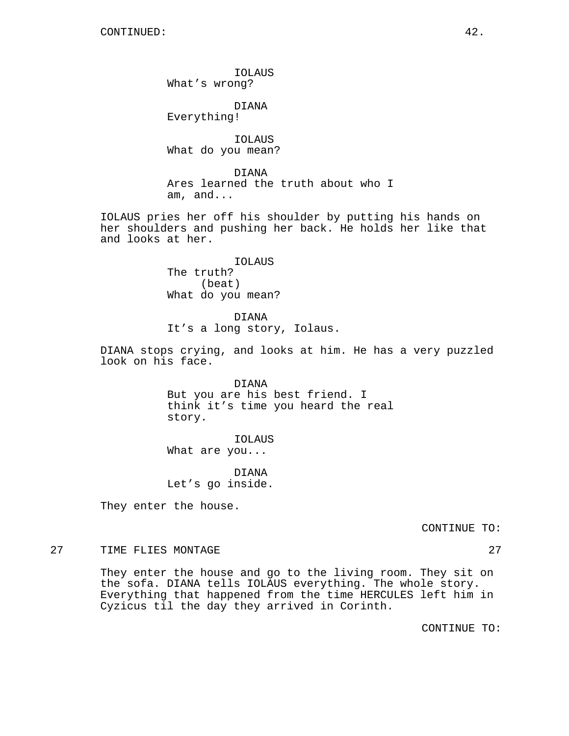IOLAUS
What's wrong?

DIANA
Everything!

IOLAUS
What do you mean?

DIANA
Ares learned the truth about who I am, and...

IOLAUS pries her off his shoulder by putting his hands on her shoulders and pushing her back. He holds her like that and looks at her.

IOLAUS
The truth?
(beat)
What do you mean?

DIANA
It's a long story, Iolaus.

DIANA stops crying, and looks at him. He has a very puzzled look on his face.

DIANA
But you are his best friend. I think it's time you heard the real story.

IOLAUS
What are you...

DIANA
Let's go inside.

They enter the house.

CONTINUE TO:

27 TIME FLIES MONTAGE 27

They enter the house and go to the living room. They sit on the sofa. DIANA tells IOLAUS everything. The whole story. Everything that happened from the time HERCULES left him in Cyzicus til the day they arrived in Corinth.

CONTINUE TO: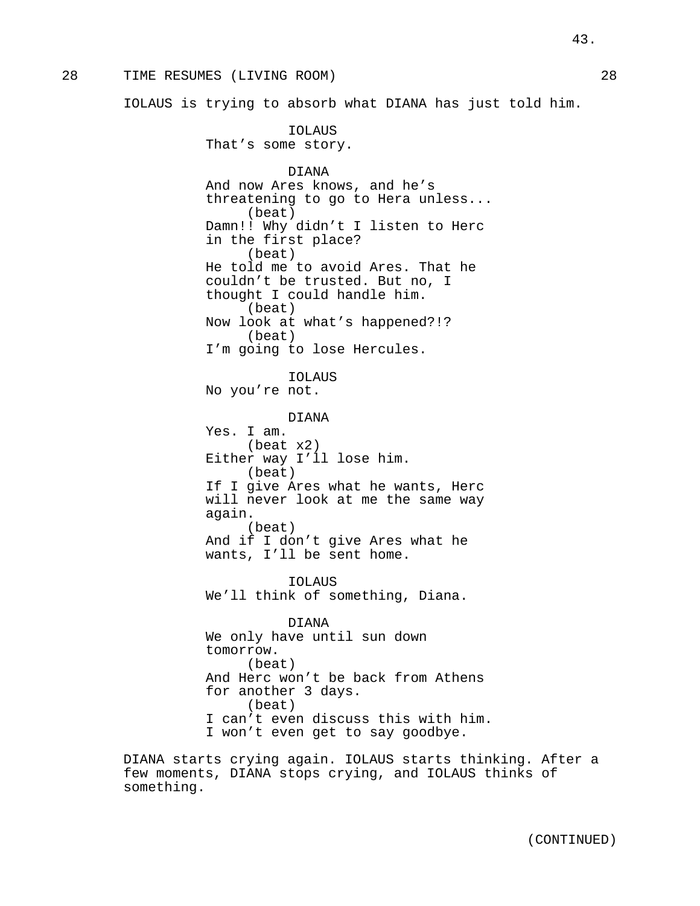28 TIME RESUMES (LIVING ROOM) 28

IOLAUS is trying to absorb what DIANA has just told him.

IOLAUS
That's some story.

DIANA
And now Ares knows, and he's threatening to go to Hera unless...
(beat)
Damn!! Why didn't I listen to Herc in the first place?
(beat)
He told me to avoid Ares. That he couldn't be trusted. But no, I thought I could handle him.
(beat)
Now look at what's happened?!?
(beat)
I'm going to lose Hercules.

IOLAUS
No you're not.

DIANA
Yes. I am.
(beat x2)
Either way I'll lose him.
(beat)
If I give Ares what he wants, Herc will never look at me the same way again.
(beat)
And if I don't give Ares what he wants, I'll be sent home.

IOLAUS
We'll think of something, Diana.

DIANA
We only have until sun down tomorrow.
(beat)
And Herc won't be back from Athens for another 3 days.
(beat)
I can't even discuss this with him. I won't even get to say goodbye.

DIANA starts crying again. IOLAUS starts thinking. After a few moments, DIANA stops crying, and IOLAUS thinks of something.

(CONTINUED)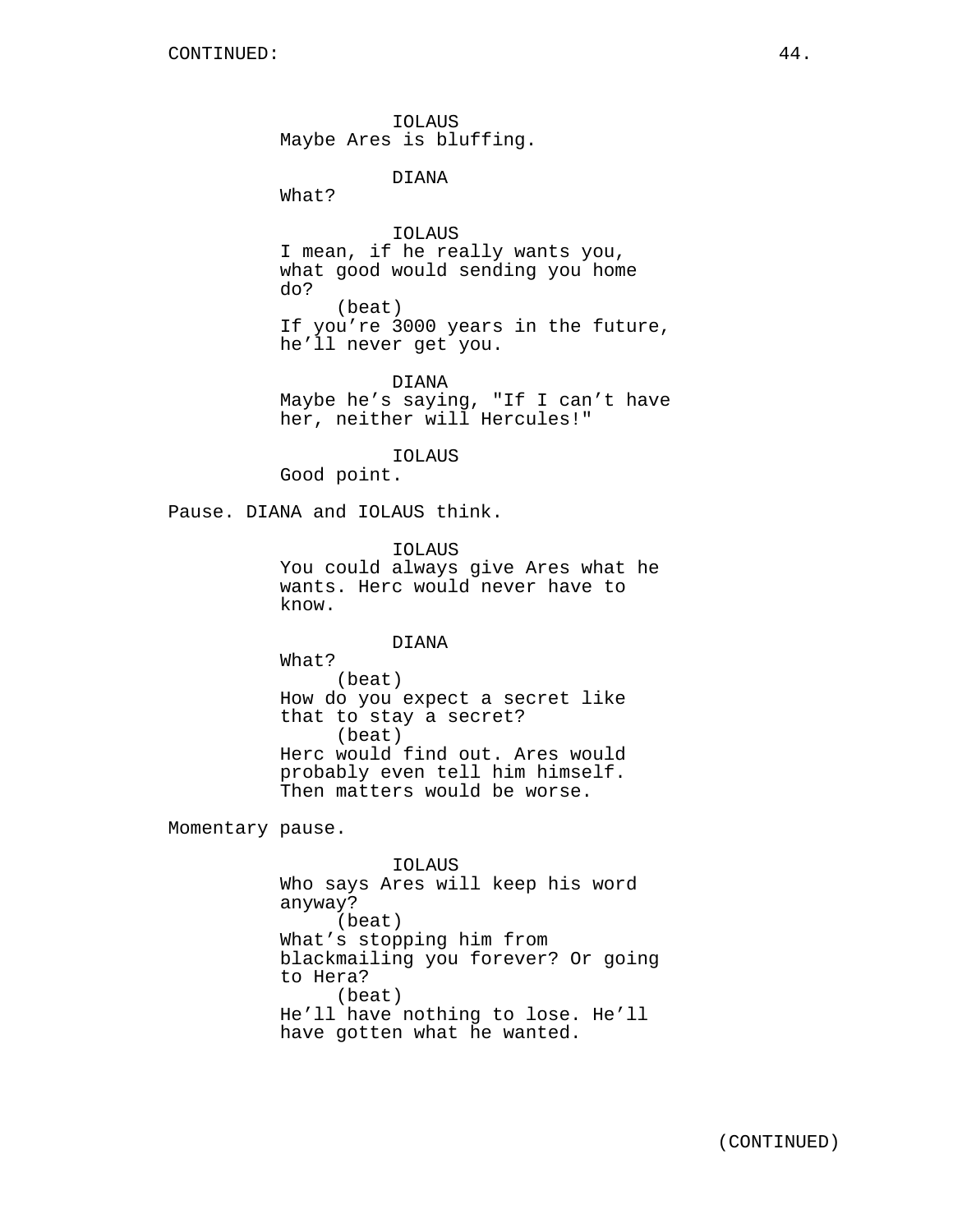IOLAUS
Maybe Ares is bluffing.

DIANA
What?

IOLAUS
I mean, if he really wants you, what good would sending you home do?
(beat)
If you're 3000 years in the future, he'll never get you.

DIANA
Maybe he's saying, "If I can't have her, neither will Hercules!"

IOLAUS
Good point.

Pause. DIANA and IOLAUS think.

IOLAUS
You could always give Ares what he wants. Herc would never have to know.

DIANA
What?
(beat)
How do you expect a secret like that to stay a secret?
(beat)
Herc would find out. Ares would probably even tell him himself. Then matters would be worse.

Momentary pause.

IOLAUS
Who says Ares will keep his word anyway?
(beat)
What's stopping him from blackmailing you forever? Or going to Hera?
(beat)
He'll have nothing to lose. He'll have gotten what he wanted.

(CONTINUED)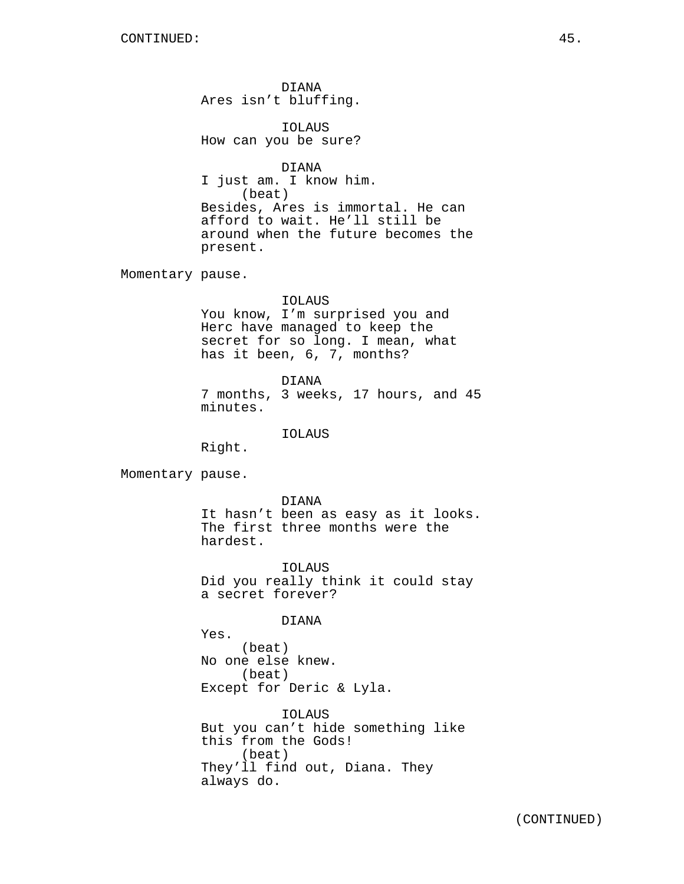DIANA
Ares isn't bluffing.

IOLAUS
How can you be sure?

DIANA
I just am. I know him.
(beat)
Besides, Ares is immortal. He can afford to wait. He'll still be around when the future becomes the present.

Momentary pause.

IOLAUS
You know, I'm surprised you and Herc have managed to keep the secret for so long. I mean, what has it been, 6, 7, months?

DIANA
7 months, 3 weeks, 17 hours, and 45 minutes.

IOLAUS
Right.

Momentary pause.

DIANA
It hasn't been as easy as it looks. The first three months were the hardest.

IOLAUS
Did you really think it could stay a secret forever?

DIANA
Yes.
(beat)
No one else knew.
(beat)
Except for Deric & Lyla.

IOLAUS
But you can't hide something like this from the Gods!
(beat)
They'll find out, Diana. They always do.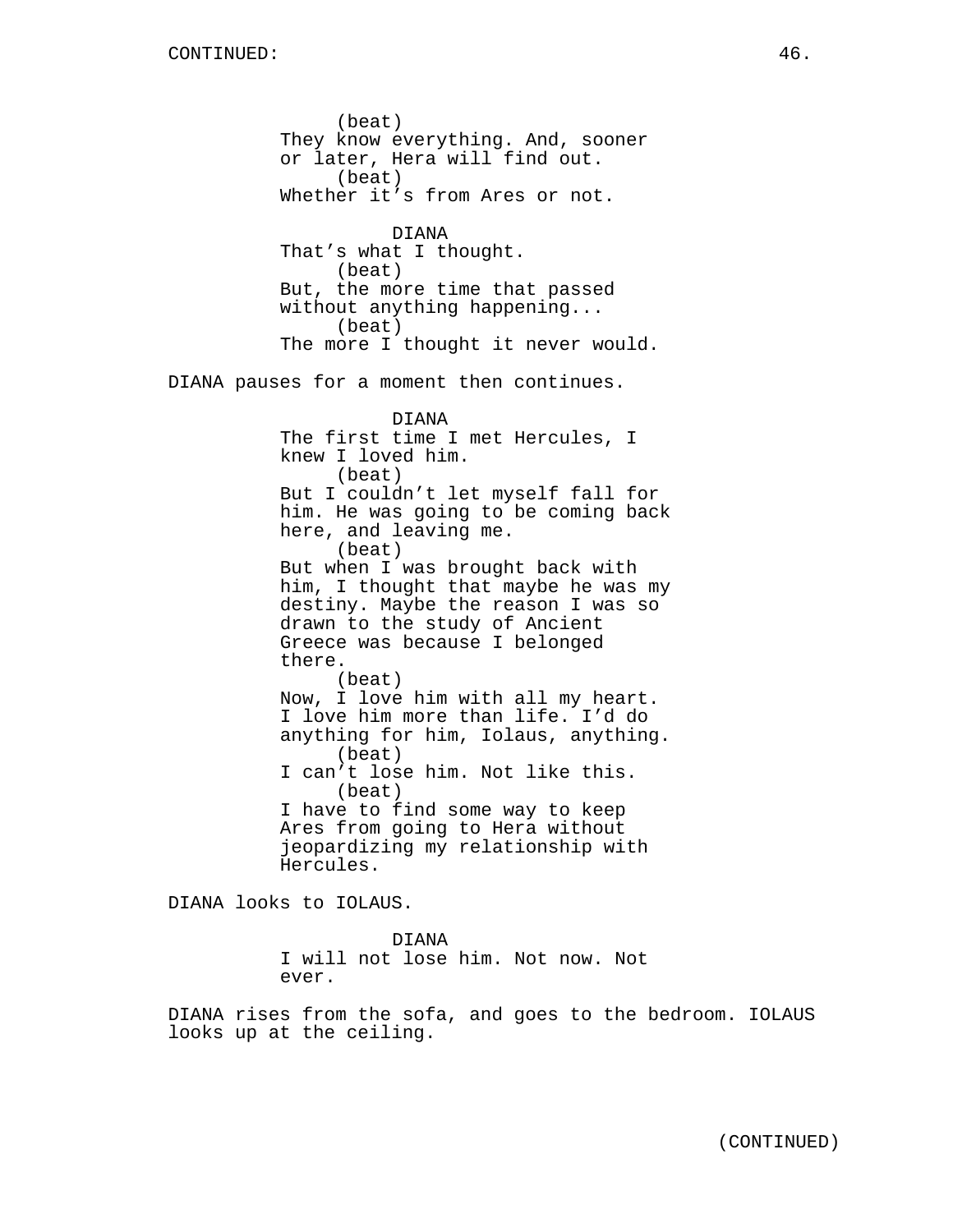(beat)
They know everything. And, sooner or later, Hera will find out.
(beat)
Whether it’s from Ares or not.

DIANA
That’s what I thought.
(beat)
But, the more time that passed without anything happening...
(beat)
The more I thought it never would.

DIANA pauses for a moment then continues.

DIANA
The first time I met Hercules, I knew I loved him.
(beat)
But I couldn’t let myself fall for him. He was going to be coming back here, and leaving me.
(beat)
But when I was brought back with him, I thought that maybe he was my destiny. Maybe the reason I was so drawn to the study of Ancient Greece was because I belonged there.
(beat)
Now, I love him with all my heart. I love him more than life. I’d do anything for him, Iolaus, anything.
(beat)
I can’t lose him. Not like this.
(beat)
I have to find some way to keep Ares from going to Hera without jeopardizing my relationship with Hercules.

DIANA looks to IOLAUS.

DIANA
I will not lose him. Not now. Not ever.

DIANA rises from the sofa, and goes to the bedroom. IOLAUS looks up at the ceiling.

(CONTINUED)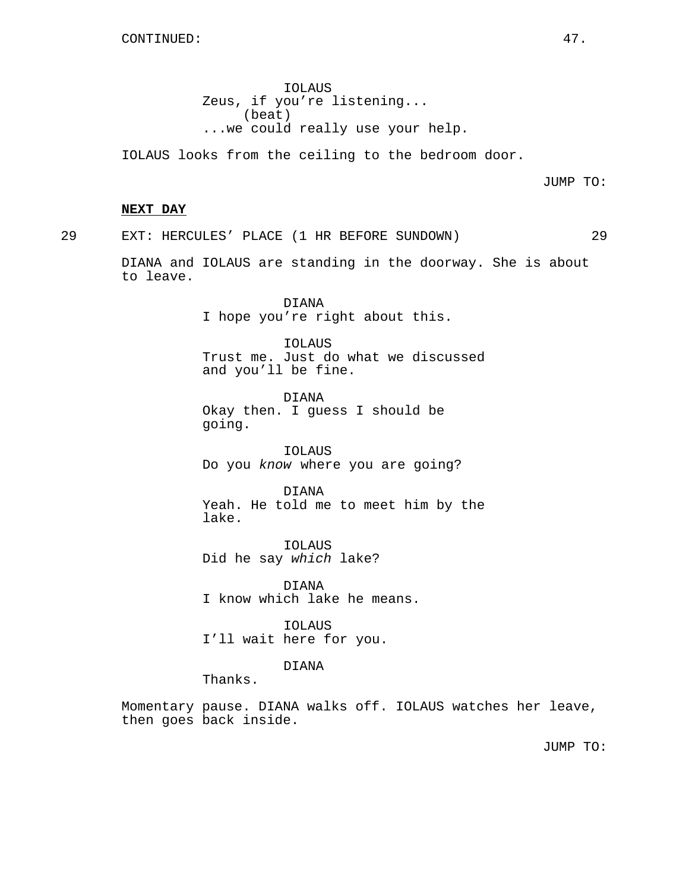CONTINUED:

IOLAUS
Zeus, if you're listening...
(beat)
...we could really use your help.

IOLAUS looks from the ceiling to the bedroom door.

JUMP TO:

**NEXT DAY**

29 EXT: HERCULES' PLACE (1 HR BEFORE SUNDOWN) 29

DIANA and IOLAUS are standing in the doorway. She is about to leave.

DIANA
I hope you're right about this.

IOLAUS
Trust me. Just do what we discussed and you'll be fine.

DIANA
Okay then. I guess I should be going.

IOLAUS
Do you *know* where you are going?

DIANA
Yeah. He told me to meet him by the lake.

IOLAUS
Did he say *which* lake?

DIANA
I know which lake he means.

IOLAUS
I'll wait here for you.

DIANA
Thanks.

Momentary pause. DIANA walks off. IOLAUS watches her leave, then goes back inside.

JUMP TO: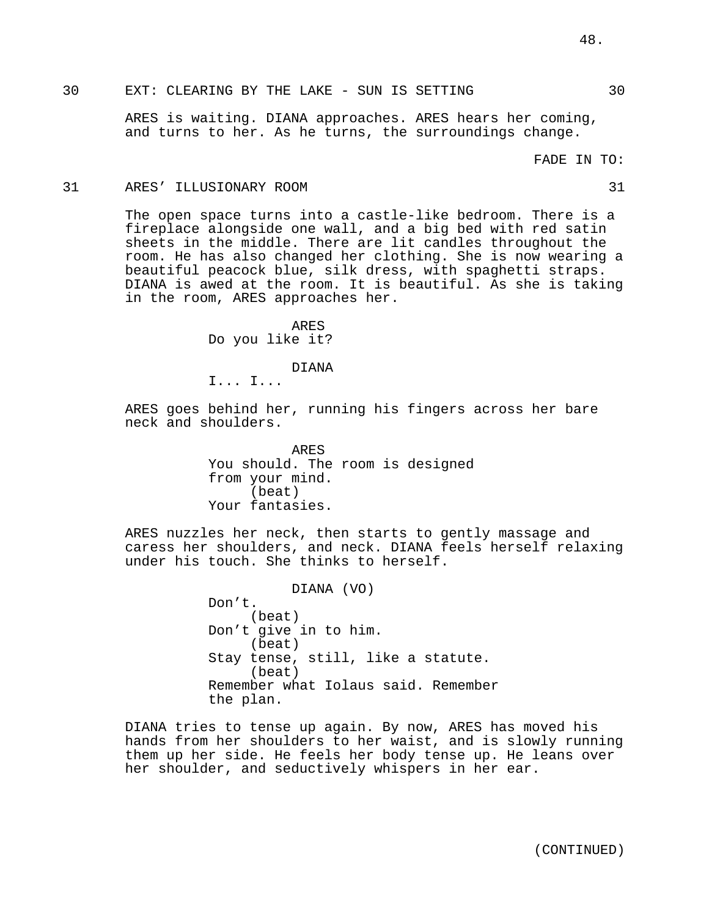30 EXT: CLEARING BY THE LAKE - SUN IS SETTING 30

ARES is waiting. DIANA approaches. ARES hears her coming, and turns to her. As he turns, the surroundings change.

FADE IN TO:

31 ARES' ILLUSIONARY ROOM 31

The open space turns into a castle-like bedroom. There is a fireplace alongside one wall, and a big bed with red satin sheets in the middle. There are lit candles throughout the room. He has also changed her clothing. She is now wearing a beautiful peacock blue, silk dress, with spaghetti straps. DIANA is awed at the room. It is beautiful. As she is taking in the room, ARES approaches her.

ARES
Do you like it?

DIANA
I... I...

ARES goes behind her, running his fingers across her bare neck and shoulders.

ARES
You should. The room is designed from your mind.
(beat)
Your fantasies.

ARES nuzzles her neck, then starts to gently massage and caress her shoulders, and neck. DIANA feels herself relaxing under his touch. She thinks to herself.

DIANA (VO)
Don't.
(beat)
Don't give in to him.
(beat)
Stay tense, still, like a statute.
(beat)
Remember what Iolaus said. Remember the plan.

DIANA tries to tense up again. By now, ARES has moved his hands from her shoulders to her waist, and is slowly running them up her side. He feels her body tense up. He leans over her shoulder, and seductively whispers in her ear.

(CONTINUED)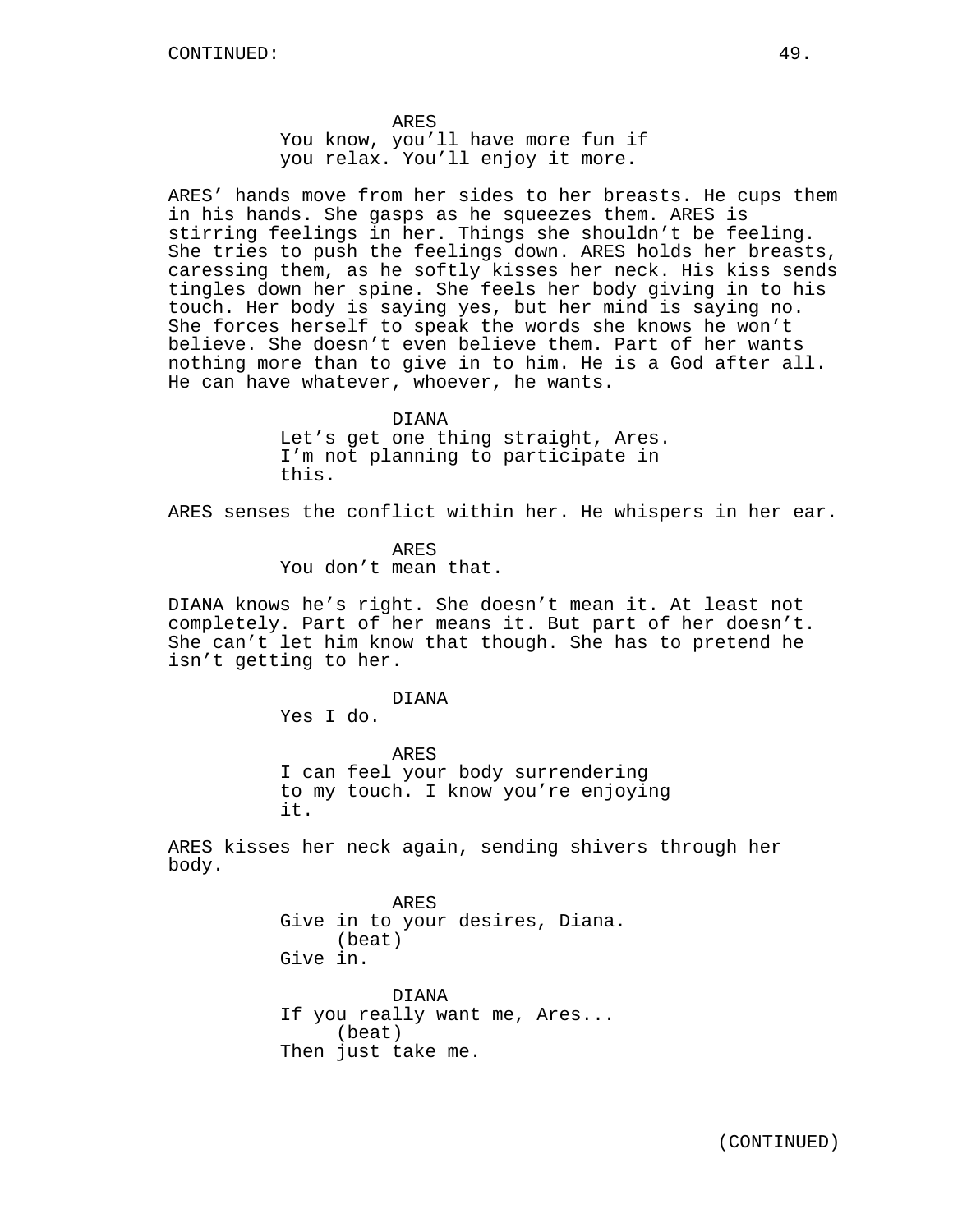ARES
You know, you'll have more fun if you relax. You'll enjoy it more.

ARES' hands move from her sides to her breasts. He cups them in his hands. She gasps as he squeezes them. ARES is stirring feelings in her. Things she shouldn't be feeling. She tries to push the feelings down. ARES holds her breasts, caressing them, as he softly kisses her neck. His kiss sends tingles down her spine. She feels her body giving in to his touch. Her body is saying yes, but her mind is saying no. She forces herself to speak the words she knows he won't believe. She doesn't even believe them. Part of her wants nothing more than to give in to him. He is a God after all. He can have whatever, whoever, he wants.

DIANA
Let's get one thing straight, Ares. I'm not planning to participate in this.

ARES senses the conflict within her. He whispers in her ear.

ARES
You don't mean that.

DIANA knows he's right. She doesn't mean it. At least not completely. Part of her means it. But part of her doesn't. She can't let him know that though. She has to pretend he isn't getting to her.

DIANA
Yes I do.

ARES
I can feel your body surrendering to my touch. I know you're enjoying it.

ARES kisses her neck again, sending shivers through her body.

ARES
Give in to your desires, Diana.
(beat)
Give in.

DIANA
If you really want me, Ares...
(beat)
Then just take me.

(CONTINUED)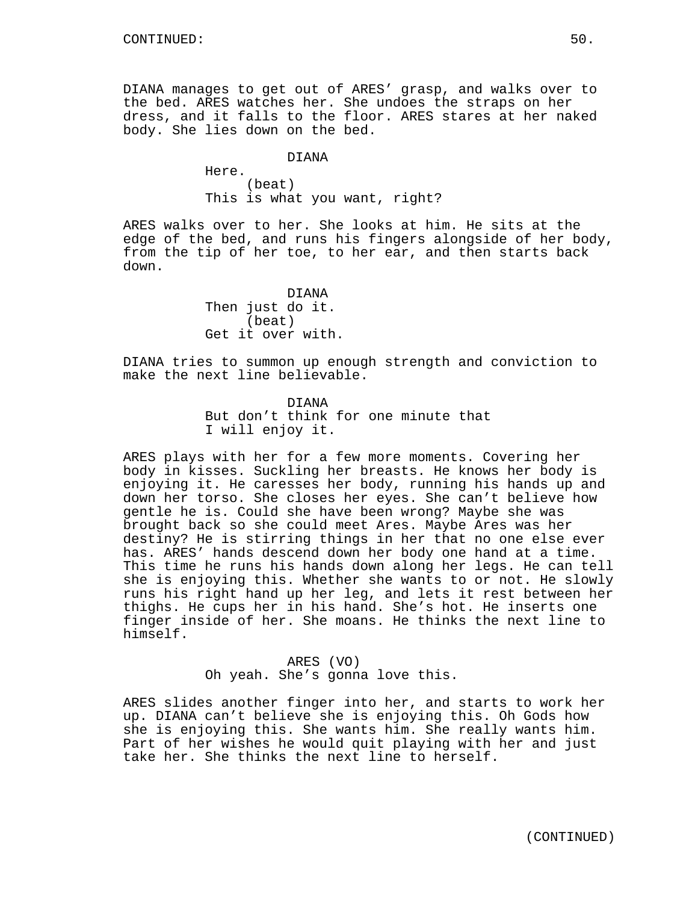DIANA manages to get out of ARES' grasp, and walks over to the bed. ARES watches her. She undoes the straps on her dress, and it falls to the floor. ARES stares at her naked body. She lies down on the bed.

DIANA
Here.
(beat)
This is what you want, right?

ARES walks over to her. She looks at him. He sits at the edge of the bed, and runs his fingers alongside of her body, from the tip of her toe, to her ear, and then starts back down.

DIANA
Then just do it.
(beat)
Get it over with.

DIANA tries to summon up enough strength and conviction to make the next line believable.

DIANA
But don't think for one minute that I will enjoy it.

ARES plays with her for a few more moments. Covering her body in kisses. Suckling her breasts. He knows her body is enjoying it. He caresses her body, running his hands up and down her torso. She closes her eyes. She can't believe how gentle he is. Could she have been wrong? Maybe she was brought back so she could meet Ares. Maybe Ares was her destiny? He is stirring things in her that no one else ever has. ARES' hands descend down her body one hand at a time. This time he runs his hands down along her legs. He can tell she is enjoying this. Whether she wants to or not. He slowly runs his right hand up her leg, and lets it rest between her thighs. He cups her in his hand. She's hot. He inserts one finger inside of her. She moans. He thinks the next line to himself.

ARES (VO)
Oh yeah. She's gonna love this.

ARES slides another finger into her, and starts to work her up. DIANA can't believe she is enjoying this. Oh Gods how she is enjoying this. She wants him. She really wants him. Part of her wishes he would quit playing with her and just take her. She thinks the next line to herself.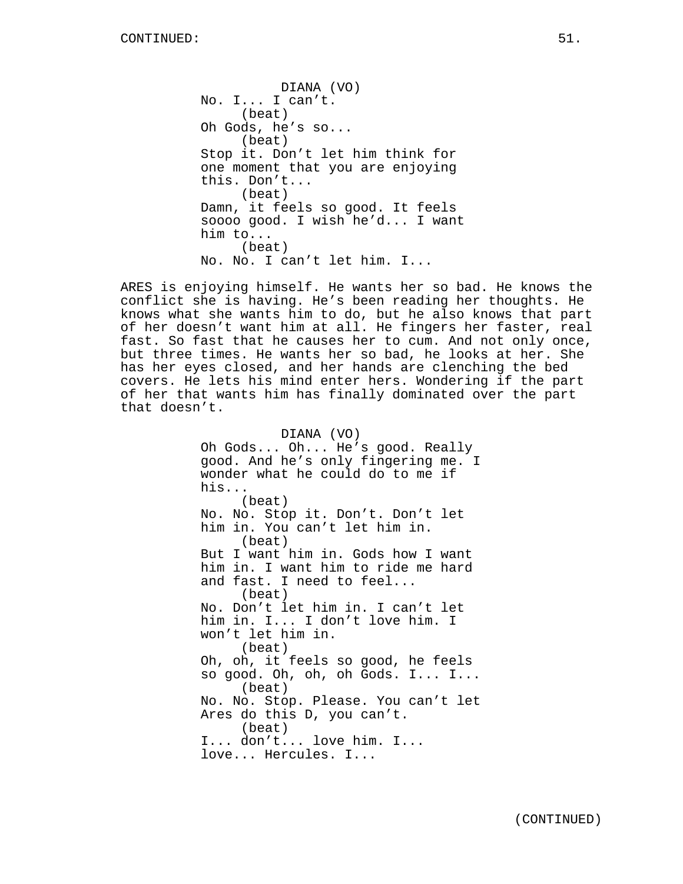DIANA (VO)
No. I... I can't.
(beat)
Oh Gods, he's so...
(beat)
Stop it. Don't let him think for one moment that you are enjoying this. Don't...
(beat)
Damn, it feels so good. It feels soooo good. I wish he'd... I want him to...
(beat)
No. No. I can't let him. I...

ARES is enjoying himself. He wants her so bad. He knows the conflict she is having. He's been reading her thoughts. He knows what she wants him to do, but he also knows that part of her doesn't want him at all. He fingers her faster, real fast. So fast that he causes her to cum. And not only once, but three times. He wants her so bad, he looks at her. She has her eyes closed, and her hands are clenching the bed covers. He lets his mind enter hers. Wondering if the part of her that wants him has finally dominated over the part that doesn't.

DIANA (VO)
Oh Gods... Oh... He's good. Really good. And he's only fingering me. I wonder what he could do to me if his...
(beat)
No. No. Stop it. Don't. Don't let him in. You can't let him in.
(beat)
But I want him in. Gods how I want him in. I want him to ride me hard and fast. I need to feel...
(beat)
No. Don't let him in. I can't let him in. I... I don't love him. I won't let him in.
(beat)
Oh, oh, it feels so good, he feels so good. Oh, oh, oh Gods. I... I...
(beat)
No. No. Stop. Please. You can't let Ares do this D, you can't.
(beat)
I... don't... love him. I... love... Hercules. I...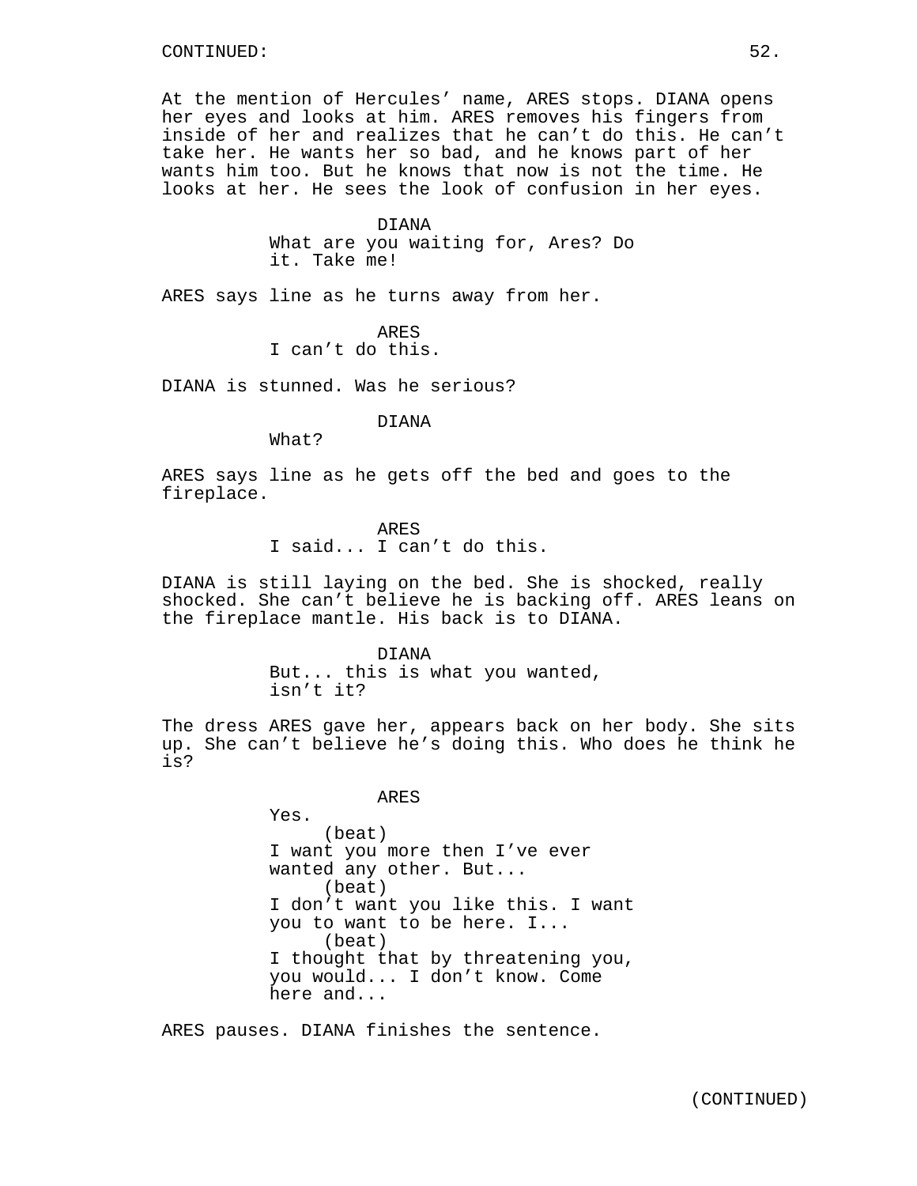CONTINUED:

At the mention of Hercules' name, ARES stops. DIANA opens her eyes and looks at him. ARES removes his fingers from inside of her and realizes that he can't do this. He can't take her. He wants her so bad, and he knows part of her wants him too. But he knows that now is not the time. He looks at her. He sees the look of confusion in her eyes.

DIANA
What are you waiting for, Ares? Do it. Take me!

ARES says line as he turns away from her.

ARES
I can't do this.

DIANA is stunned. Was he serious?

DIANA
What?

ARES says line as he gets off the bed and goes to the fireplace.

ARES
I said... I can't do this.

DIANA is still laying on the bed. She is shocked, really shocked. She can't believe he is backing off. ARES leans on the fireplace mantle. His back is to DIANA.

DIANA
But... this is what you wanted, isn't it?

The dress ARES gave her, appears back on her body. She sits up. She can't believe he's doing this. Who does he think he is?

ARES
Yes.
(beat)
I want you more then I've ever wanted any other. But...
(beat)
I don't want you like this. I want you to want to be here. I...
(beat)
I thought that by threatening you, you would... I don't know. Come here and...

ARES pauses. DIANA finishes the sentence.

(CONTINUED)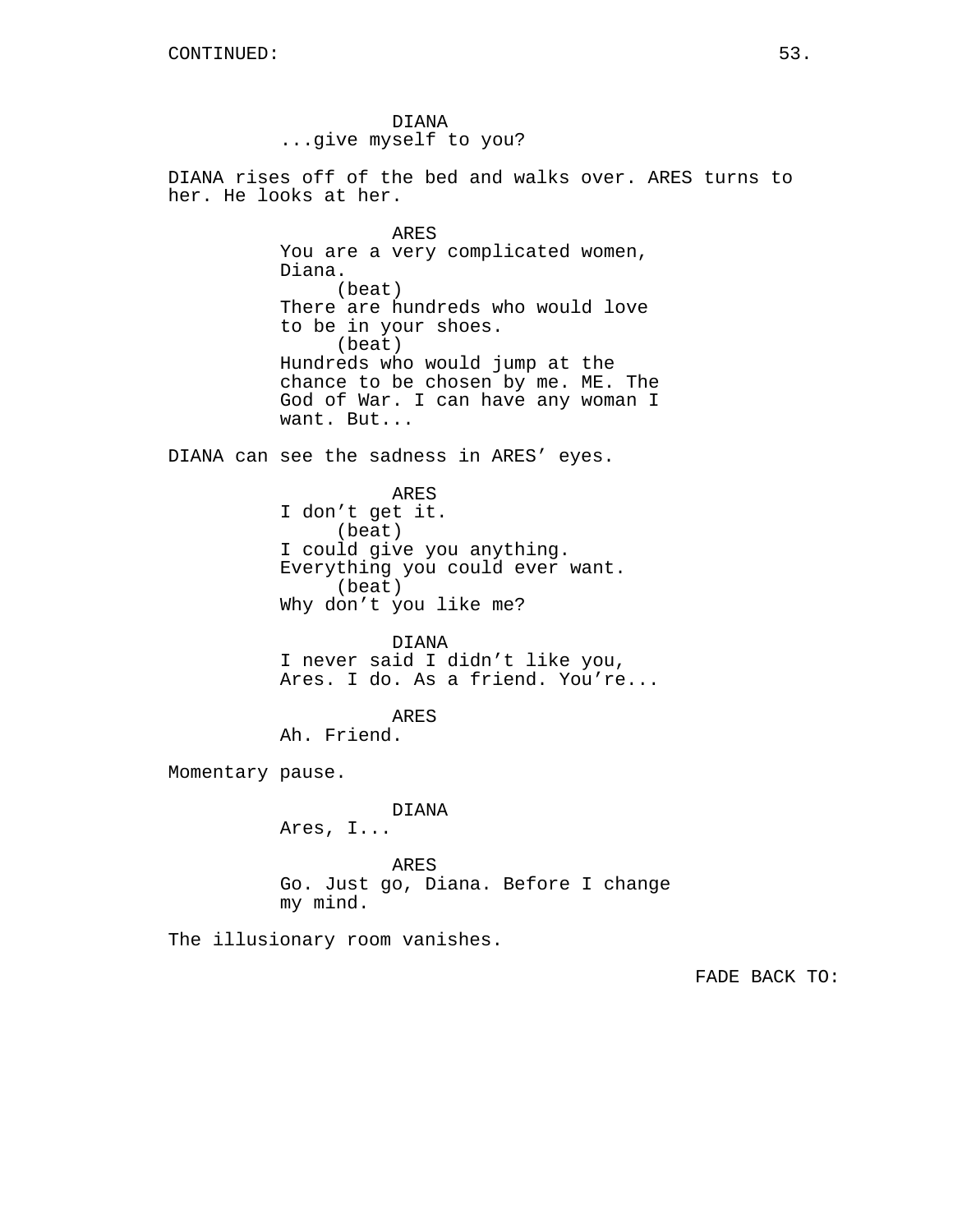DIANA
...give myself to you?

DIANA rises off of the bed and walks over. ARES turns to her. He looks at her.

ARES
You are a very complicated women, Diana.
(beat)
There are hundreds who would love to be in your shoes.
(beat)
Hundreds who would jump at the chance to be chosen by me. ME. The God of War. I can have any woman I want. But...

DIANA can see the sadness in ARES' eyes.

ARES
I don't get it.
(beat)
I could give you anything. Everything you could ever want.
(beat)
Why don't you like me?

DIANA
I never said I didn't like you, Ares. I do. As a friend. You're...

ARES
Ah. Friend.

Momentary pause.

DIANA
Ares, I...

ARES
Go. Just go, Diana. Before I change my mind.

The illusionary room vanishes.

FADE BACK TO: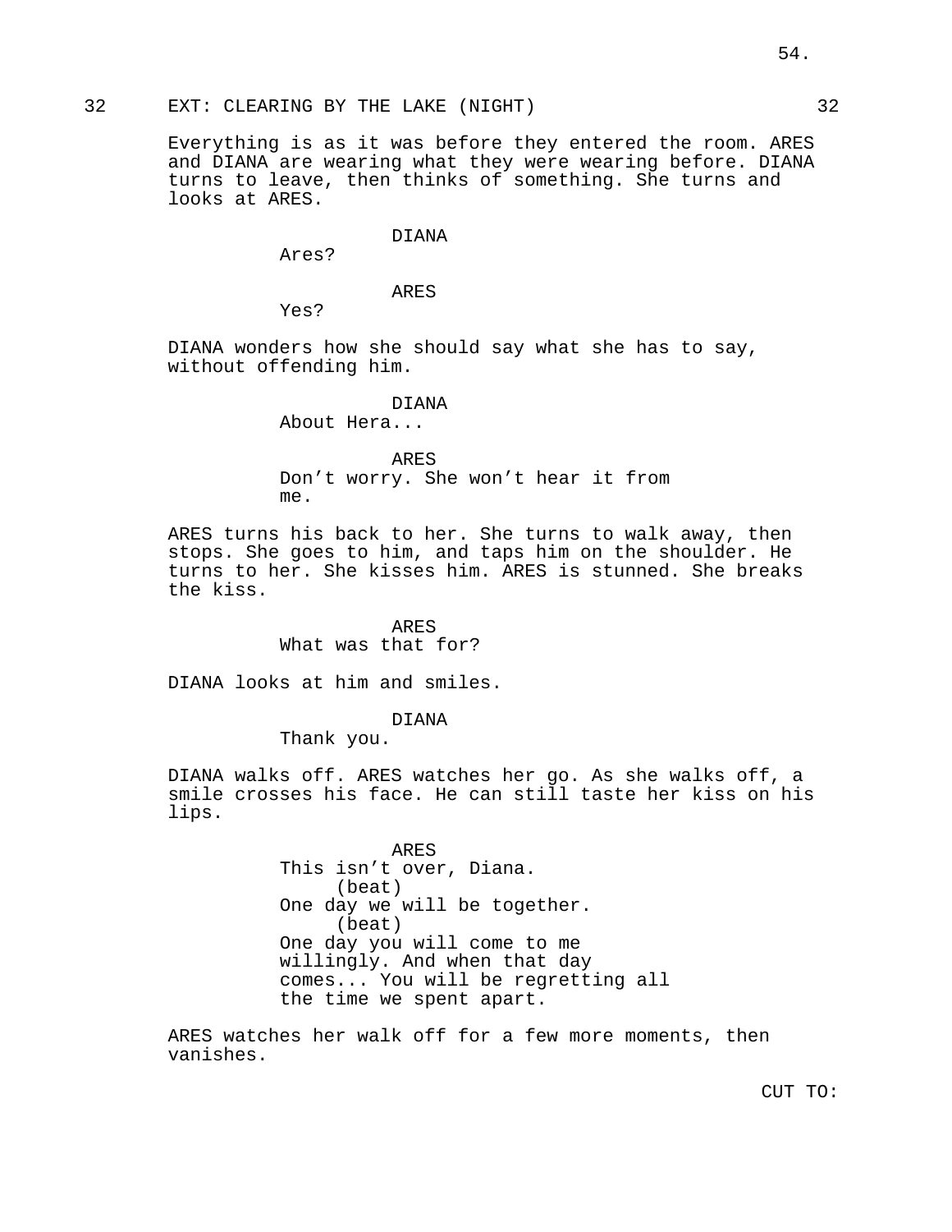## 32 EXT: CLEARING BY THE LAKE (NIGHT) 32

Everything is as it was before they entered the room. ARES and DIANA are wearing what they were wearing before. DIANA turns to leave, then thinks of something. She turns and looks at ARES.

DIANA
Ares?

ARES
Yes?

DIANA wonders how she should say what she has to say, without offending him.

DIANA
About Hera...

ARES
Don't worry. She won't hear it from me.

ARES turns his back to her. She turns to walk away, then stops. She goes to him, and taps him on the shoulder. He turns to her. She kisses him. ARES is stunned. She breaks the kiss.

ARES
What was that for?

DIANA looks at him and smiles.

DIANA
Thank you.

DIANA walks off. ARES watches her go. As she walks off, a smile crosses his face. He can still taste her kiss on his lips.

ARES
This isn't over, Diana.
(beat)
One day we will be together.
(beat)
One day you will come to me willingly. And when that day comes... You will be regretting all the time we spent apart.

ARES watches her walk off for a few more moments, then vanishes.

CUT TO: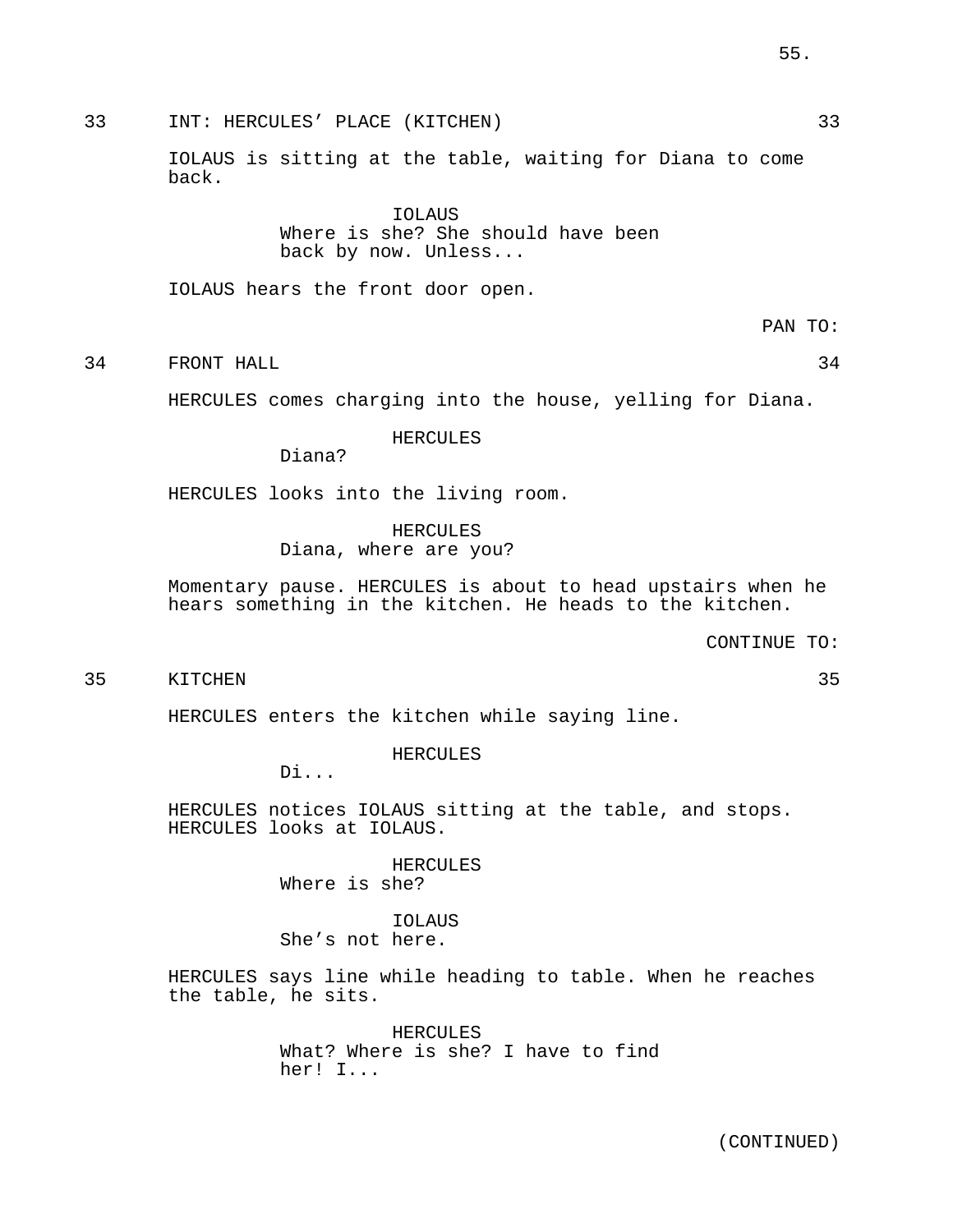33 INT: HERCULES' PLACE (KITCHEN) 33

IOLAUS is sitting at the table, waiting for Diana to come back.

IOLAUS
Where is she? She should have been back by now. Unless...

IOLAUS hears the front door open.

PAN TO:

34 FRONT HALL 34

HERCULES comes charging into the house, yelling for Diana.

HERCULES
Diana?

HERCULES looks into the living room.

HERCULES
Diana, where are you?

Momentary pause. HERCULES is about to head upstairs when he hears something in the kitchen. He heads to the kitchen.

CONTINUE TO:

35 KITCHEN 35

HERCULES enters the kitchen while saying line.

HERCULES
Di...

HERCULES notices IOLAUS sitting at the table, and stops. HERCULES looks at IOLAUS.

HERCULES
Where is she?

IOLAUS
She's not here.

HERCULES says line while heading to table. When he reaches the table, he sits.

HERCULES
What? Where is she? I have to find her! I...

(CONTINUED)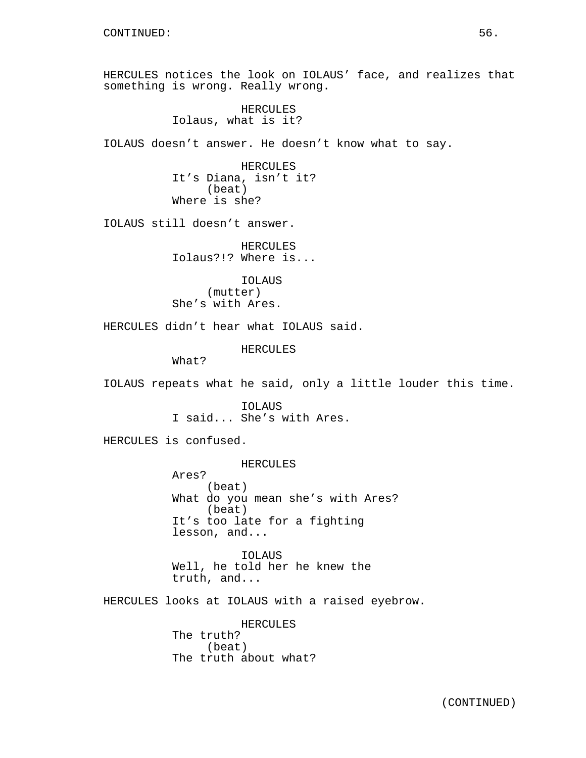CONTINUED:

HERCULES notices the look on IOLAUS' face, and realizes that something is wrong. Really wrong.

HERCULES
Iolaus, what is it?

IOLAUS doesn't answer. He doesn't know what to say.

HERCULES
It's Diana, isn't it?
(beat)
Where is she?

IOLAUS still doesn't answer.

HERCULES
Iolaus?!? Where is...

IOLAUS
(mutter)
She's with Ares.

HERCULES didn't hear what IOLAUS said.

HERCULES
What?

IOLAUS repeats what he said, only a little louder this time.

IOLAUS
I said... She's with Ares.

HERCULES is confused.

HERCULES
Ares?
(beat)
What do you mean she's with Ares?
(beat)
It's too late for a fighting lesson, and...

IOLAUS
Well, he told her he knew the truth, and...

HERCULES looks at IOLAUS with a raised eyebrow.

HERCULES
The truth?
(beat)
The truth about what?

(CONTINUED)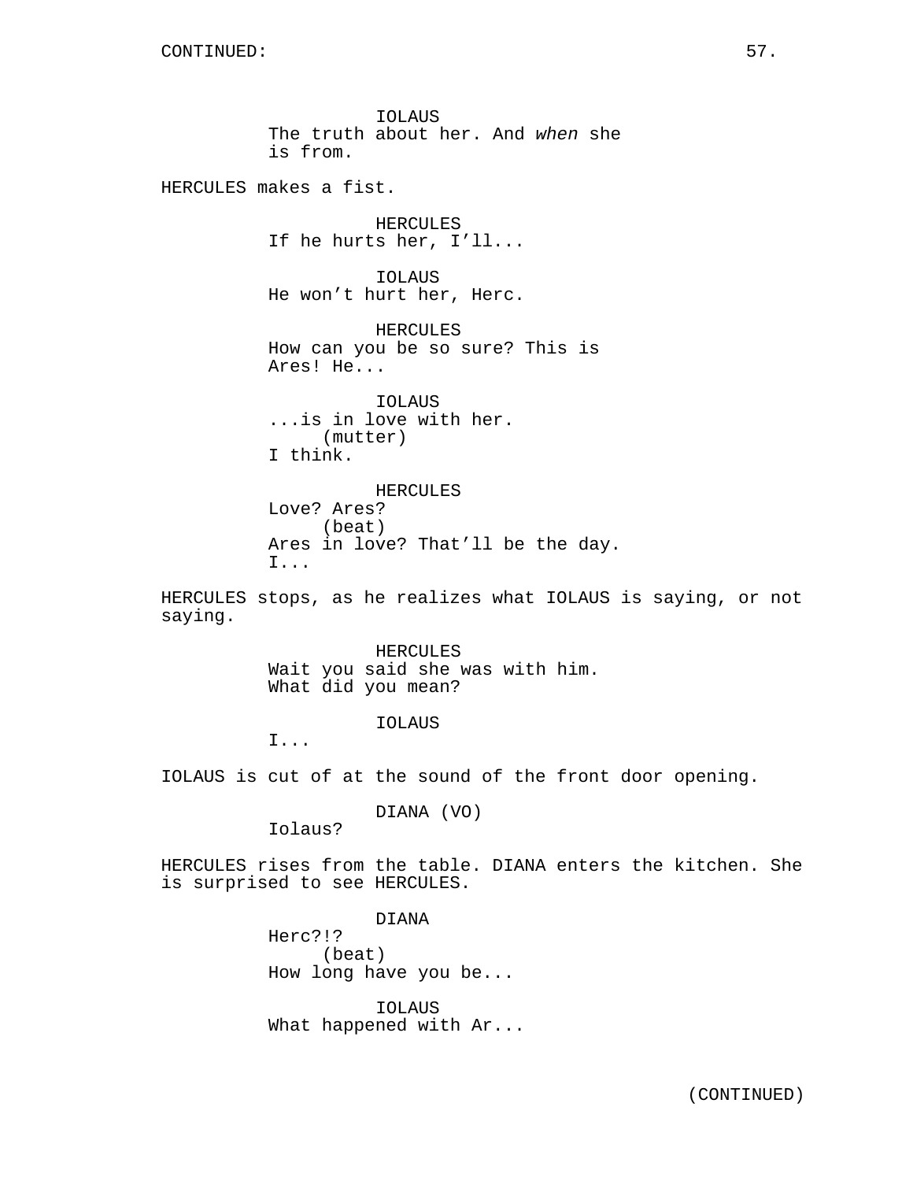CONTINUED:

IOLAUS
The truth about her. And *when* she is from.

HERCULES makes a fist.

HERCULES
If he hurts her, I'll...

IOLAUS
He won't hurt her, Herc.

HERCULES
How can you be so sure? This is Ares! He...

IOLAUS
...is in love with her.
(mutter)
I think.

HERCULES
Love? Ares?
(beat)
Ares in love? That'll be the day.
I...

HERCULES stops, as he realizes what IOLAUS is saying, or not saying.

HERCULES
Wait you said she was with him.
What did you mean?

IOLAUS
I...

IOLAUS is cut of at the sound of the front door opening.

DIANA (VO)
Iolaus?

HERCULES rises from the table. DIANA enters the kitchen. She is surprised to see HERCULES.

DIANA
Herc?!?
(beat)
How long have you be...

IOLAUS
What happened with Ar...

(CONTINUED)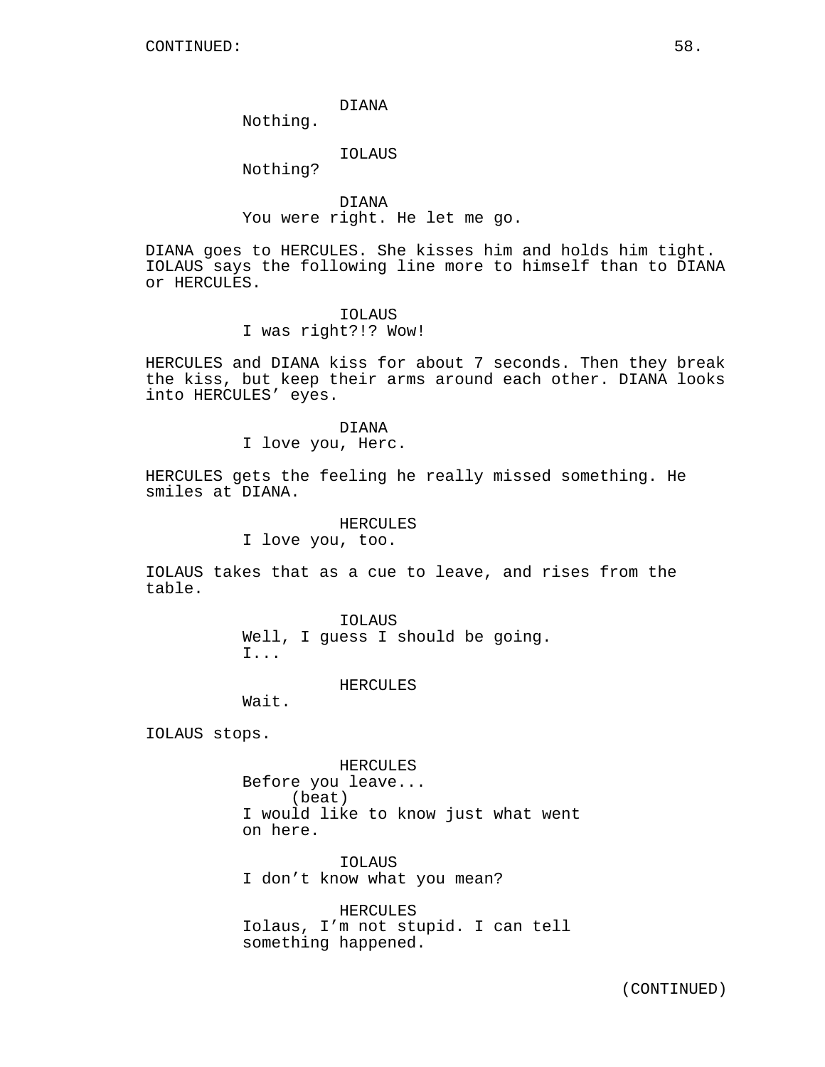CONTINUED:

DIANA
Nothing.

IOLAUS
Nothing?

DIANA
You were right. He let me go.

DIANA goes to HERCULES. She kisses him and holds him tight. IOLAUS says the following line more to himself than to DIANA or HERCULES.

IOLAUS
I was right?!? Wow!

HERCULES and DIANA kiss for about 7 seconds. Then they break the kiss, but keep their arms around each other. DIANA looks into HERCULES' eyes.

DIANA
I love you, Herc.

HERCULES gets the feeling he really missed something. He smiles at DIANA.

HERCULES
I love you, too.

IOLAUS takes that as a cue to leave, and rises from the table.

IOLAUS
Well, I guess I should be going.
I...

HERCULES
Wait.

IOLAUS stops.

HERCULES
Before you leave...
(beat)
I would like to know just what went on here.

IOLAUS
I don't know what you mean?

HERCULES
Iolaus, I'm not stupid. I can tell something happened.

(CONTINUED)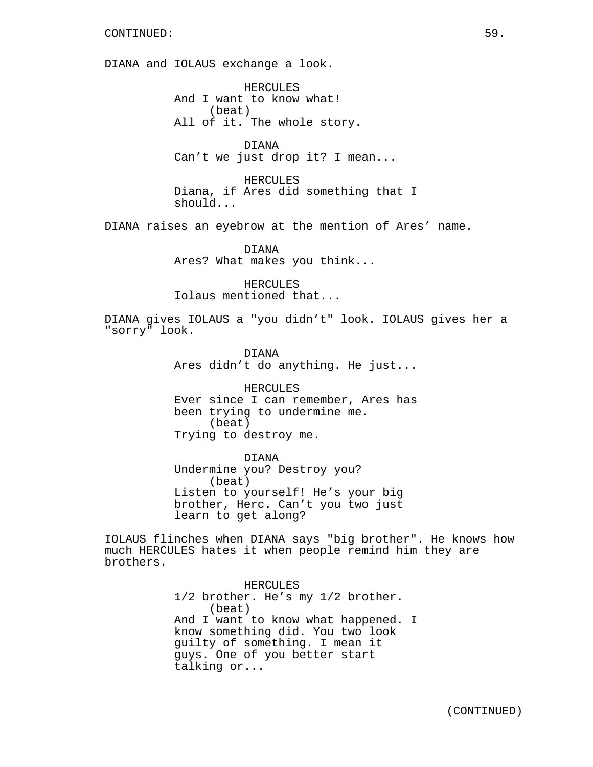CONTINUED:

DIANA and IOLAUS exchange a look.

HERCULES
And I want to know what!
(beat)
All of it. The whole story.

DIANA
Can't we just drop it? I mean...

HERCULES
Diana, if Ares did something that I should...

DIANA raises an eyebrow at the mention of Ares' name.

DIANA
Ares? What makes you think...

HERCULES
Iolaus mentioned that...

DIANA gives IOLAUS a "you didn't" look. IOLAUS gives her a "sorry" look.

DIANA
Ares didn't do anything. He just...

HERCULES
Ever since I can remember, Ares has been trying to undermine me.
(beat)
Trying to destroy me.

DIANA
Undermine you? Destroy you?
(beat)
Listen to yourself! He's your big brother, Herc. Can't you two just learn to get along?

IOLAUS flinches when DIANA says "big brother". He knows how much HERCULES hates it when people remind him they are brothers.

HERCULES
1/2 brother. He's my 1/2 brother.
(beat)
And I want to know what happened. I know something did. You two look guilty of something. I mean it guys. One of you better start talking or...

(CONTINUED)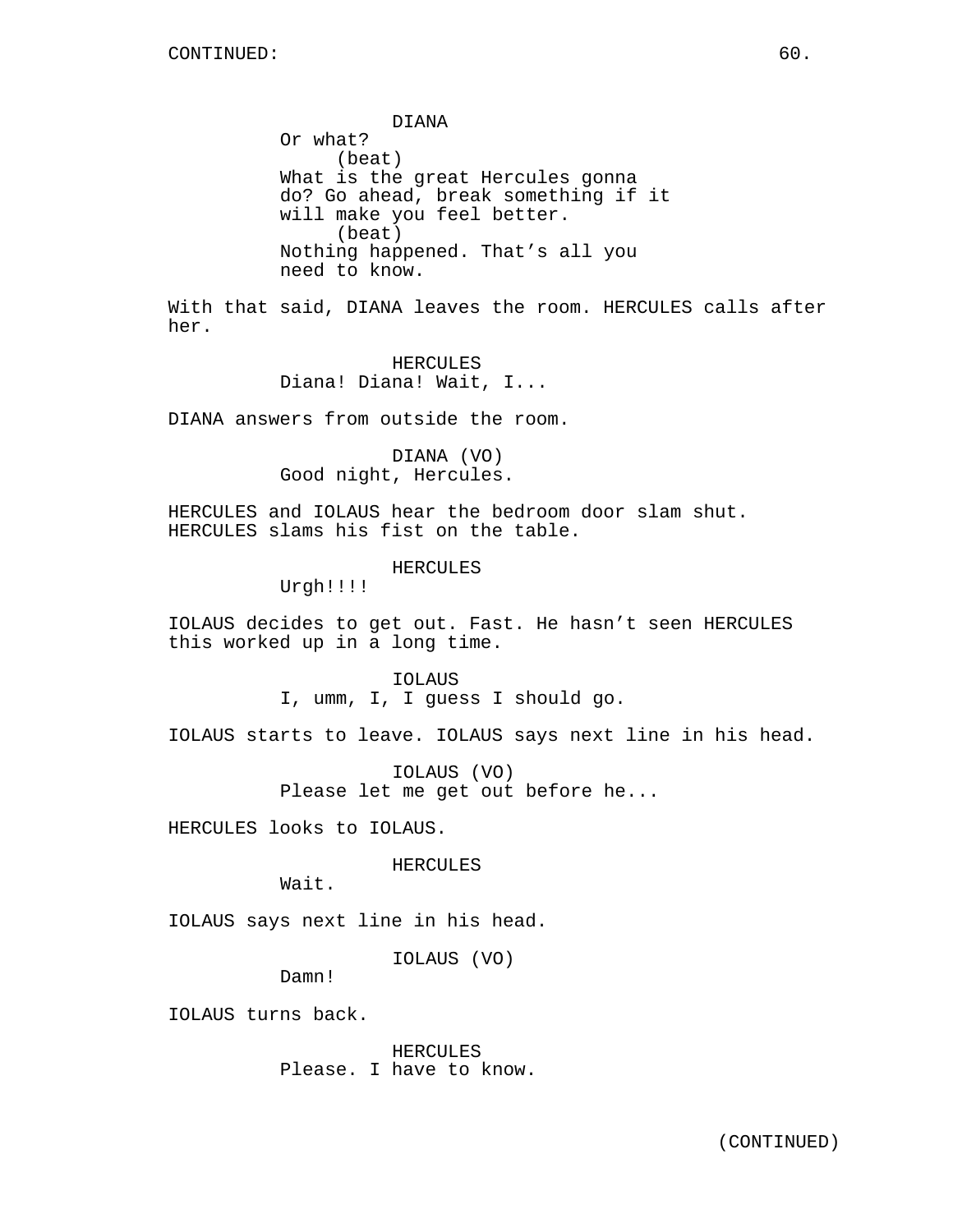DIANA
Or what?
(beat)
What is the great Hercules gonna do? Go ahead, break something if it will make you feel better.
(beat)
Nothing happened. That’s all you need to know.

With that said, DIANA leaves the room. HERCULES calls after her.

HERCULES
Diana! Diana! Wait, I...

DIANA answers from outside the room.

DIANA (VO)
Good night, Hercules.

HERCULES and IOLAUS hear the bedroom door slam shut. HERCULES slams his fist on the table.

HERCULES
Urgh!!!!

IOLAUS decides to get out. Fast. He hasn’t seen HERCULES this worked up in a long time.

IOLAUS
I, umm, I, I guess I should go.

IOLAUS starts to leave. IOLAUS says next line in his head.

IOLAUS (VO)
Please let me get out before he...

HERCULES looks to IOLAUS.

HERCULES
Wait.

IOLAUS says next line in his head.

IOLAUS (VO)
Damn!

IOLAUS turns back.

HERCULES
Please. I have to know.

(CONTINUED)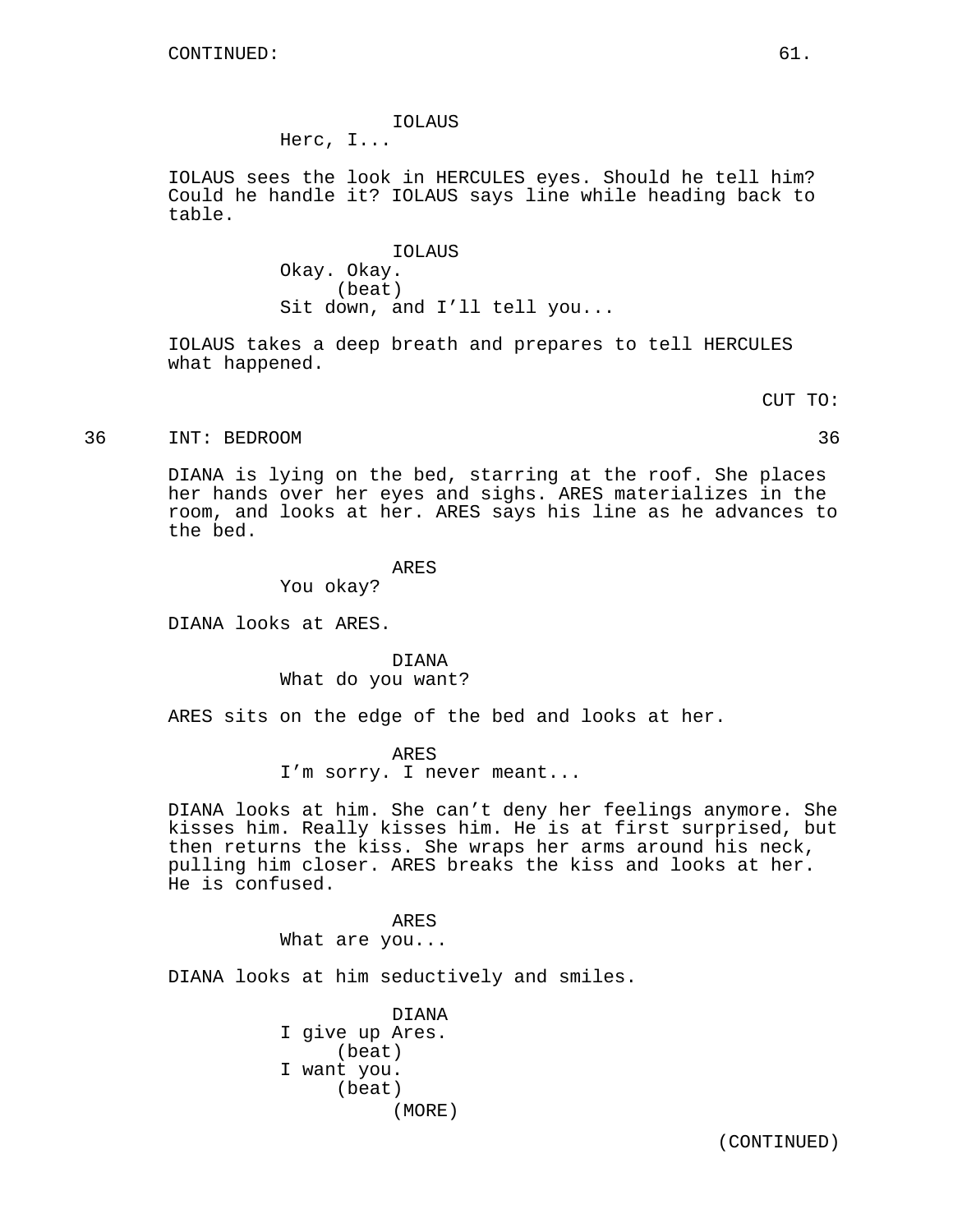CONTINUED:

IOLAUS
Herc, I...

IOLAUS sees the look in HERCULES eyes. Should he tell him? Could he handle it? IOLAUS says line while heading back to table.

IOLAUS
Okay. Okay.
(beat)
Sit down, and I'll tell you...

IOLAUS takes a deep breath and prepares to tell HERCULES what happened.

CUT TO:

36 INT: BEDROOM 36

DIANA is lying on the bed, starring at the roof. She places her hands over her eyes and sighs. ARES materializes in the room, and looks at her. ARES says his line as he advances to the bed.

ARES
You okay?

DIANA looks at ARES.

DIANA
What do you want?

ARES sits on the edge of the bed and looks at her.

ARES
I'm sorry. I never meant...

DIANA looks at him. She can't deny her feelings anymore. She kisses him. Really kisses him. He is at first surprised, but then returns the kiss. She wraps her arms around his neck, pulling him closer. ARES breaks the kiss and looks at her. He is confused.

ARES
What are you...

DIANA looks at him seductively and smiles.

DIANA
I give up Ares.
(beat)
I want you.
(beat)
(MORE)

(CONTINUED)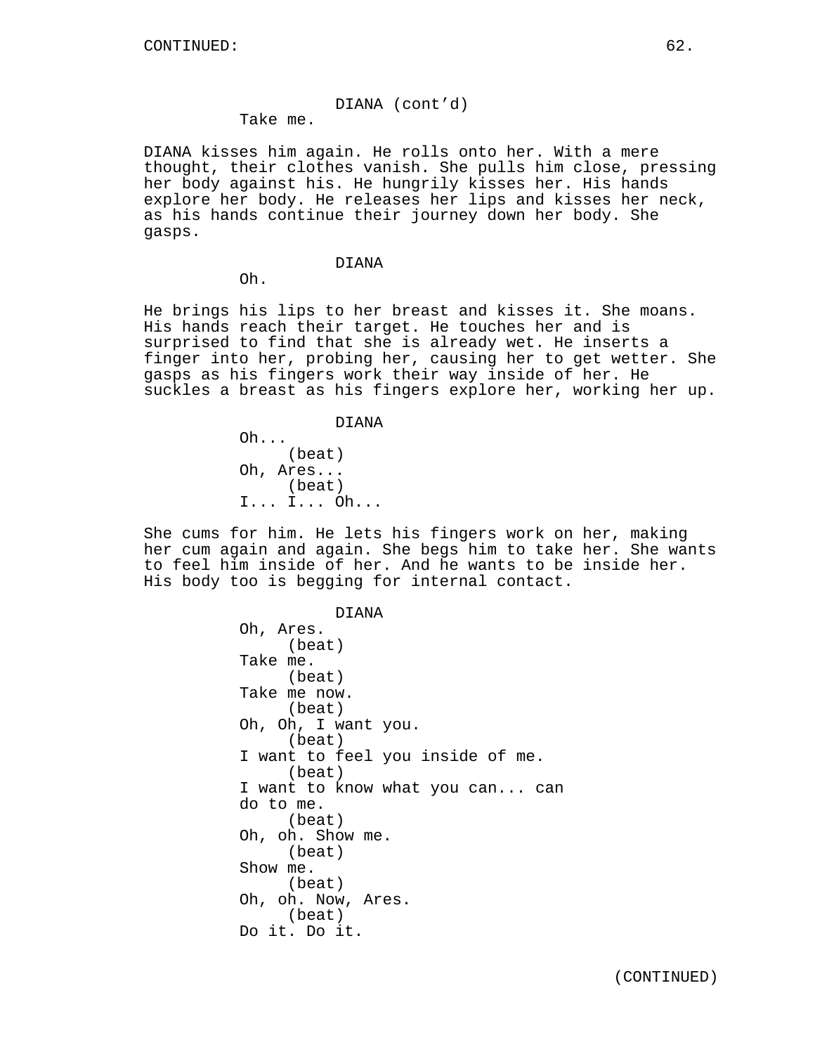DIANA (cont'd)

Take me.

DIANA kisses him again. He rolls onto her. With a mere thought, their clothes vanish. She pulls him close, pressing her body against his. He hungrily kisses her. His hands explore her body. He releases her lips and kisses her neck, as his hands continue their journey down her body. She gasps.

DIANA

Oh.

He brings his lips to her breast and kisses it. She moans. His hands reach their target. He touches her and is surprised to find that she is already wet. He inserts a finger into her, probing her, causing her to get wetter. She gasps as his fingers work their way inside of her. He suckles a breast as his fingers explore her, working her up.

DIANA

Oh...
(beat)
Oh, Ares...
(beat)
I... I... Oh...

She cums for him. He lets his fingers work on her, making her cum again and again. She begs him to take her. She wants to feel him inside of her. And he wants to be inside her. His body too is begging for internal contact.

DIANA

Oh, Ares.
(beat)
Take me.
(beat)
Take me now.
(beat)
Oh, Oh, I want you.
(beat)
I want to feel you inside of me.
(beat)
I want to know what you can... can do to me.
(beat)
Oh, oh. Show me.
(beat)
Show me.
(beat)
Oh, oh. Now, Ares.
(beat)
Do it. Do it.

(CONTINUED)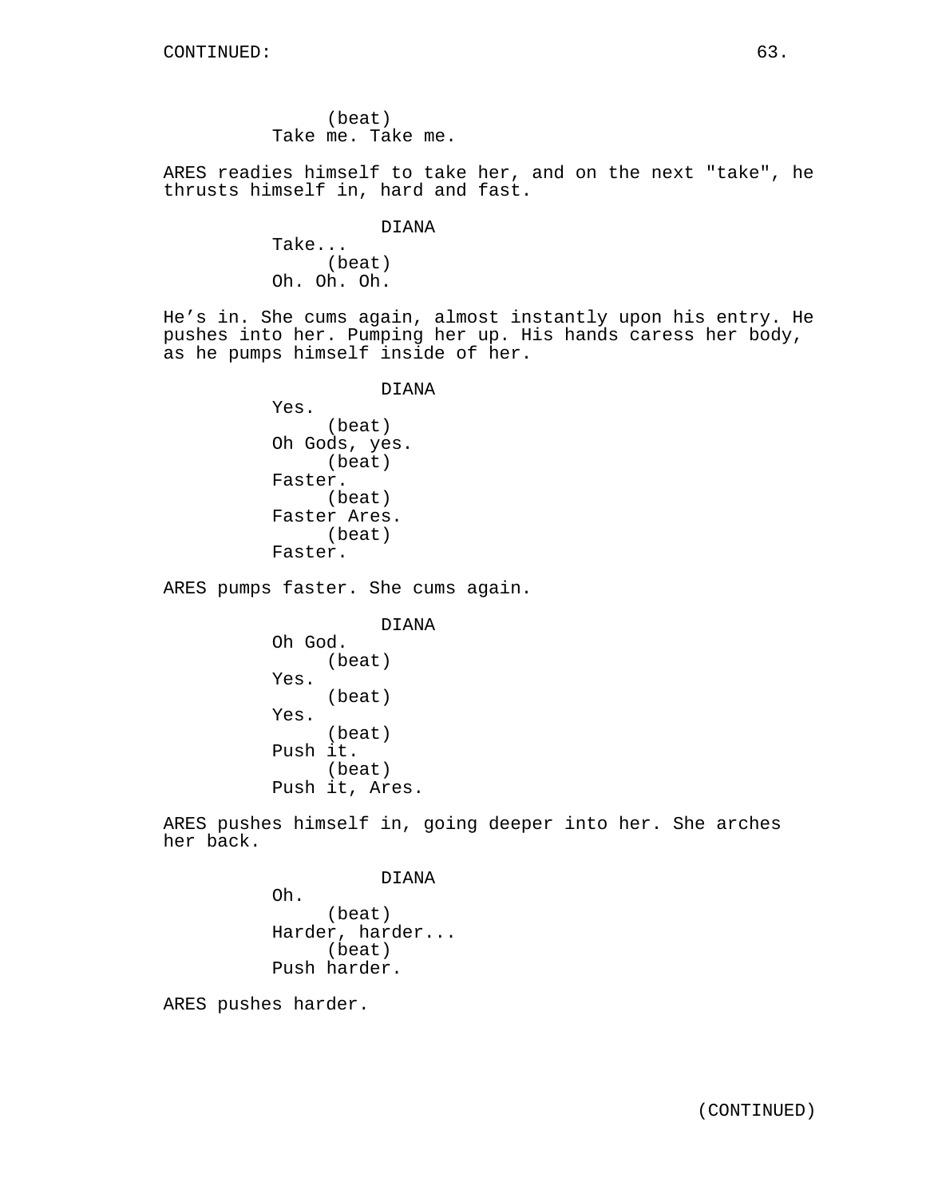(beat)
Take me. Take me.

ARES readies himself to take her, and on the next "take", he thrusts himself in, hard and fast.

DIANA
Take...
(beat)
Oh. Oh. Oh.

He's in. She cums again, almost instantly upon his entry. He pushes into her. Pumping her up. His hands caress her body, as he pumps himself inside of her.

DIANA
Yes.
(beat)
Oh Gods, yes.
(beat)
Faster.
(beat)
Faster Ares.
(beat)
Faster.

ARES pumps faster. She cums again.

DIANA
Oh God.
(beat)
Yes.
(beat)
Yes.
(beat)
Push it.
(beat)
Push it, Ares.

ARES pushes himself in, going deeper into her. She arches her back.

DIANA
Oh.
(beat)
Harder, harder...
(beat)
Push harder.

ARES pushes harder.

(CONTINUED)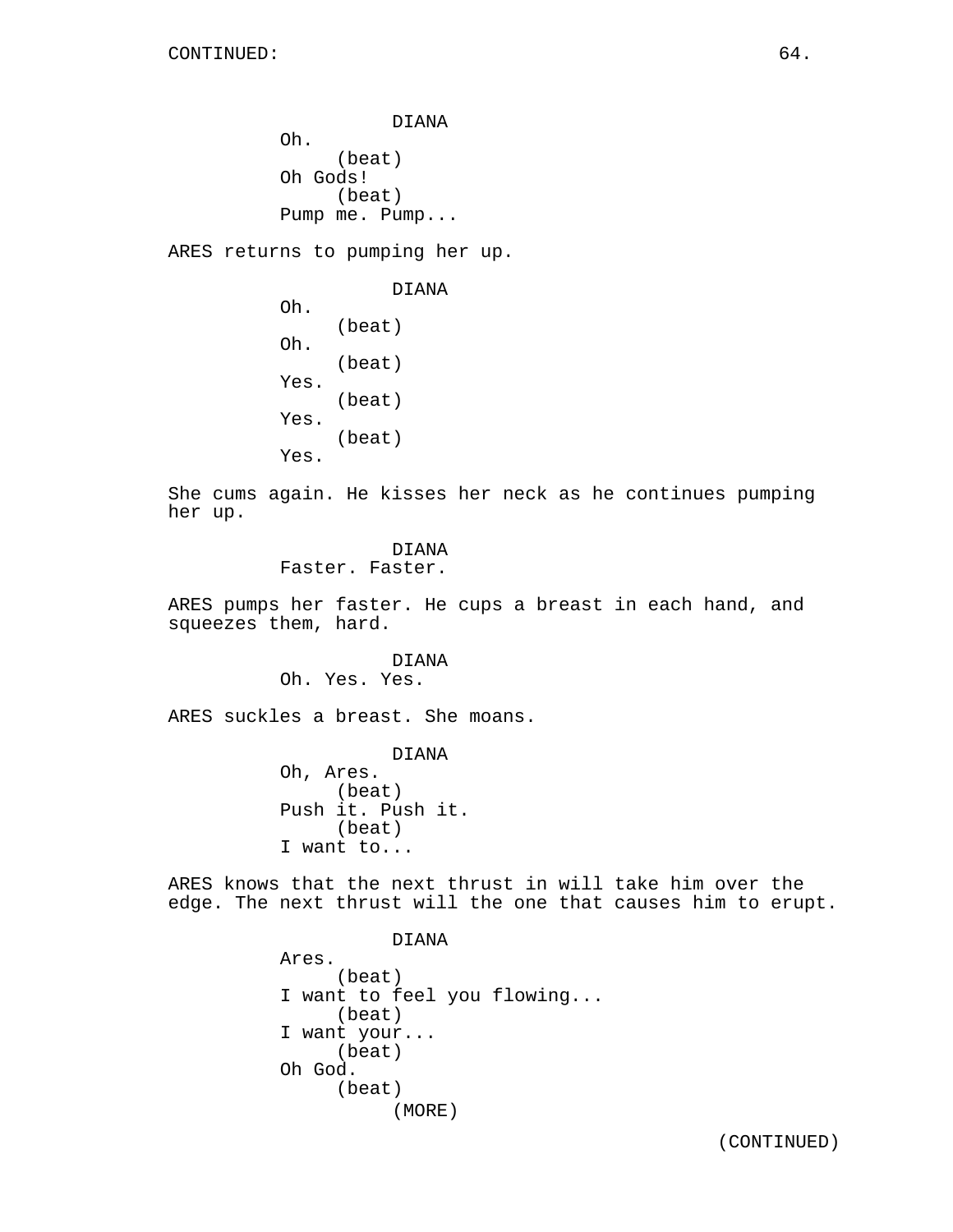DIANA
Oh.
(beat)
Oh Gods!
(beat)
Pump me. Pump...

ARES returns to pumping her up.

DIANA
Oh.
(beat)
Oh.
(beat)
Yes.
(beat)
Yes.
(beat)
Yes.

She cums again. He kisses her neck as he continues pumping her up.

DIANA
Faster. Faster.

ARES pumps her faster. He cups a breast in each hand, and squeezes them, hard.

DIANA
Oh. Yes. Yes.

ARES suckles a breast. She moans.

DIANA
Oh, Ares.
(beat)
Push it. Push it.
(beat)
I want to...

ARES knows that the next thrust in will take him over the edge. The next thrust will the one that causes him to erupt.

DIANA
Ares.
(beat)
I want to feel you flowing...
(beat)
I want your...
(beat)
Oh God.
(beat)
(MORE)

(CONTINUED)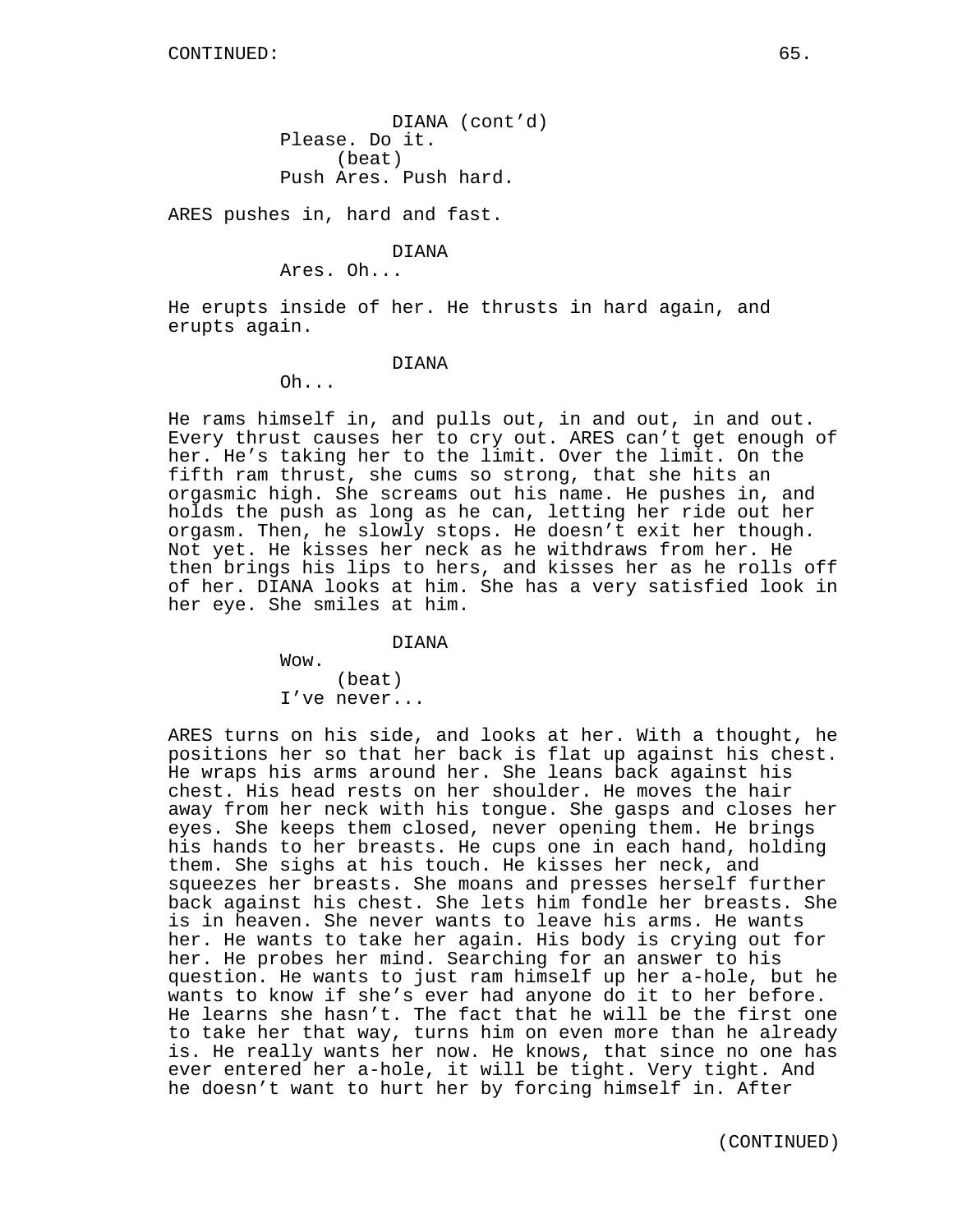DIANA (cont'd)
Please. Do it.
(beat)
Push Ares. Push hard.

ARES pushes in, hard and fast.

DIANA
Ares. Oh...

He erupts inside of her. He thrusts in hard again, and erupts again.

DIANA
Oh...

He rams himself in, and pulls out, in and out, in and out. Every thrust causes her to cry out. ARES can't get enough of her. He's taking her to the limit. Over the limit. On the fifth ram thrust, she cums so strong, that she hits an orgasmic high. She screams out his name. He pushes in, and holds the push as long as he can, letting her ride out her orgasm. Then, he slowly stops. He doesn't exit her though. Not yet. He kisses her neck as he withdraws from her. He then brings his lips to hers, and kisses her as he rolls off of her. DIANA looks at him. She has a very satisfied look in her eye. She smiles at him.

DIANA
Wow.
(beat)
I've never...

ARES turns on his side, and looks at her. With a thought, he positions her so that her back is flat up against his chest. He wraps his arms around her. She leans back against his chest. His head rests on her shoulder. He moves the hair away from her neck with his tongue. She gasps and closes her eyes. She keeps them closed, never opening them. He brings his hands to her breasts. He cups one in each hand, holding them. She sighs at his touch. He kisses her neck, and squeezes her breasts. She moans and presses herself further back against his chest. She lets him fondle her breasts. She is in heaven. She never wants to leave his arms. He wants her. He wants to take her again. His body is crying out for her. He probes her mind. Searching for an answer to his question. He wants to just ram himself up her a-hole, but he wants to know if she's ever had anyone do it to her before. He learns she hasn't. The fact that he will be the first one to take her that way, turns him on even more than he already is. He really wants her now. He knows, that since no one has ever entered her a-hole, it will be tight. Very tight. And he doesn't want to hurt her by forcing himself in. After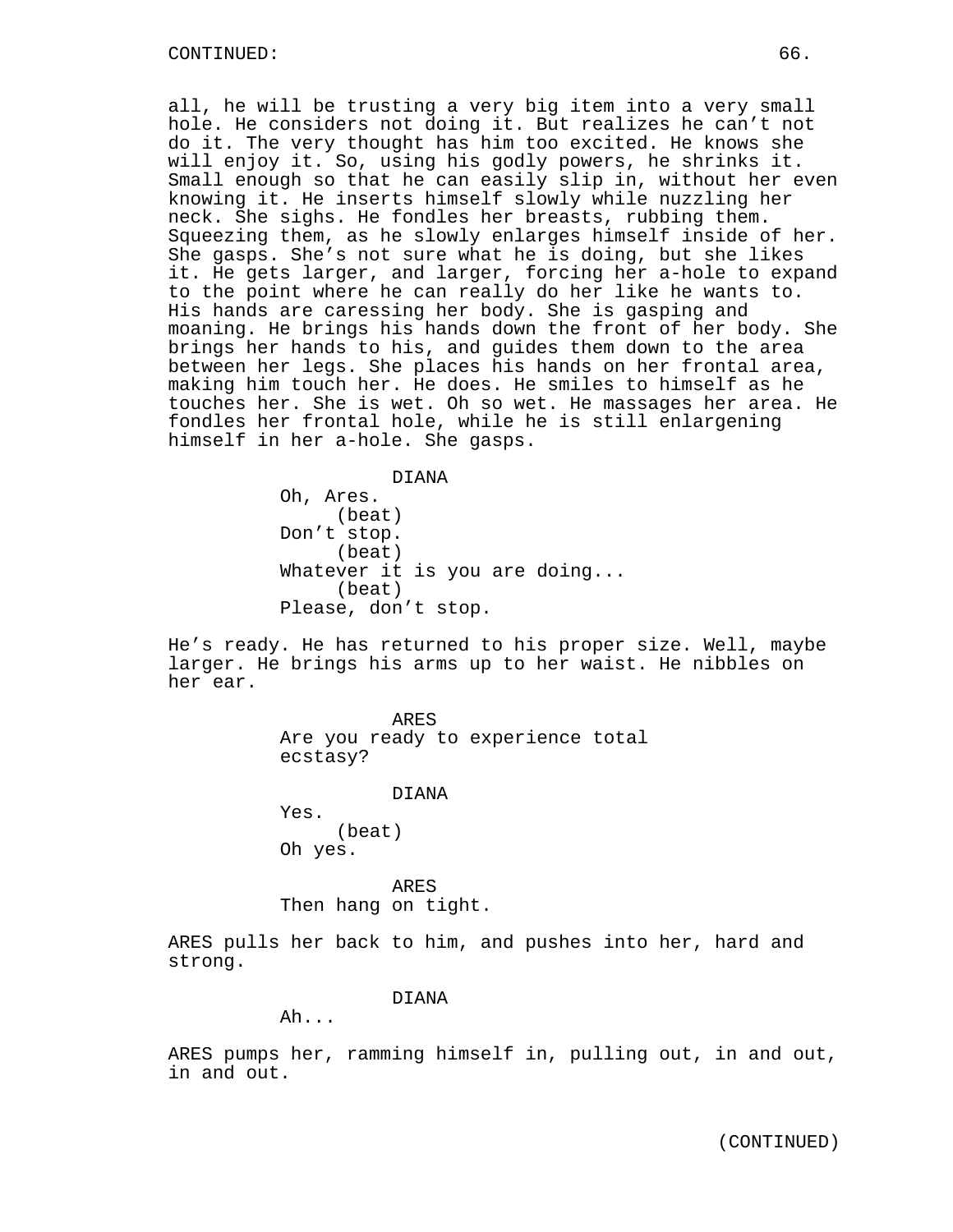all, he will be trusting a very big item into a very small hole. He considers not doing it. But realizes he can't not do it. The very thought has him too excited. He knows she will enjoy it. So, using his godly powers, he shrinks it. Small enough so that he can easily slip in, without her even knowing it. He inserts himself slowly while nuzzling her neck. She sighs. He fondles her breasts, rubbing them. Squeezing them, as he slowly enlarges himself inside of her. She gasps. She's not sure what he is doing, but she likes it. He gets larger, and larger, forcing her a-hole to expand to the point where he can really do her like he wants to. His hands are caressing her body. She is gasping and moaning. He brings his hands down the front of her body. She brings her hands to his, and guides them down to the area between her legs. She places his hands on her frontal area, making him touch her. He does. He smiles to himself as he touches her. She is wet. Oh so wet. He massages her area. He fondles her frontal hole, while he is still enlargening himself in her a-hole. She gasps.

DIANA
Oh, Ares.
(beat)
Don't stop.
(beat)
Whatever it is you are doing...
(beat)
Please, don't stop.

He's ready. He has returned to his proper size. Well, maybe larger. He brings his arms up to her waist. He nibbles on her ear.

ARES
Are you ready to experience total ecstasy?

DIANA
Yes.
(beat)
Oh yes.

ARES
Then hang on tight.

ARES pulls her back to him, and pushes into her, hard and strong.

DIANA
Ah...

ARES pumps her, ramming himself in, pulling out, in and out, in and out.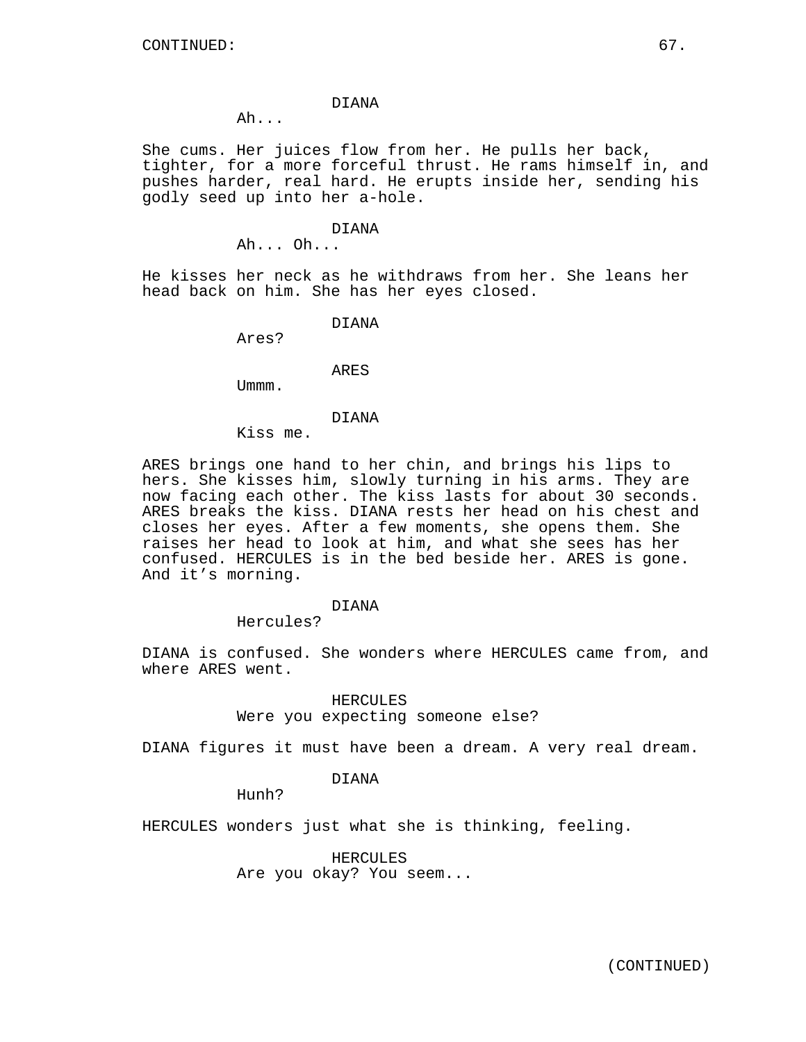DIANA

Ah...

She cums. Her juices flow from her. He pulls her back, tighter, for a more forceful thrust. He rams himself in, and pushes harder, real hard. He erupts inside her, sending his godly seed up into her a-hole.

DIANA

Ah... Oh...

He kisses her neck as he withdraws from her. She leans her head back on him. She has her eyes closed.

DIANA

Ares?

ARES

Ummm.

DIANA

Kiss me.

ARES brings one hand to her chin, and brings his lips to hers. She kisses him, slowly turning in his arms. They are now facing each other. The kiss lasts for about 30 seconds. ARES breaks the kiss. DIANA rests her head on his chest and closes her eyes. After a few moments, she opens them. She raises her head to look at him, and what she sees has her confused. HERCULES is in the bed beside her. ARES is gone. And it's morning.

DIANA

Hercules?

DIANA is confused. She wonders where HERCULES came from, and where ARES went.

HERCULES

Were you expecting someone else?

DIANA figures it must have been a dream. A very real dream.

DIANA

Hunh?

HERCULES wonders just what she is thinking, feeling.

HERCULES

Are you okay? You seem...

(CONTINUED)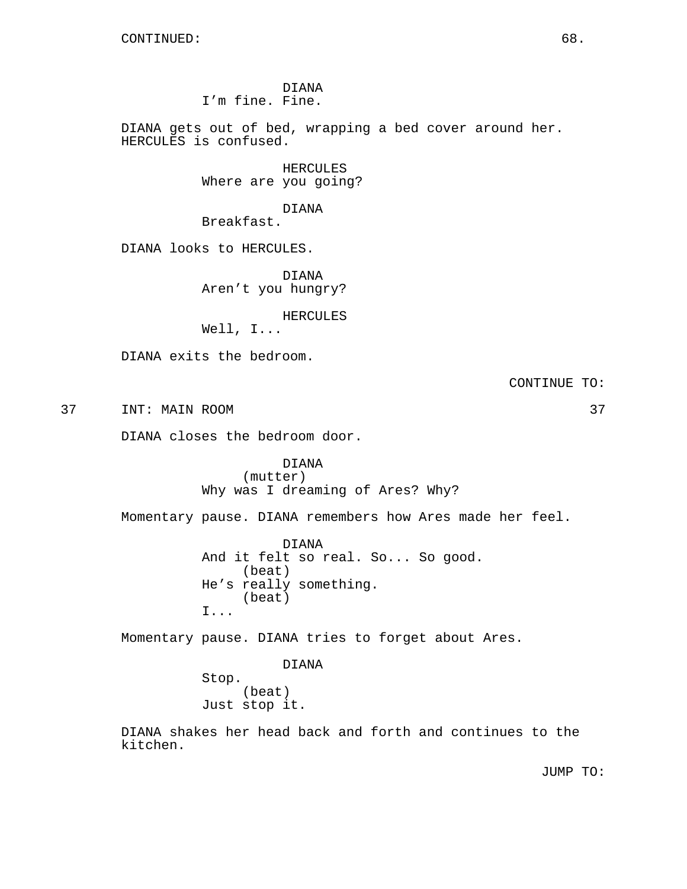CONTINUED:

DIANA
I'm fine. Fine.

DIANA gets out of bed, wrapping a bed cover around her. HERCULES is confused.

HERCULES
Where are you going?

DIANA
Breakfast.

DIANA looks to HERCULES.

DIANA
Aren't you hungry?

HERCULES
Well, I...

DIANA exits the bedroom.

CONTINUE TO:

37 INT: MAIN ROOM 37

DIANA closes the bedroom door.

DIANA
(mutter)
Why was I dreaming of Ares? Why?

Momentary pause. DIANA remembers how Ares made her feel.

DIANA
And it felt so real. So... So good.
(beat)
He's really something.
(beat)
I...

Momentary pause. DIANA tries to forget about Ares.

DIANA
Stop.
(beat)
Just stop it.

DIANA shakes her head back and forth and continues to the kitchen.

JUMP TO: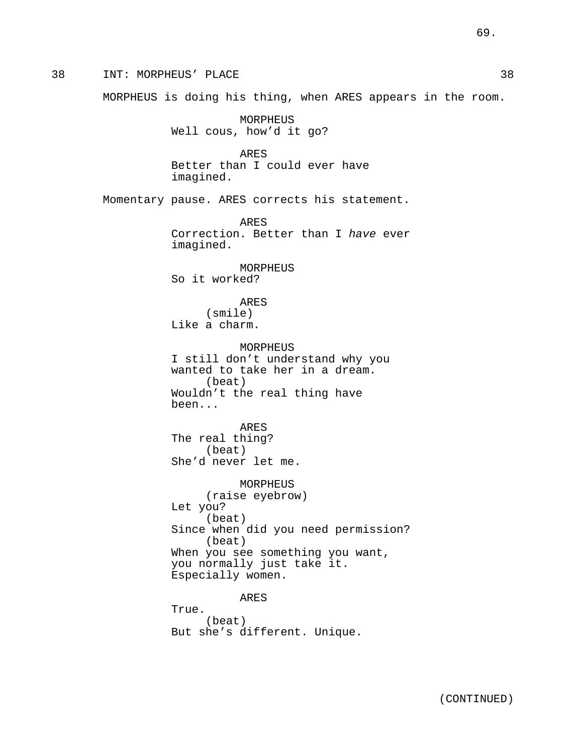38 INT: MORPHEUS' PLACE 38

MORPHEUS is doing his thing, when ARES appears in the room.

MORPHEUS
Well cous, how'd it go?

ARES
Better than I could ever have imagined.

Momentary pause. ARES corrects his statement.

ARES
Correction. Better than I *have* ever imagined.

MORPHEUS
So it worked?

ARES
(smile)
Like a charm.

MORPHEUS
I still don't understand why you wanted to take her in a dream.
(beat)
Wouldn't the real thing have been...

ARES
The real thing?
(beat)
She'd never let me.

MORPHEUS
(raise eyebrow)
Let you?
(beat)
Since when did you need permission?
(beat)
When you see something you want, you normally just take it. Especially women.

ARES
True.
(beat)
But she's different. Unique.

(CONTINUED)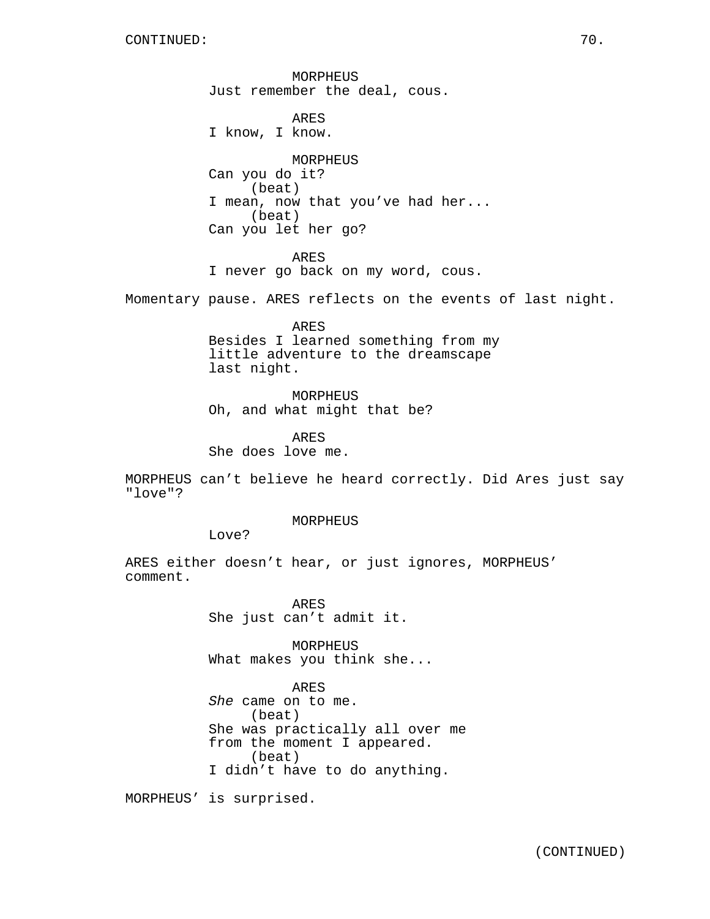CONTINUED:

MORPHEUS
Just remember the deal, cous.

ARES
I know, I know.

MORPHEUS
Can you do it?
(beat)
I mean, now that you've had her...
(beat)
Can you let her go?

ARES
I never go back on my word, cous.

Momentary pause. ARES reflects on the events of last night.

ARES
Besides I learned something from my little adventure to the dreamscape last night.

MORPHEUS
Oh, and what might that be?

ARES
She does love me.

MORPHEUS can't believe he heard correctly. Did Ares just say "love"?

MORPHEUS
Love?

ARES either doesn't hear, or just ignores, MORPHEUS' comment.

ARES
She just can't admit it.

MORPHEUS
What makes you think she...

ARES
*She* came on to me.
(beat)
She was practically all over me from the moment I appeared.
(beat)
I didn't have to do anything.

MORPHEUS' is surprised.

(CONTINUED)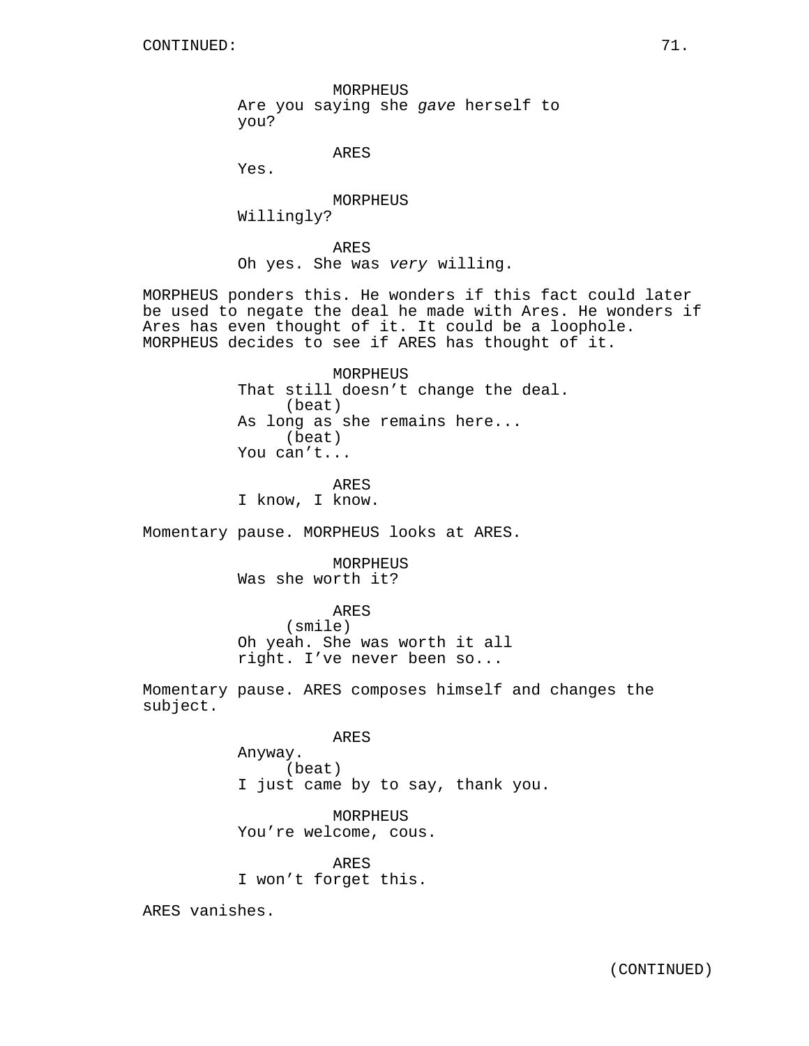CONTINUED:

MORPHEUS
Are you saying she *gave* herself to you?

ARES
Yes.

MORPHEUS
Willingly?

ARES
Oh yes. She was *very* willing.

MORPHEUS ponders this. He wonders if this fact could later be used to negate the deal he made with Ares. He wonders if Ares has even thought of it. It could be a loophole. MORPHEUS decides to see if ARES has thought of it.

MORPHEUS
That still doesn't change the deal.
(beat)
As long as she remains here...
(beat)
You can't...

ARES
I know, I know.

Momentary pause. MORPHEUS looks at ARES.

MORPHEUS
Was she worth it?

ARES
(smile)
Oh yeah. She was worth it all right. I've never been so...

Momentary pause. ARES composes himself and changes the subject.

ARES
Anyway.
(beat)
I just came by to say, thank you.

MORPHEUS
You're welcome, cous.

ARES
I won't forget this.

ARES vanishes.

(CONTINUED)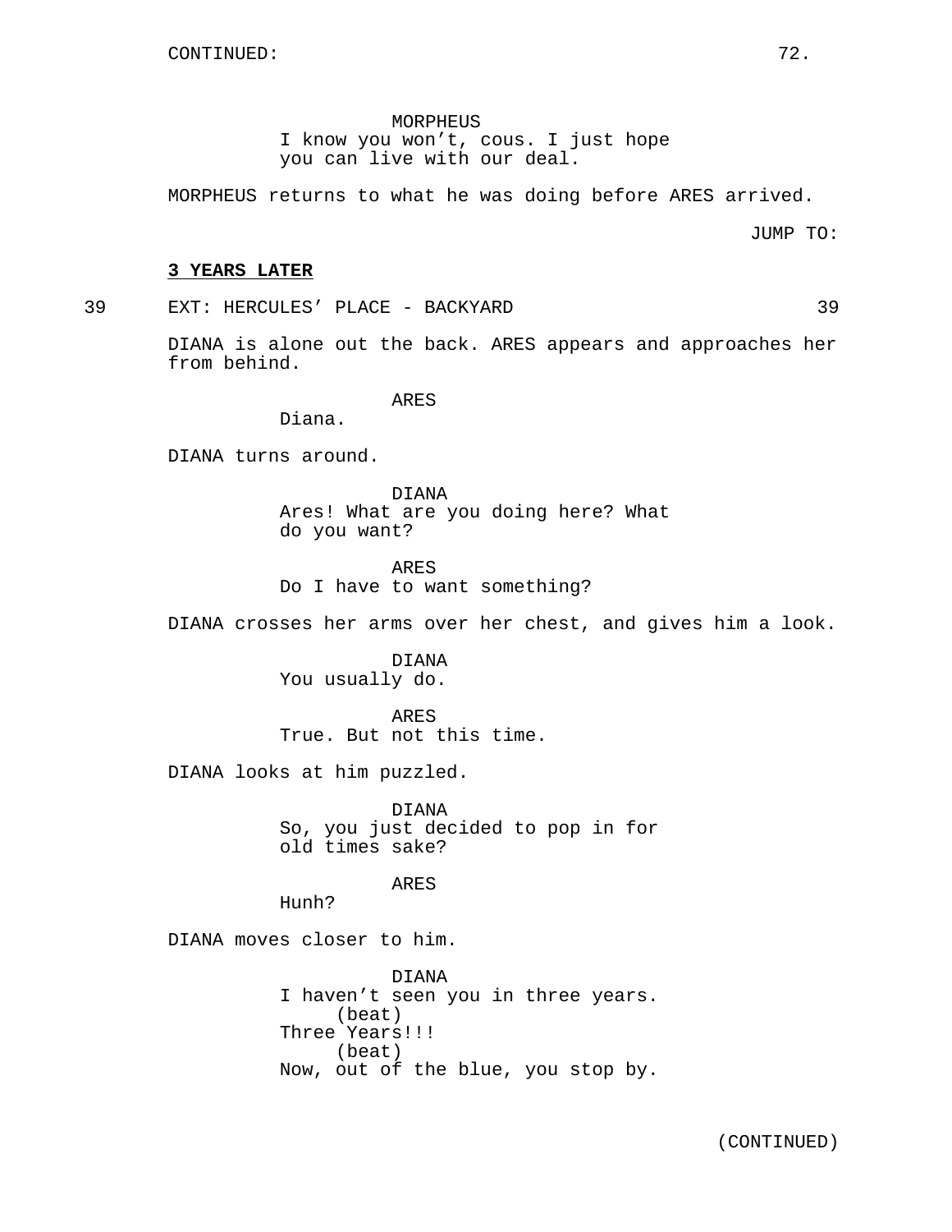MORPHEUS
I know you won't, cous. I just hope you can live with our deal.

MORPHEUS returns to what he was doing before ARES arrived.

JUMP TO:

**3 YEARS LATER**

39 EXT: HERCULES' PLACE - BACKYARD 39

DIANA is alone out the back. ARES appears and approaches her from behind.

ARES
Diana.

DIANA turns around.

DIANA
Ares! What are you doing here? What do you want?

ARES
Do I have to want something?

DIANA crosses her arms over her chest, and gives him a look.

DIANA
You usually do.

ARES
True. But not this time.

DIANA looks at him puzzled.

DIANA
So, you just decided to pop in for old times sake?

ARES
Hunh?

DIANA moves closer to him.

DIANA
I haven't seen you in three years.
(beat)
Three Years!!!
(beat)
Now, out of the blue, you stop by.

(CONTINUED)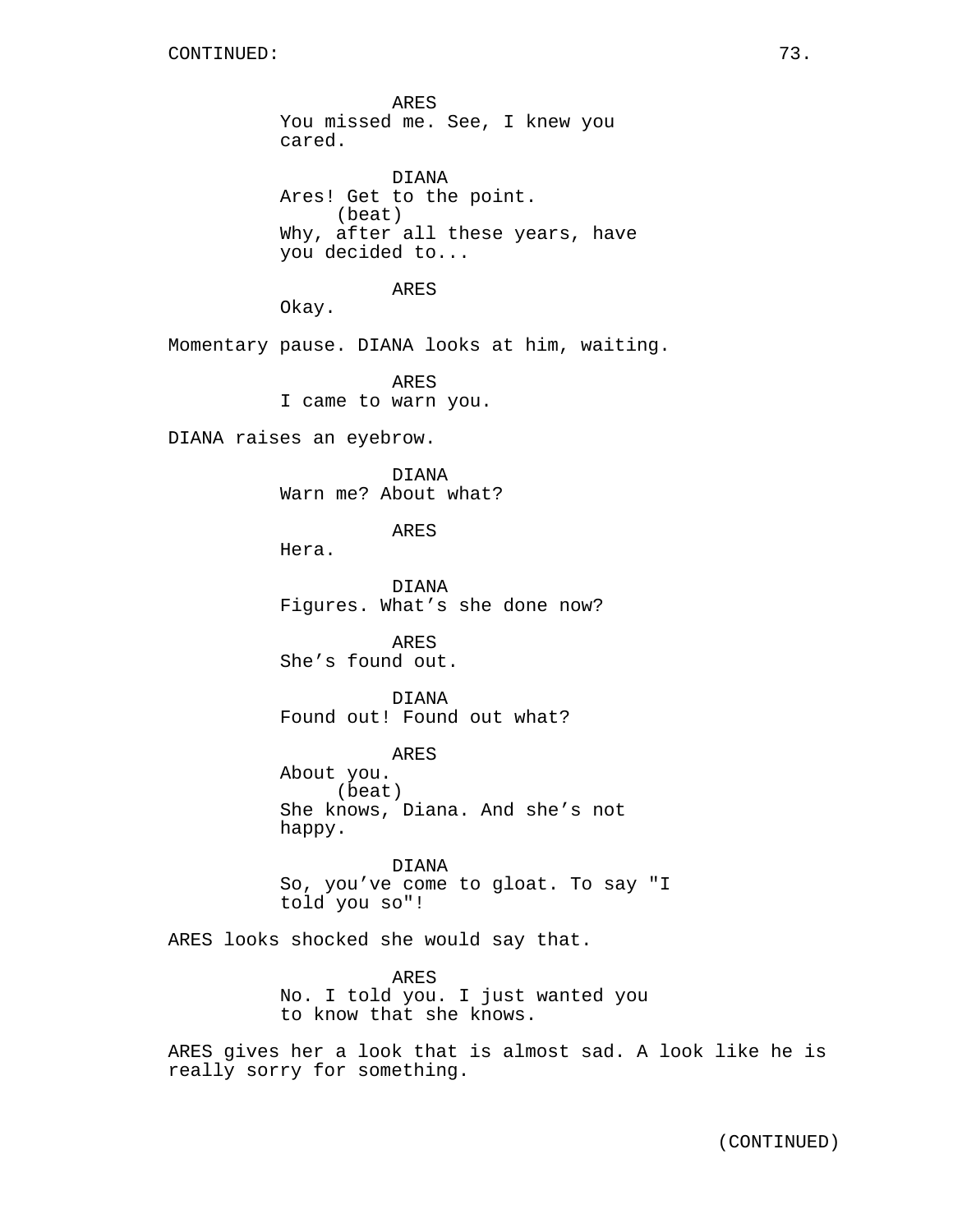CONTINUED:

ARES
You missed me. See, I knew you cared.

DIANA
Ares! Get to the point.
(beat)
Why, after all these years, have you decided to...

ARES
Okay.

Momentary pause. DIANA looks at him, waiting.

ARES
I came to warn you.

DIANA raises an eyebrow.

DIANA
Warn me? About what?

ARES
Hera.

DIANA
Figures. What's she done now?

ARES
She's found out.

DIANA
Found out! Found out what?

ARES
About you.
(beat)
She knows, Diana. And she's not happy.

DIANA
So, you've come to gloat. To say "I told you so"!

ARES looks shocked she would say that.

ARES
No. I told you. I just wanted you to know that she knows.

ARES gives her a look that is almost sad. A look like he is really sorry for something.

(CONTINUED)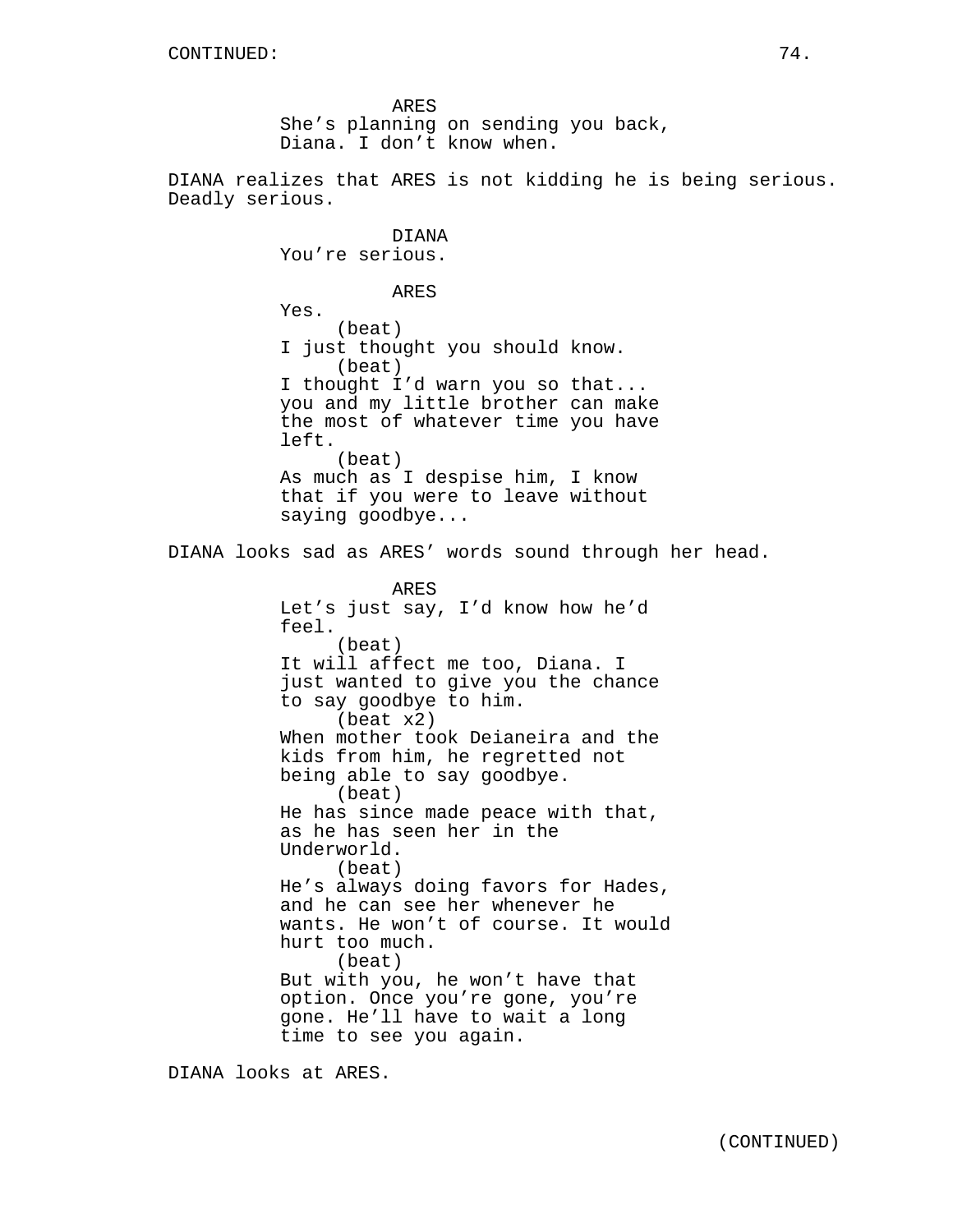CONTINUED:

ARES
She's planning on sending you back, Diana. I don't know when.

DIANA realizes that ARES is not kidding he is being serious. Deadly serious.

DIANA
You're serious.

ARES
Yes.
(beat)
I just thought you should know.
(beat)
I thought I'd warn you so that... you and my little brother can make the most of whatever time you have left.
(beat)
As much as I despise him, I know that if you were to leave without saying goodbye...

DIANA looks sad as ARES' words sound through her head.

ARES
Let's just say, I'd know how he'd feel.
(beat)
It will affect me too, Diana. I just wanted to give you the chance to say goodbye to him.
(beat x2)
When mother took Deianeira and the kids from him, he regretted not being able to say goodbye.
(beat)
He has since made peace with that, as he has seen her in the Underworld.
(beat)
He's always doing favors for Hades, and he can see her whenever he wants. He won't of course. It would hurt too much.
(beat)
But with you, he won't have that option. Once you're gone, you're gone. He'll have to wait a long time to see you again.

DIANA looks at ARES.

(CONTINUED)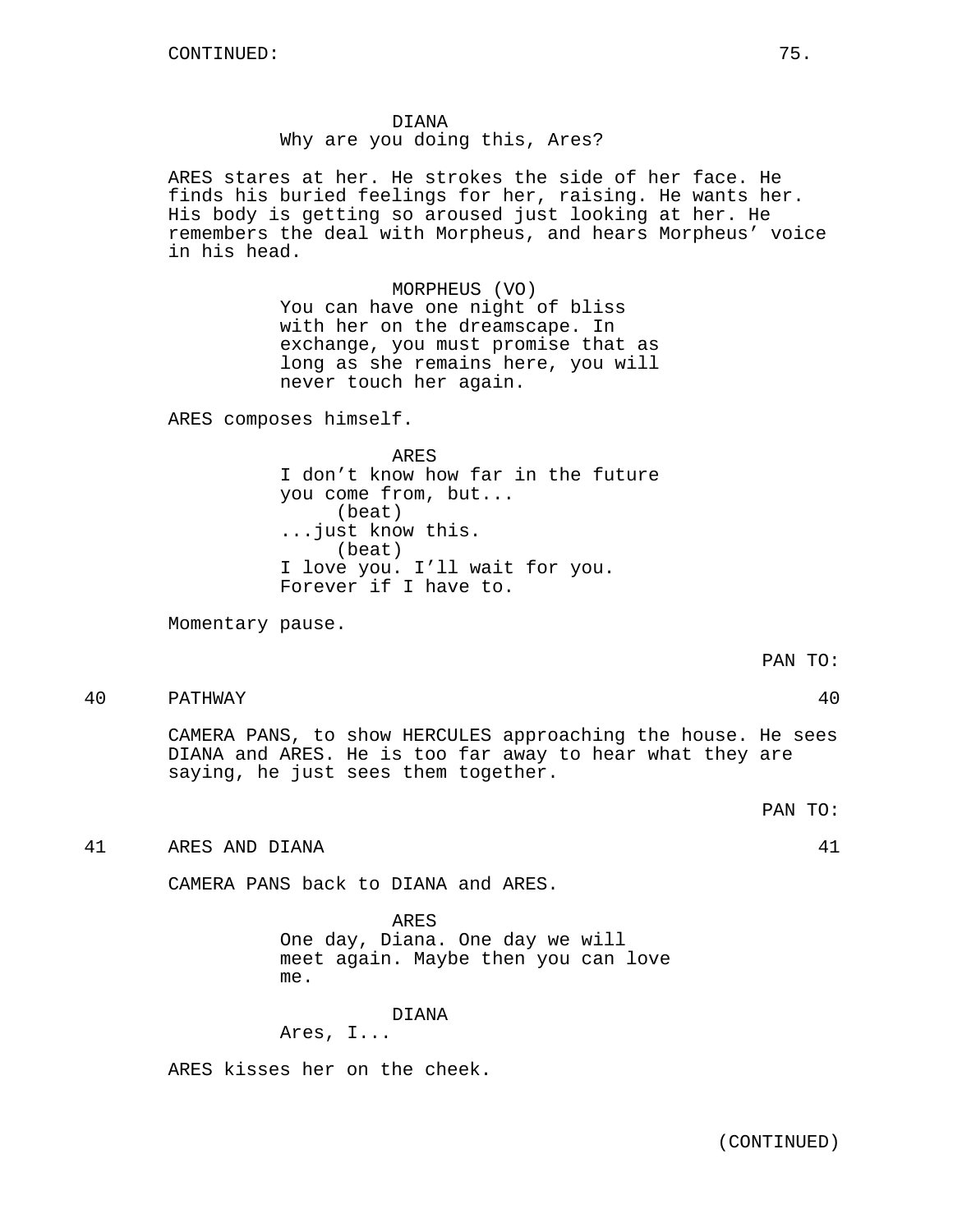CONTINUED:

DIANA
Why are you doing this, Ares?

ARES stares at her. He strokes the side of her face. He finds his buried feelings for her, raising. He wants her. His body is getting so aroused just looking at her. He remembers the deal with Morpheus, and hears Morpheus' voice in his head.

MORPHEUS (VO)
You can have one night of bliss with her on the dreamscape. In exchange, you must promise that as long as she remains here, you will never touch her again.

ARES composes himself.

ARES
I don't know how far in the future you come from, but...
(beat)
...just know this.
(beat)
I love you. I'll wait for you. Forever if I have to.

Momentary pause.

PAN TO:

40 PATHWAY 40

CAMERA PANS, to show HERCULES approaching the house. He sees DIANA and ARES. He is too far away to hear what they are saying, he just sees them together.

PAN TO:

41 ARES AND DIANA 41

CAMERA PANS back to DIANA and ARES.

ARES
One day, Diana. One day we will meet again. Maybe then you can love me.

DIANA
Ares, I...

ARES kisses her on the cheek.

(CONTINUED)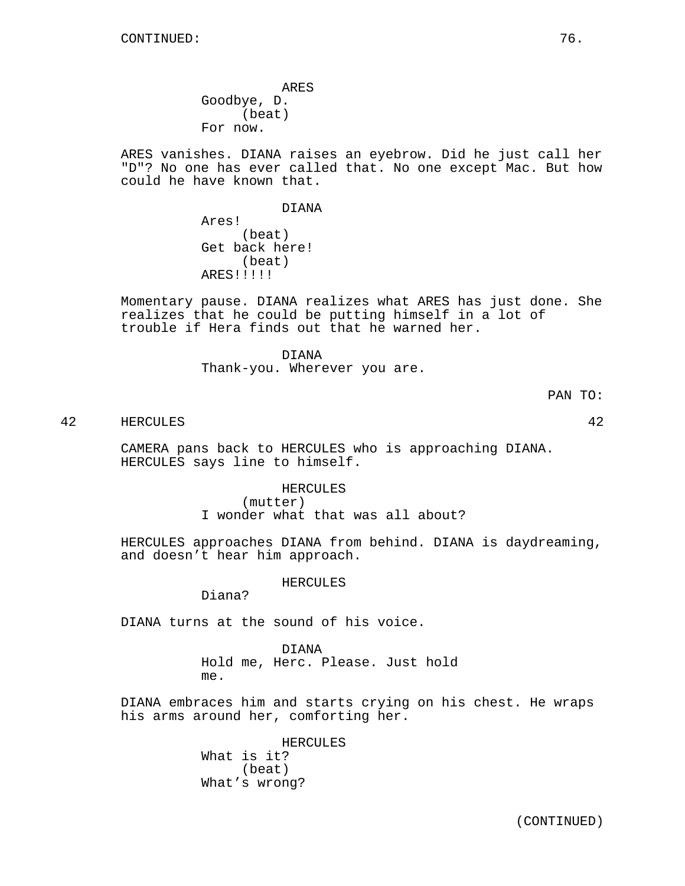CONTINUED:

ARES
Goodbye, D.
(beat)
For now.

ARES vanishes. DIANA raises an eyebrow. Did he just call her "D"? No one has ever called that. No one except Mac. But how could he have known that.

DIANA
Ares!
(beat)
Get back here!
(beat)
ARES!!!!!

Momentary pause. DIANA realizes what ARES has just done. She realizes that he could be putting himself in a lot of trouble if Hera finds out that he warned her.

DIANA
Thank-you. Wherever you are.

PAN TO:

42 HERCULES 42

CAMERA pans back to HERCULES who is approaching DIANA. HERCULES says line to himself.

HERCULES
(mutter)
I wonder what that was all about?

HERCULES approaches DIANA from behind. DIANA is daydreaming, and doesn't hear him approach.

HERCULES
Diana?

DIANA turns at the sound of his voice.

DIANA
Hold me, Herc. Please. Just hold me.

DIANA embraces him and starts crying on his chest. He wraps his arms around her, comforting her.

HERCULES
What is it?
(beat)
What's wrong?

(CONTINUED)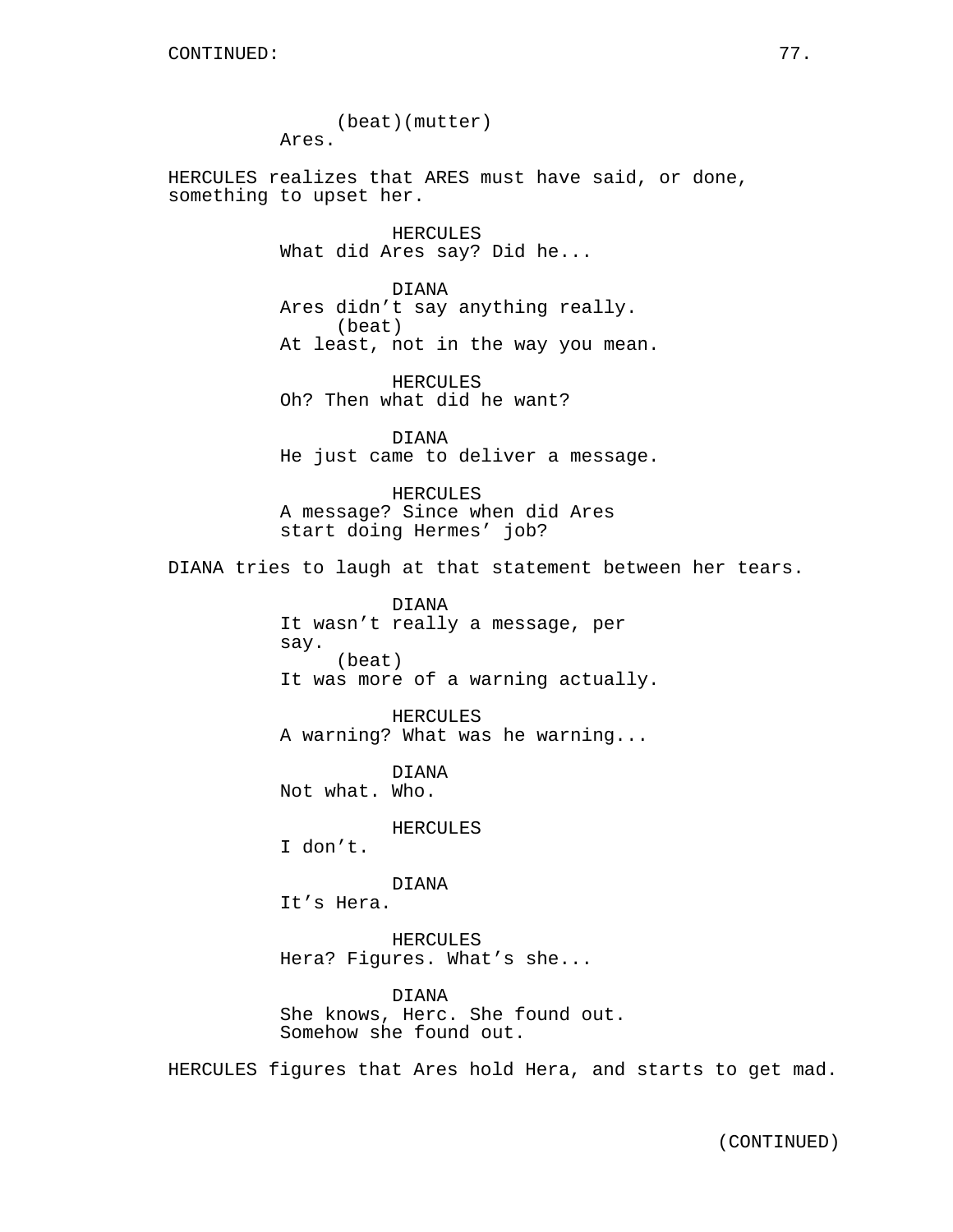CONTINUED:

(beat)(mutter)
Ares.

HERCULES realizes that ARES must have said, or done, something to upset her.

HERCULES
What did Ares say? Did he...

DIANA
Ares didn't say anything really.
(beat)
At least, not in the way you mean.

HERCULES
Oh? Then what did he want?

DIANA
He just came to deliver a message.

HERCULES
A message? Since when did Ares start doing Hermes' job?

DIANA tries to laugh at that statement between her tears.

DIANA
It wasn't really a message, per say.
(beat)
It was more of a warning actually.

HERCULES
A warning? What was he warning...

DIANA
Not what. Who.

HERCULES
I don't.

DIANA
It's Hera.

HERCULES
Hera? Figures. What's she...

DIANA
She knows, Herc. She found out. Somehow she found out.

HERCULES figures that Ares hold Hera, and starts to get mad.

(CONTINUED)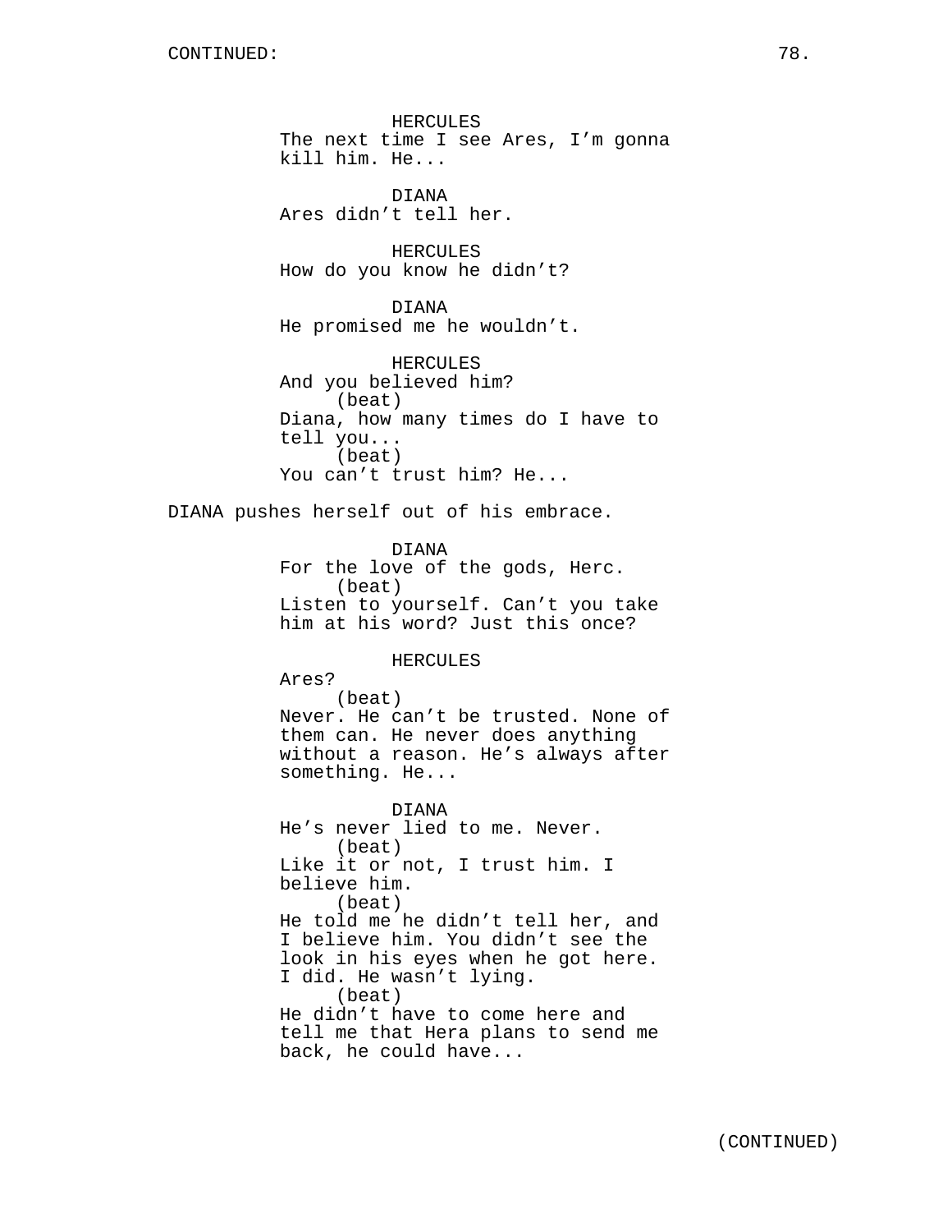CONTINUED:

HERCULES
The next time I see Ares, I'm gonna kill him. He...

DIANA
Ares didn't tell her.

HERCULES
How do you know he didn't?

DIANA
He promised me he wouldn't.

HERCULES
And you believed him?
(beat)
Diana, how many times do I have to tell you...
(beat)
You can't trust him? He...

DIANA pushes herself out of his embrace.

DIANA
For the love of the gods, Herc.
(beat)
Listen to yourself. Can't you take him at his word? Just this once?

HERCULES
Ares?
(beat)
Never. He can't be trusted. None of them can. He never does anything without a reason. He's always after something. He...

DIANA
He's never lied to me. Never.
(beat)
Like it or not, I trust him. I believe him.
(beat)
He told me he didn't tell her, and I believe him. You didn't see the look in his eyes when he got here. I did. He wasn't lying.
(beat)
He didn't have to come here and tell me that Hera plans to send me back, he could have...

(CONTINUED)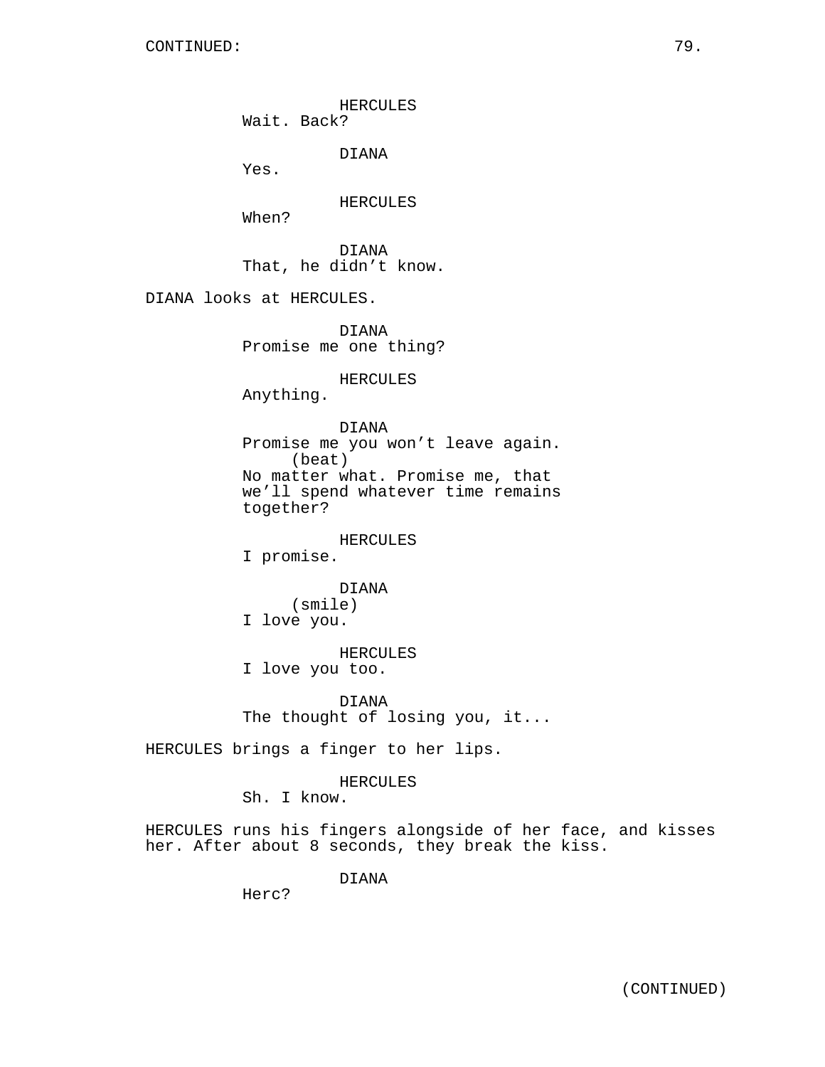CONTINUED:

HERCULES
Wait. Back?

DIANA
Yes.

HERCULES
When?

DIANA
That, he didn't know.

DIANA looks at HERCULES.

DIANA
Promise me one thing?

HERCULES
Anything.

DIANA
Promise me you won't leave again.
(beat)
No matter what. Promise me, that we'll spend whatever time remains together?

HERCULES
I promise.

DIANA
(smile)
I love you.

HERCULES
I love you too.

DIANA
The thought of losing you, it...

HERCULES brings a finger to her lips.

HERCULES
Sh. I know.

HERCULES runs his fingers alongside of her face, and kisses her. After about 8 seconds, they break the kiss.

DIANA
Herc?

(CONTINUED)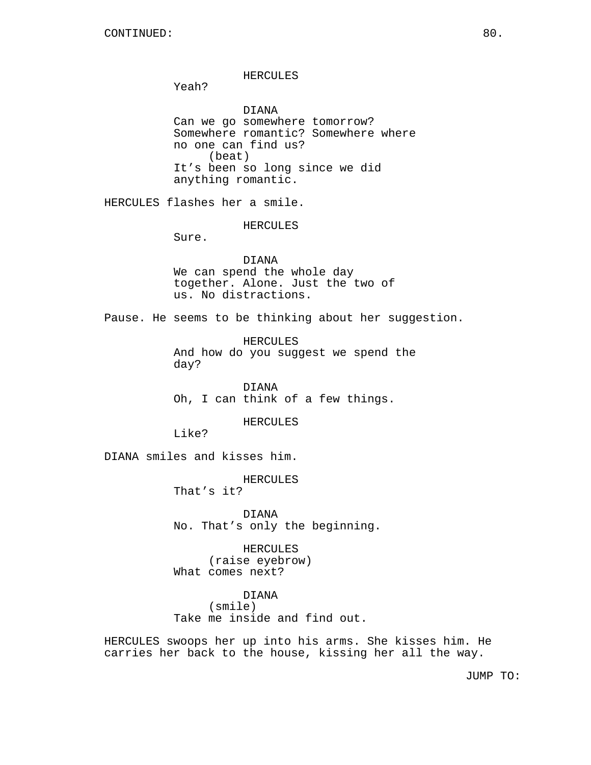CONTINUED:

HERCULES
Yeah?

DIANA
Can we go somewhere tomorrow? Somewhere romantic? Somewhere where no one can find us?
(beat)
It's been so long since we did anything romantic.

HERCULES flashes her a smile.

HERCULES
Sure.

DIANA
We can spend the whole day together. Alone. Just the two of us. No distractions.

Pause. He seems to be thinking about her suggestion.

HERCULES
And how do you suggest we spend the day?

DIANA
Oh, I can think of a few things.

HERCULES
Like?

DIANA smiles and kisses him.

HERCULES
That's it?

DIANA
No. That's only the beginning.

HERCULES
(raise eyebrow)
What comes next?

DIANA
(smile)
Take me inside and find out.

HERCULES swoops her up into his arms. She kisses him. He carries her back to the house, kissing her all the way.

JUMP TO: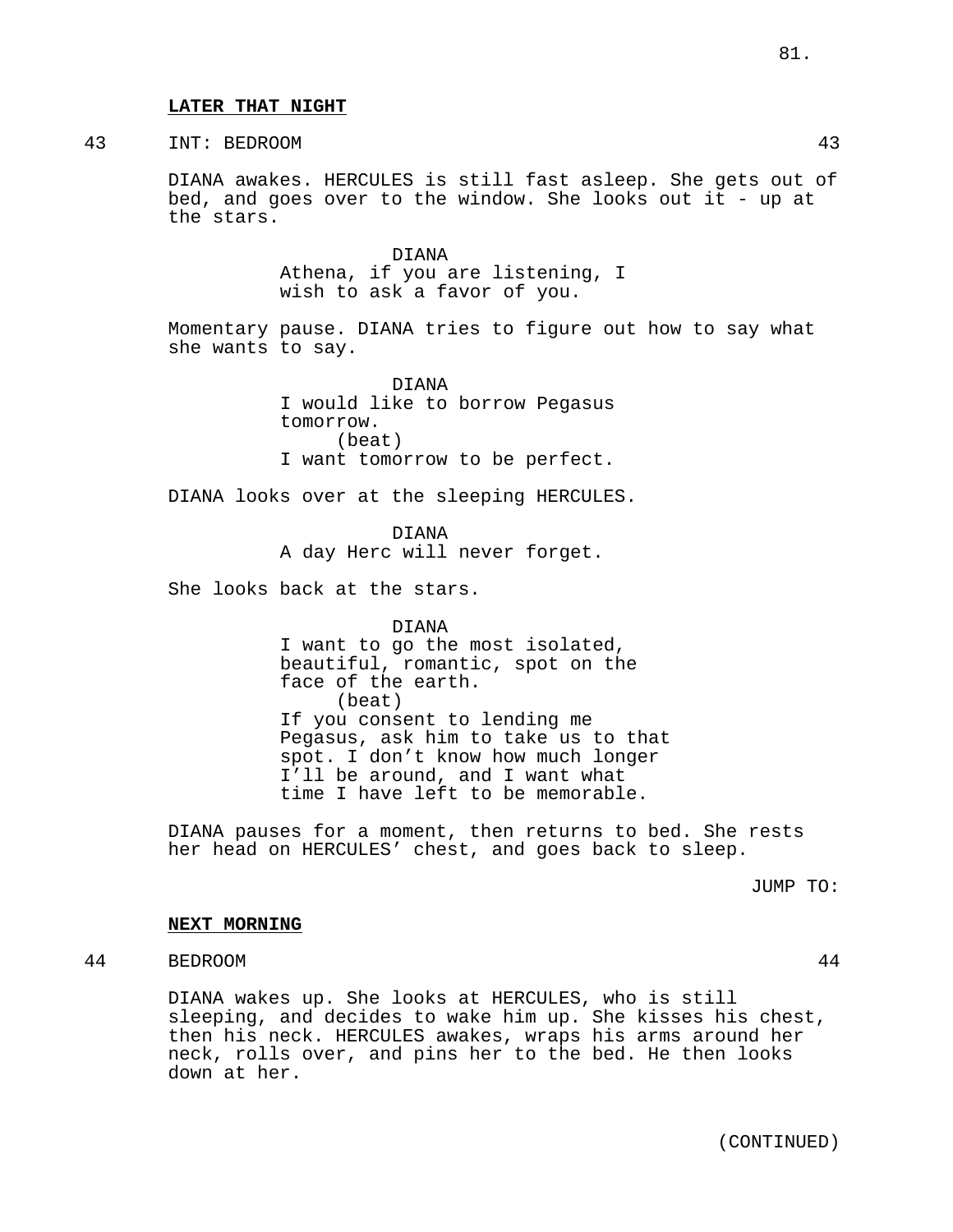**LATER THAT NIGHT**

43 INT: BEDROOM 43

DIANA awakes. HERCULES is still fast asleep. She gets out of bed, and goes over to the window. She looks out it - up at the stars.

DIANA
Athena, if you are listening, I wish to ask a favor of you.

Momentary pause. DIANA tries to figure out how to say what she wants to say.

DIANA
I would like to borrow Pegasus tomorrow.
(beat)
I want tomorrow to be perfect.

DIANA looks over at the sleeping HERCULES.

DIANA
A day Herc will never forget.

She looks back at the stars.

DIANA
I want to go the most isolated, beautiful, romantic, spot on the face of the earth.
(beat)
If you consent to lending me Pegasus, ask him to take us to that spot. I don't know how much longer I'll be around, and I want what time I have left to be memorable.

DIANA pauses for a moment, then returns to bed. She rests her head on HERCULES' chest, and goes back to sleep.

JUMP TO:

**NEXT MORNING**

44 BEDROOM 44

DIANA wakes up. She looks at HERCULES, who is still sleeping, and decides to wake him up. She kisses his chest, then his neck. HERCULES awakes, wraps his arms around her neck, rolls over, and pins her to the bed. He then looks down at her.

(CONTINUED)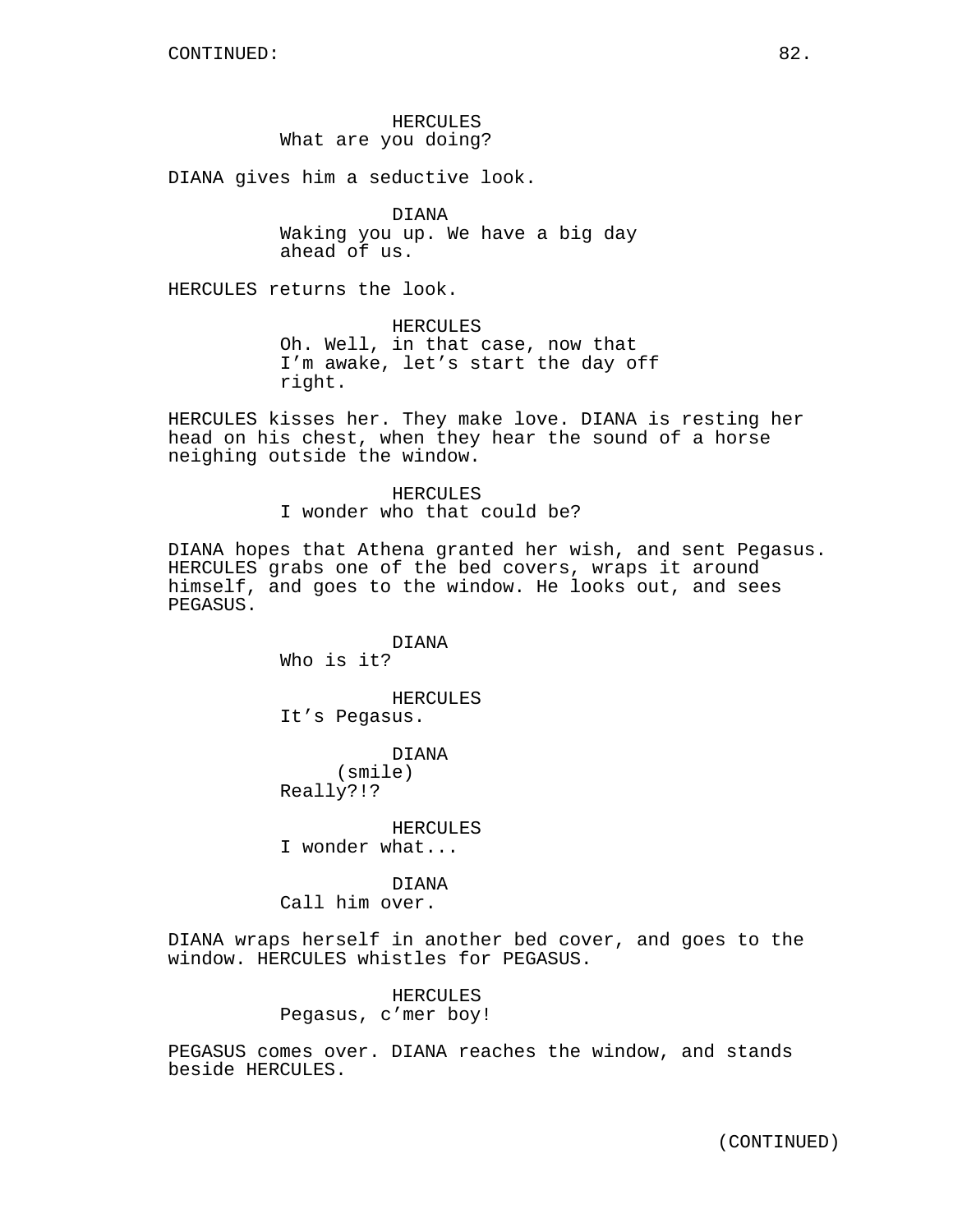HERCULES
What are you doing?

DIANA gives him a seductive look.

DIANA
Waking you up. We have a big day ahead of us.

HERCULES returns the look.

HERCULES
Oh. Well, in that case, now that I'm awake, let's start the day off right.

HERCULES kisses her. They make love. DIANA is resting her head on his chest, when they hear the sound of a horse neighing outside the window.

HERCULES
I wonder who that could be?

DIANA hopes that Athena granted her wish, and sent Pegasus. HERCULES grabs one of the bed covers, wraps it around himself, and goes to the window. He looks out, and sees PEGASUS.

DIANA
Who is it?

HERCULES
It's Pegasus.

DIANA
(smile)
Really?!?

HERCULES
I wonder what...

DIANA
Call him over.

DIANA wraps herself in another bed cover, and goes to the window. HERCULES whistles for PEGASUS.

HERCULES
Pegasus, c'mer boy!

PEGASUS comes over. DIANA reaches the window, and stands beside HERCULES.

(CONTINUED)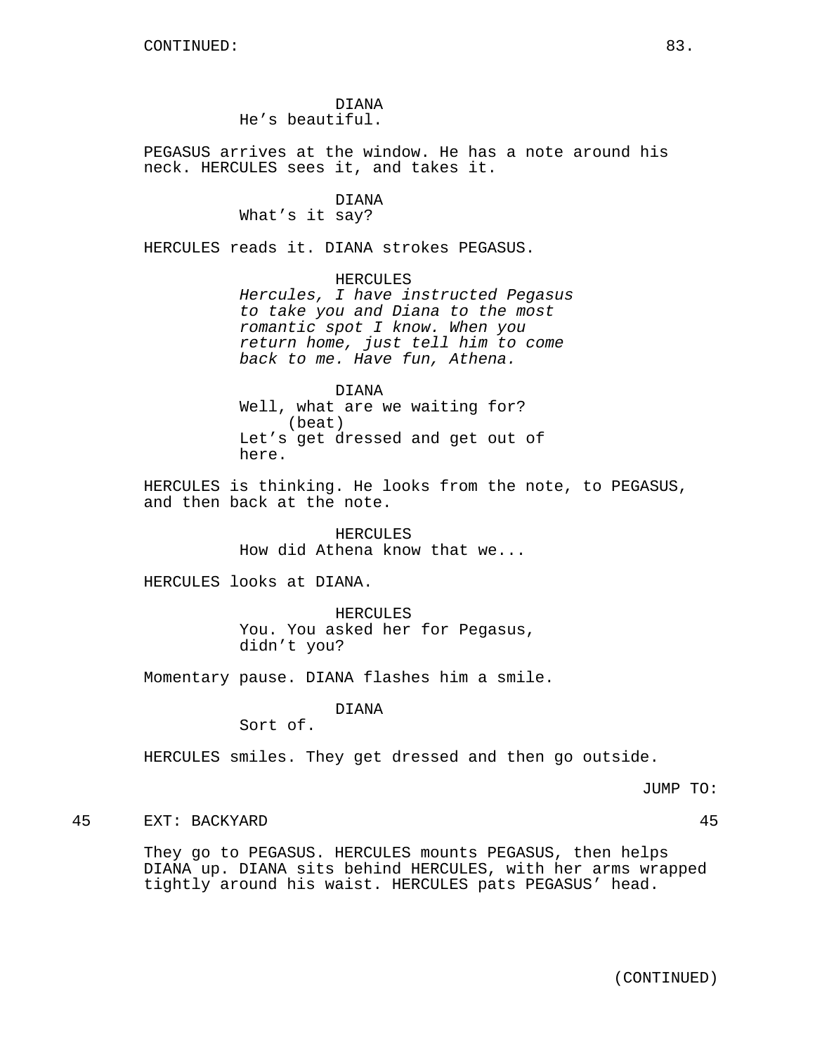CONTINUED:

DIANA
He's beautiful.

PEGASUS arrives at the window. He has a note around his neck. HERCULES sees it, and takes it.

DIANA
What's it say?

HERCULES reads it. DIANA strokes PEGASUS.

HERCULES
*Hercules, I have instructed Pegasus to take you and Diana to the most romantic spot I know. When you return home, just tell him to come back to me. Have fun, Athena.*

DIANA
Well, what are we waiting for?
(beat)
Let's get dressed and get out of here.

HERCULES is thinking. He looks from the note, to PEGASUS, and then back at the note.

HERCULES
How did Athena know that we...

HERCULES looks at DIANA.

HERCULES
You. You asked her for Pegasus, didn't you?

Momentary pause. DIANA flashes him a smile.

DIANA
Sort of.

HERCULES smiles. They get dressed and then go outside.

JUMP TO:

45 EXT: BACKYARD 45

They go to PEGASUS. HERCULES mounts PEGASUS, then helps DIANA up. DIANA sits behind HERCULES, with her arms wrapped tightly around his waist. HERCULES pats PEGASUS' head.

(CONTINUED)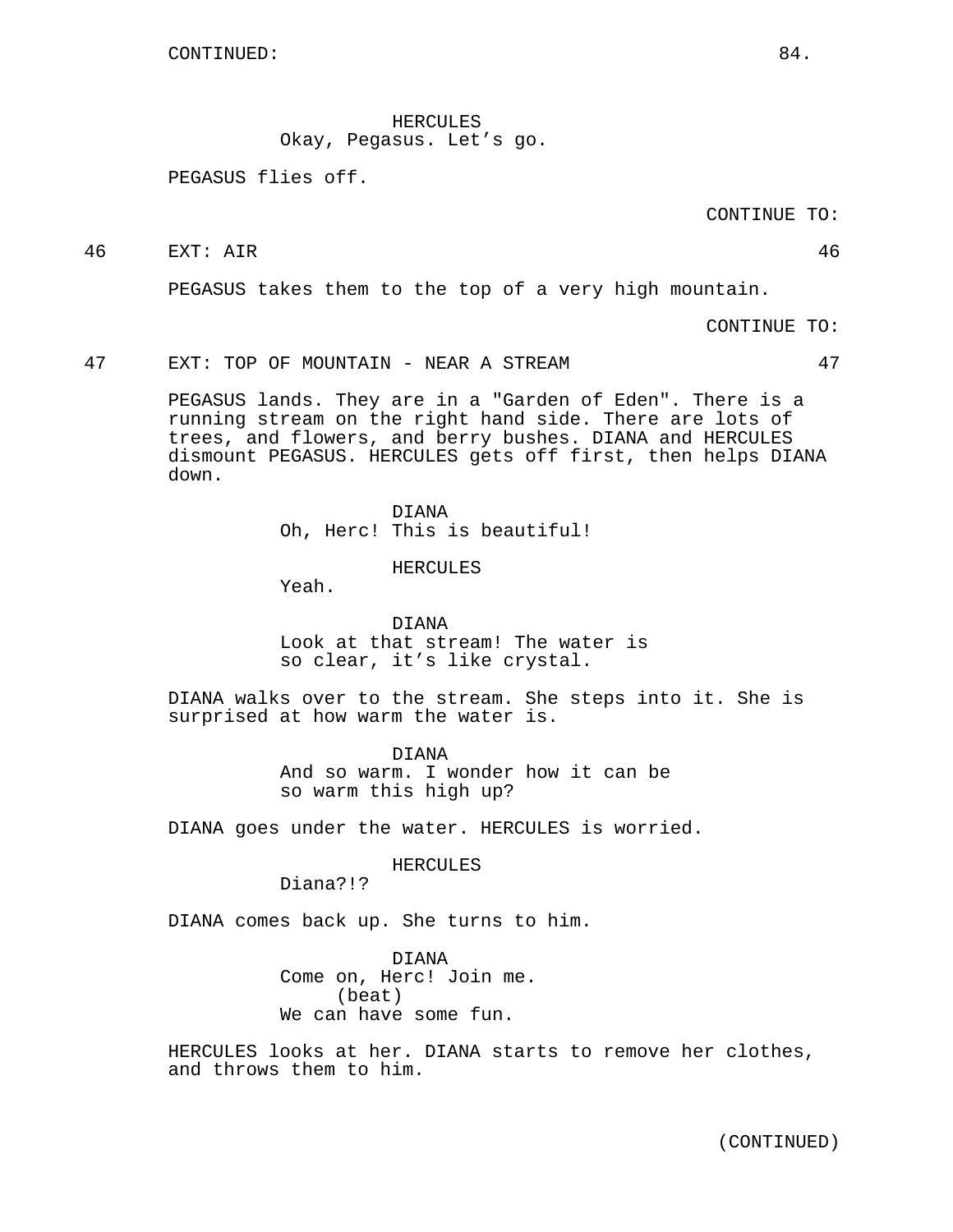CONTINUED:

HERCULES
Okay, Pegasus. Let's go.

PEGASUS flies off.

CONTINUE TO:

46 EXT: AIR 46

PEGASUS takes them to the top of a very high mountain.

CONTINUE TO:

47 EXT: TOP OF MOUNTAIN - NEAR A STREAM 47

PEGASUS lands. They are in a "Garden of Eden". There is a running stream on the right hand side. There are lots of trees, and flowers, and berry bushes. DIANA and HERCULES dismount PEGASUS. HERCULES gets off first, then helps DIANA down.

DIANA
Oh, Herc! This is beautiful!

HERCULES
Yeah.

DIANA
Look at that stream! The water is so clear, it's like crystal.

DIANA walks over to the stream. She steps into it. She is surprised at how warm the water is.

DIANA
And so warm. I wonder how it can be so warm this high up?

DIANA goes under the water. HERCULES is worried.

HERCULES
Diana?!?

DIANA comes back up. She turns to him.

DIANA
Come on, Herc! Join me.
(beat)
We can have some fun.

HERCULES looks at her. DIANA starts to remove her clothes, and throws them to him.

(CONTINUED)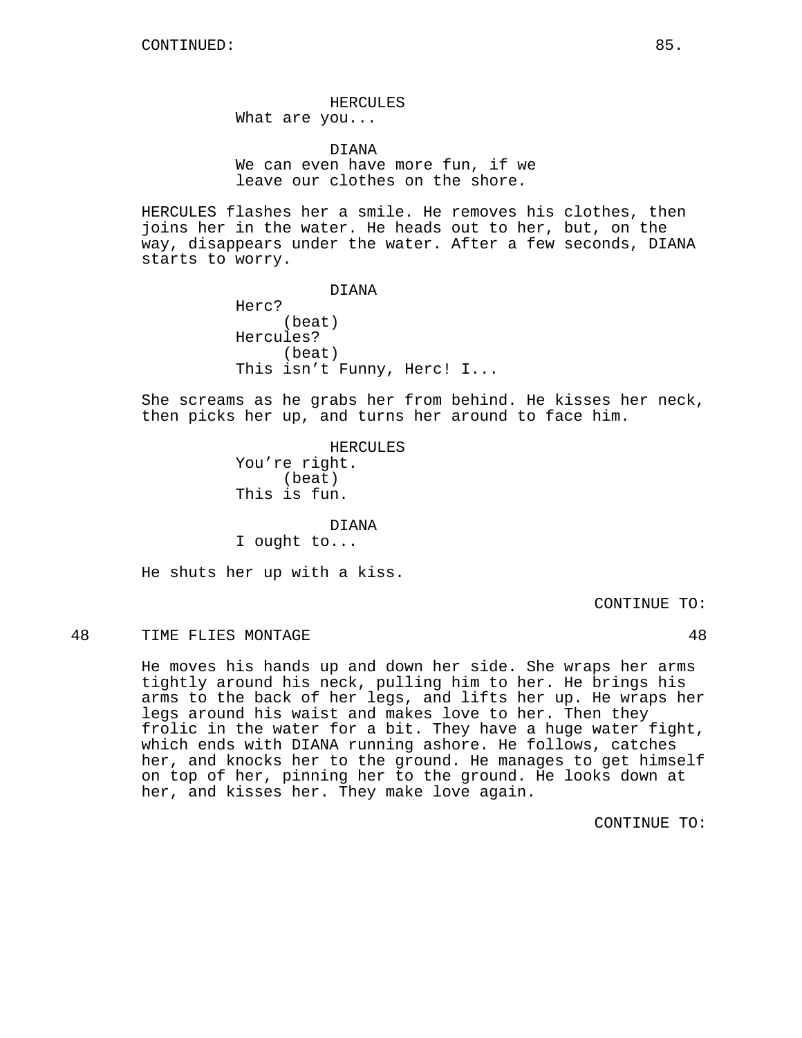CONTINUED:

HERCULES
What are you...

DIANA
We can even have more fun, if we leave our clothes on the shore.

HERCULES flashes her a smile. He removes his clothes, then joins her in the water. He heads out to her, but, on the way, disappears under the water. After a few seconds, DIANA starts to worry.

DIANA
Herc?
(beat)
Hercules?
(beat)
This isn't Funny, Herc! I...

She screams as he grabs her from behind. He kisses her neck, then picks her up, and turns her around to face him.

HERCULES
You're right.
(beat)
This is fun.

DIANA
I ought to...

He shuts her up with a kiss.

CONTINUE TO:

48 TIME FLIES MONTAGE 48

He moves his hands up and down her side. She wraps her arms tightly around his neck, pulling him to her. He brings his arms to the back of her legs, and lifts her up. He wraps her legs around his waist and makes love to her. Then they frolic in the water for a bit. They have a huge water fight, which ends with DIANA running ashore. He follows, catches her, and knocks her to the ground. He manages to get himself on top of her, pinning her to the ground. He looks down at her, and kisses her. They make love again.

CONTINUE TO: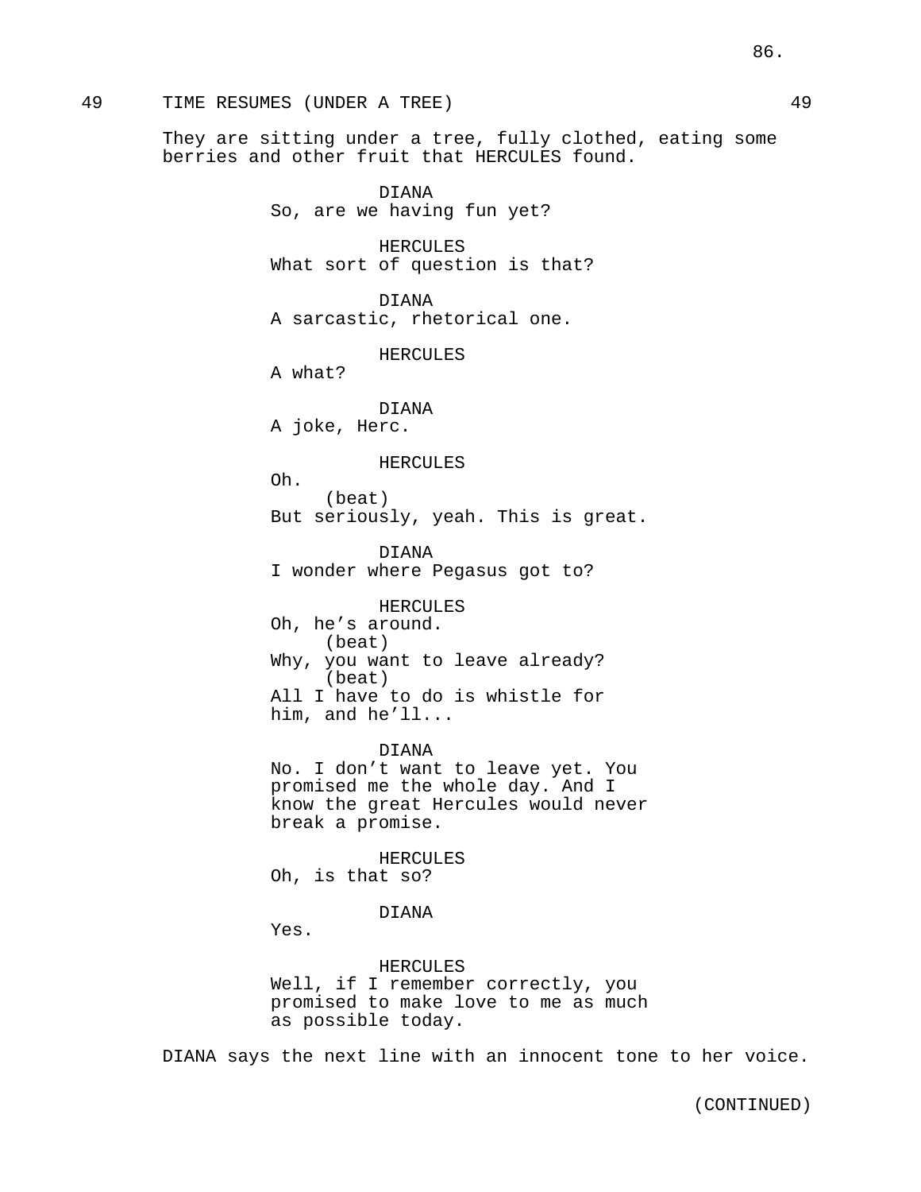49 TIME RESUMES (UNDER A TREE) 49

They are sitting under a tree, fully clothed, eating some berries and other fruit that HERCULES found.

DIANA
So, are we having fun yet?

HERCULES
What sort of question is that?

DIANA
A sarcastic, rhetorical one.

HERCULES
A what?

DIANA
A joke, Herc.

HERCULES
Oh.
(beat)
But seriously, yeah. This is great.

DIANA
I wonder where Pegasus got to?

HERCULES
Oh, he’s around.
(beat)
Why, you want to leave already?
(beat)
All I have to do is whistle for him, and he’ll...

DIANA
No. I don’t want to leave yet. You promised me the whole day. And I know the great Hercules would never break a promise.

HERCULES
Oh, is that so?

DIANA
Yes.

HERCULES
Well, if I remember correctly, you promised to make love to me as much as possible today.

DIANA says the next line with an innocent tone to her voice.

(CONTINUED)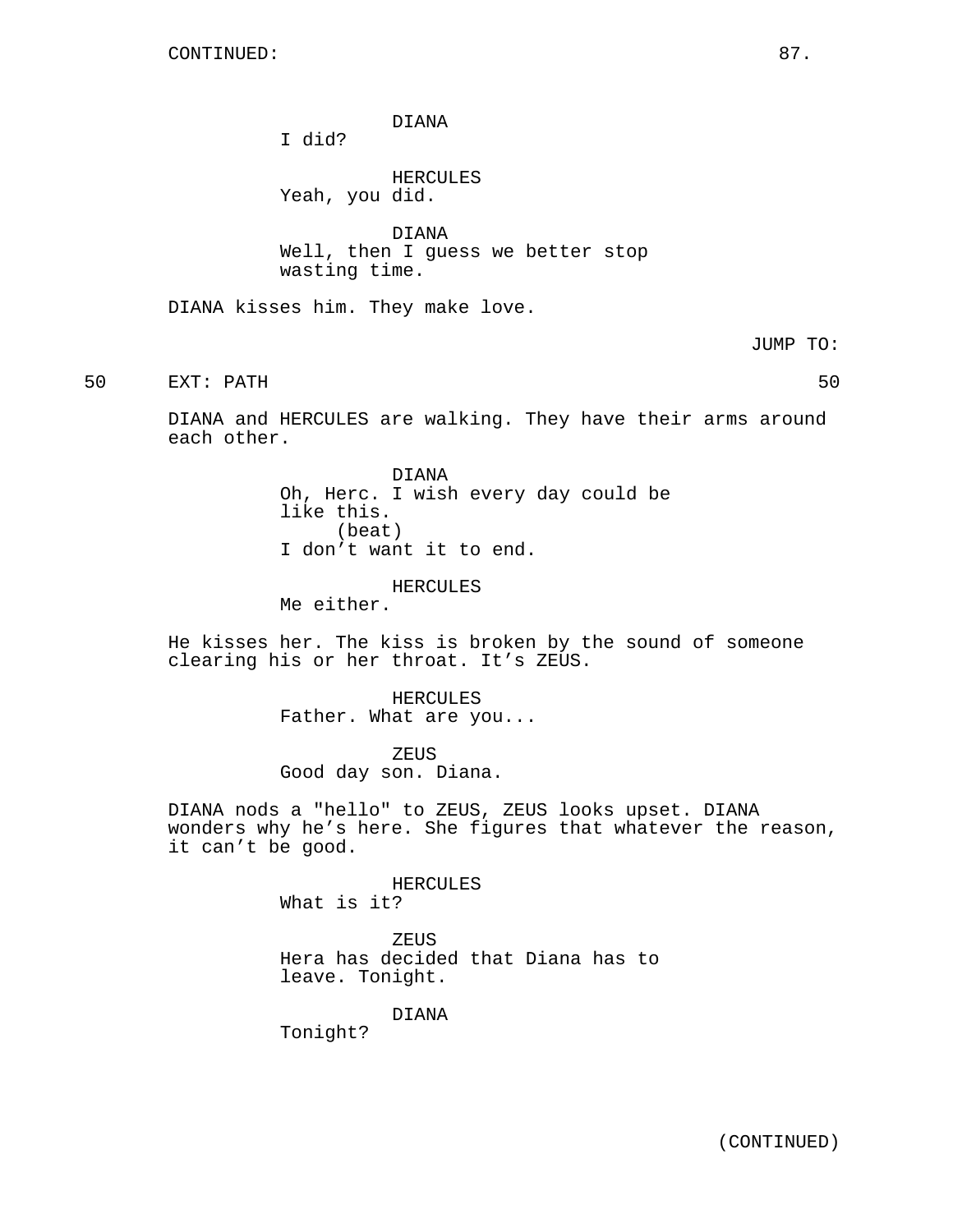DIANA
I did?

HERCULES
Yeah, you did.

DIANA
Well, then I guess we better stop wasting time.

DIANA kisses him. They make love.

JUMP TO:

50 EXT: PATH 50

DIANA and HERCULES are walking. They have their arms around each other.

DIANA
Oh, Herc. I wish every day could be like this.
(beat)
I don't want it to end.

HERCULES
Me either.

He kisses her. The kiss is broken by the sound of someone clearing his or her throat. It's ZEUS.

HERCULES
Father. What are you...

ZEUS
Good day son. Diana.

DIANA nods a "hello" to ZEUS, ZEUS looks upset. DIANA wonders why he's here. She figures that whatever the reason, it can't be good.

HERCULES
What is it?

ZEUS
Hera has decided that Diana has to leave. Tonight.

DIANA
Tonight?

(CONTINUED)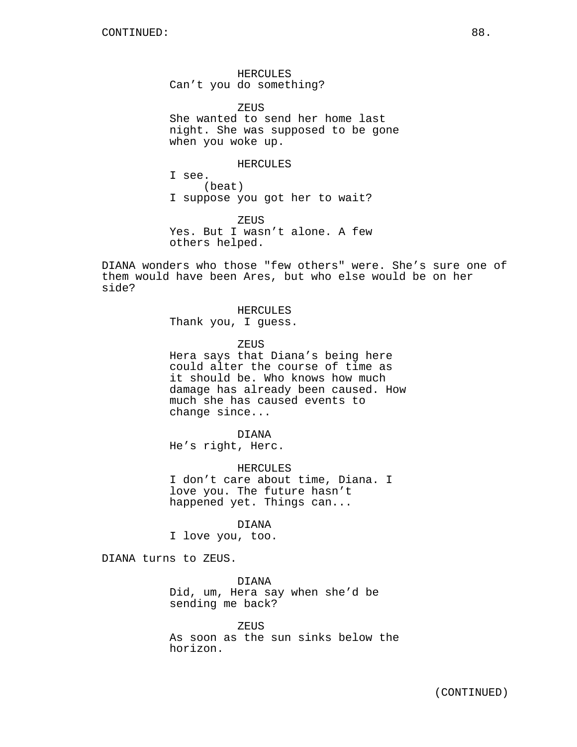HERCULES
Can't you do something?

ZEUS
She wanted to send her home last night. She was supposed to be gone when you woke up.

HERCULES
I see.
(beat)
I suppose you got her to wait?

ZEUS
Yes. But I wasn't alone. A few others helped.

DIANA wonders who those "few others" were. She's sure one of them would have been Ares, but who else would be on her side?

HERCULES
Thank you, I guess.

ZEUS
Hera says that Diana's being here could alter the course of time as it should be. Who knows how much damage has already been caused. How much she has caused events to change since...

DIANA
He's right, Herc.

HERCULES
I don't care about time, Diana. I love you. The future hasn't happened yet. Things can...

DIANA
I love you, too.

DIANA turns to ZEUS.

DIANA
Did, um, Hera say when she'd be sending me back?

ZEUS
As soon as the sun sinks below the horizon.

(CONTINUED)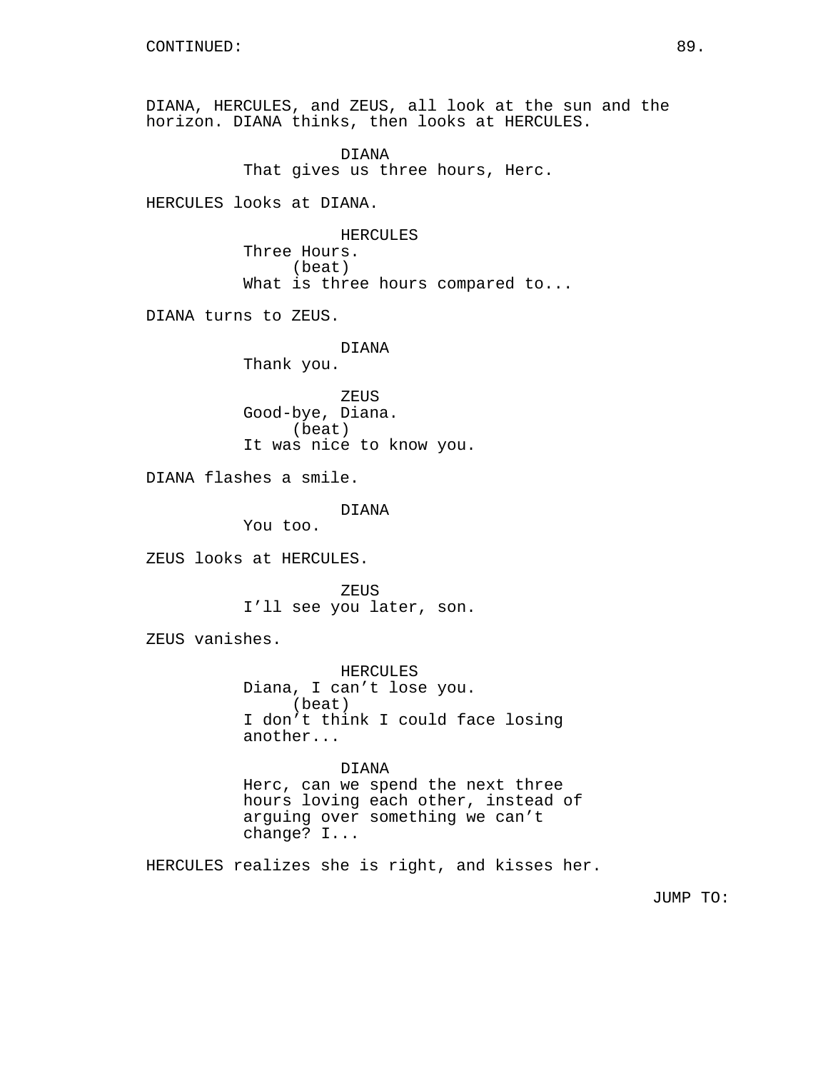CONTINUED:

DIANA, HERCULES, and ZEUS, all look at the sun and the horizon. DIANA thinks, then looks at HERCULES.

DIANA
That gives us three hours, Herc.

HERCULES looks at DIANA.

HERCULES
Three Hours.
(beat)
What is three hours compared to...

DIANA turns to ZEUS.

DIANA
Thank you.

ZEUS
Good-bye, Diana.
(beat)
It was nice to know you.

DIANA flashes a smile.

DIANA
You too.

ZEUS looks at HERCULES.

ZEUS
I'll see you later, son.

ZEUS vanishes.

HERCULES
Diana, I can't lose you.
(beat)
I don't think I could face losing another...

DIANA
Herc, can we spend the next three hours loving each other, instead of arguing over something we can't change? I...

HERCULES realizes she is right, and kisses her.

JUMP TO: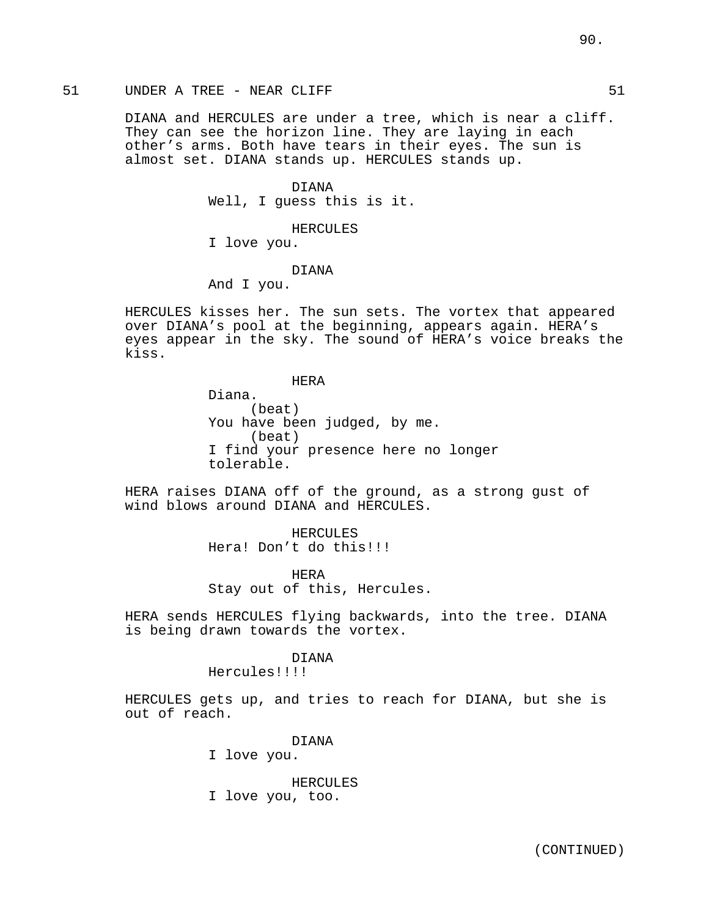51 UNDER A TREE - NEAR CLIFF 51

DIANA and HERCULES are under a tree, which is near a cliff. They can see the horizon line. They are laying in each other's arms. Both have tears in their eyes. The sun is almost set. DIANA stands up. HERCULES stands up.

DIANA
Well, I guess this is it.

HERCULES
I love you.

DIANA
And I you.

HERCULES kisses her. The sun sets. The vortex that appeared over DIANA's pool at the beginning, appears again. HERA's eyes appear in the sky. The sound of HERA's voice breaks the kiss.

HERA
Diana.
(beat)
You have been judged, by me.
(beat)
I find your presence here no longer tolerable.

HERA raises DIANA off of the ground, as a strong gust of wind blows around DIANA and HERCULES.

HERCULES
Hera! Don't do this!!!

HERA
Stay out of this, Hercules.

HERA sends HERCULES flying backwards, into the tree. DIANA is being drawn towards the vortex.

DIANA
Hercules!!!!

HERCULES gets up, and tries to reach for DIANA, but she is out of reach.

DIANA
I love you.

HERCULES
I love you, too.

(CONTINUED)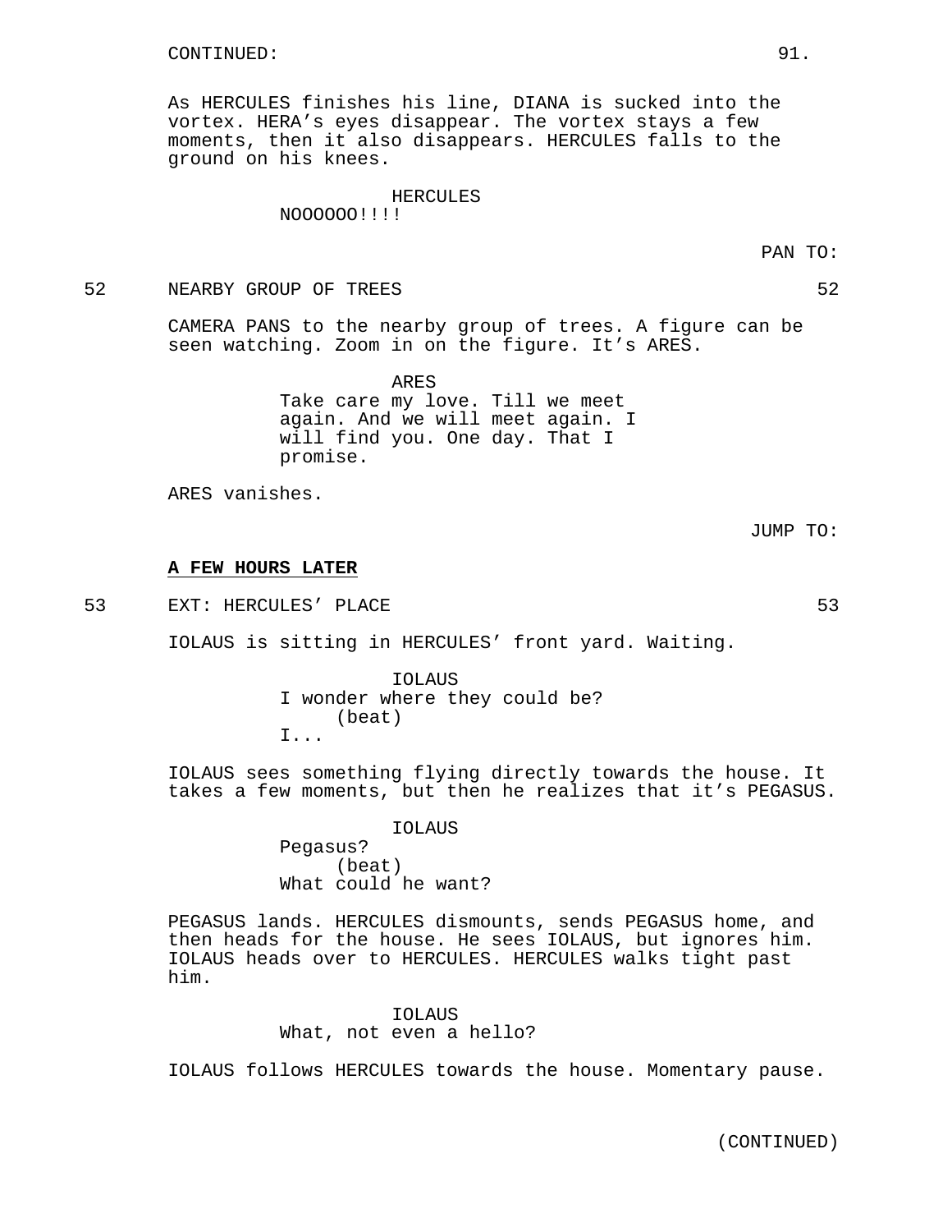CONTINUED:

As HERCULES finishes his line, DIANA is sucked into the vortex. HERA's eyes disappear. The vortex stays a few moments, then it also disappears. HERCULES falls to the ground on his knees.

HERCULES
NOOOOOO!!!!

PAN TO:

52 NEARBY GROUP OF TREES 52

CAMERA PANS to the nearby group of trees. A figure can be seen watching. Zoom in on the figure. It's ARES.

ARES
Take care my love. Till we meet again. And we will meet again. I will find you. One day. That I promise.

ARES vanishes.

JUMP TO:

**A FEW HOURS LATER**

53 EXT: HERCULES' PLACE 53

IOLAUS is sitting in HERCULES' front yard. Waiting.

IOLAUS
I wonder where they could be?
(beat)
I...

IOLAUS sees something flying directly towards the house. It takes a few moments, but then he realizes that it's PEGASUS.

IOLAUS
Pegasus?
(beat)
What could he want?

PEGASUS lands. HERCULES dismounts, sends PEGASUS home, and then heads for the house. He sees IOLAUS, but ignores him. IOLAUS heads over to HERCULES. HERCULES walks tight past him.

IOLAUS
What, not even a hello?

IOLAUS follows HERCULES towards the house. Momentary pause.

(CONTINUED)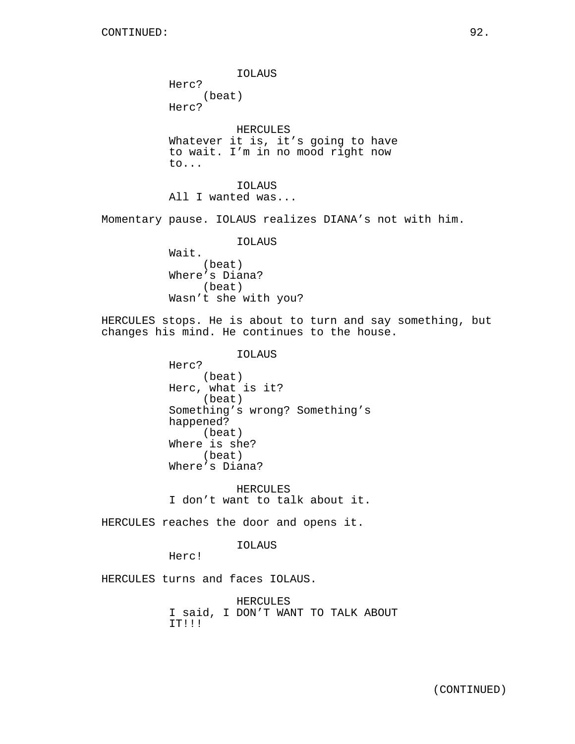IOLAUS
Herc?
(beat)
Herc?

HERCULES
Whatever it is, it's going to have to wait. I'm in no mood right now to...

IOLAUS
All I wanted was...

Momentary pause. IOLAUS realizes DIANA's not with him.

IOLAUS
Wait.
(beat)
Where's Diana?
(beat)
Wasn't she with you?

HERCULES stops. He is about to turn and say something, but changes his mind. He continues to the house.

IOLAUS
Herc?
(beat)
Herc, what is it?
(beat)
Something's wrong? Something's happened?
(beat)
Where is she?
(beat)
Where's Diana?

HERCULES
I don't want to talk about it.

HERCULES reaches the door and opens it.

IOLAUS
Herc!

HERCULES turns and faces IOLAUS.

HERCULES
I said, I DON'T WANT TO TALK ABOUT IT!!!

(CONTINUED)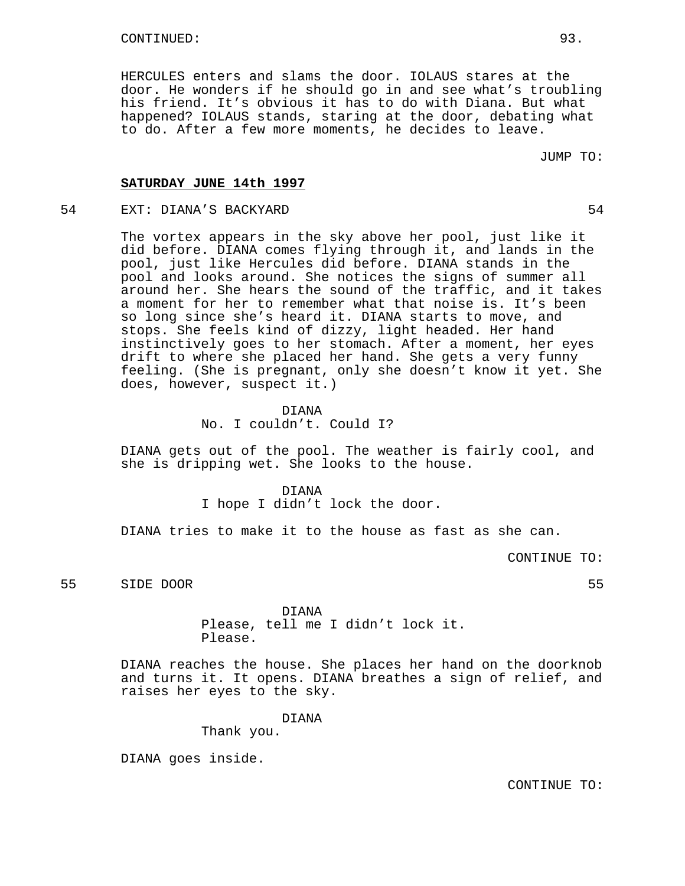CONTINUED:

HERCULES enters and slams the door. IOLAUS stares at the door. He wonders if he should go in and see what's troubling his friend. It's obvious it has to do with Diana. But what happened? IOLAUS stands, staring at the door, debating what to do. After a few more moments, he decides to leave.

JUMP TO:

**SATURDAY JUNE 14th 1997**

54 EXT: DIANA'S BACKYARD 54

The vortex appears in the sky above her pool, just like it did before. DIANA comes flying through it, and lands in the pool, just like Hercules did before. DIANA stands in the pool and looks around. She notices the signs of summer all around her. She hears the sound of the traffic, and it takes a moment for her to remember what that noise is. It's been so long since she's heard it. DIANA starts to move, and stops. She feels kind of dizzy, light headed. Her hand instinctively goes to her stomach. After a moment, her eyes drift to where she placed her hand. She gets a very funny feeling. (She is pregnant, only she doesn't know it yet. She does, however, suspect it.)

DIANA
No. I couldn't. Could I?

DIANA gets out of the pool. The weather is fairly cool, and she is dripping wet. She looks to the house.

DIANA
I hope I didn't lock the door.

DIANA tries to make it to the house as fast as she can.

CONTINUE TO:

55 SIDE DOOR 55

DIANA
Please, tell me I didn't lock it.
Please.

DIANA reaches the house. She places her hand on the doorknob and turns it. It opens. DIANA breathes a sign of relief, and raises her eyes to the sky.

DIANA
Thank you.

DIANA goes inside.

CONTINUE TO: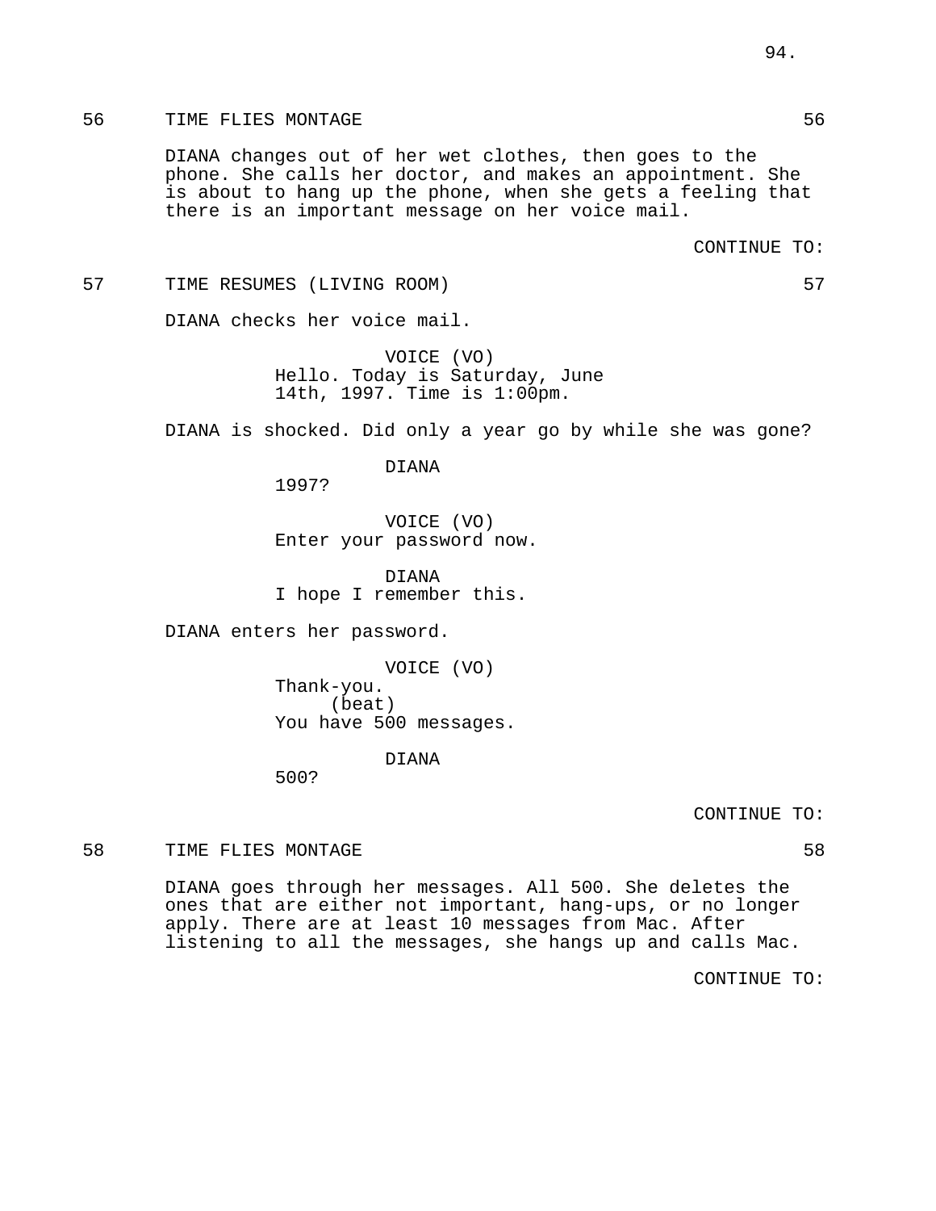56 TIME FLIES MONTAGE 56

DIANA changes out of her wet clothes, then goes to the phone. She calls her doctor, and makes an appointment. She is about to hang up the phone, when she gets a feeling that there is an important message on her voice mail.

CONTINUE TO:

57 TIME RESUMES (LIVING ROOM) 57

DIANA checks her voice mail.

VOICE (VO)
Hello. Today is Saturday, June 14th, 1997. Time is 1:00pm.

DIANA is shocked. Did only a year go by while she was gone?

DIANA
1997?

VOICE (VO)
Enter your password now.

DIANA
I hope I remember this.

DIANA enters her password.

VOICE (VO)
Thank-you.
(beat)
You have 500 messages.

DIANA
500?

CONTINUE TO:

58 TIME FLIES MONTAGE 58

DIANA goes through her messages. All 500. She deletes the ones that are either not important, hang-ups, or no longer apply. There are at least 10 messages from Mac. After listening to all the messages, she hangs up and calls Mac.

CONTINUE TO: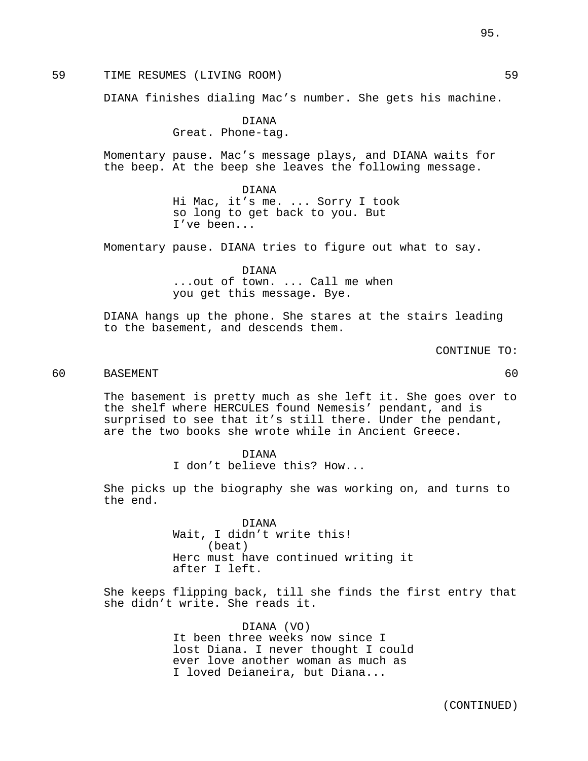59 TIME RESUMES (LIVING ROOM) 59

DIANA finishes dialing Mac's number. She gets his machine.

DIANA
Great. Phone-tag.

Momentary pause. Mac's message plays, and DIANA waits for the beep. At the beep she leaves the following message.

DIANA
Hi Mac, it's me. ... Sorry I took so long to get back to you. But I've been...

Momentary pause. DIANA tries to figure out what to say.

DIANA
...out of town. ... Call me when you get this message. Bye.

DIANA hangs up the phone. She stares at the stairs leading to the basement, and descends them.

CONTINUE TO:

60 BASEMENT 60

The basement is pretty much as she left it. She goes over to the shelf where HERCULES found Nemesis' pendant, and is surprised to see that it's still there. Under the pendant, are the two books she wrote while in Ancient Greece.

DIANA
I don't believe this? How...

She picks up the biography she was working on, and turns to the end.

DIANA
Wait, I didn't write this!
(beat)
Herc must have continued writing it after I left.

She keeps flipping back, till she finds the first entry that she didn't write. She reads it.

DIANA (VO)
It been three weeks now since I lost Diana. I never thought I could ever love another woman as much as I loved Deianeira, but Diana...

(CONTINUED)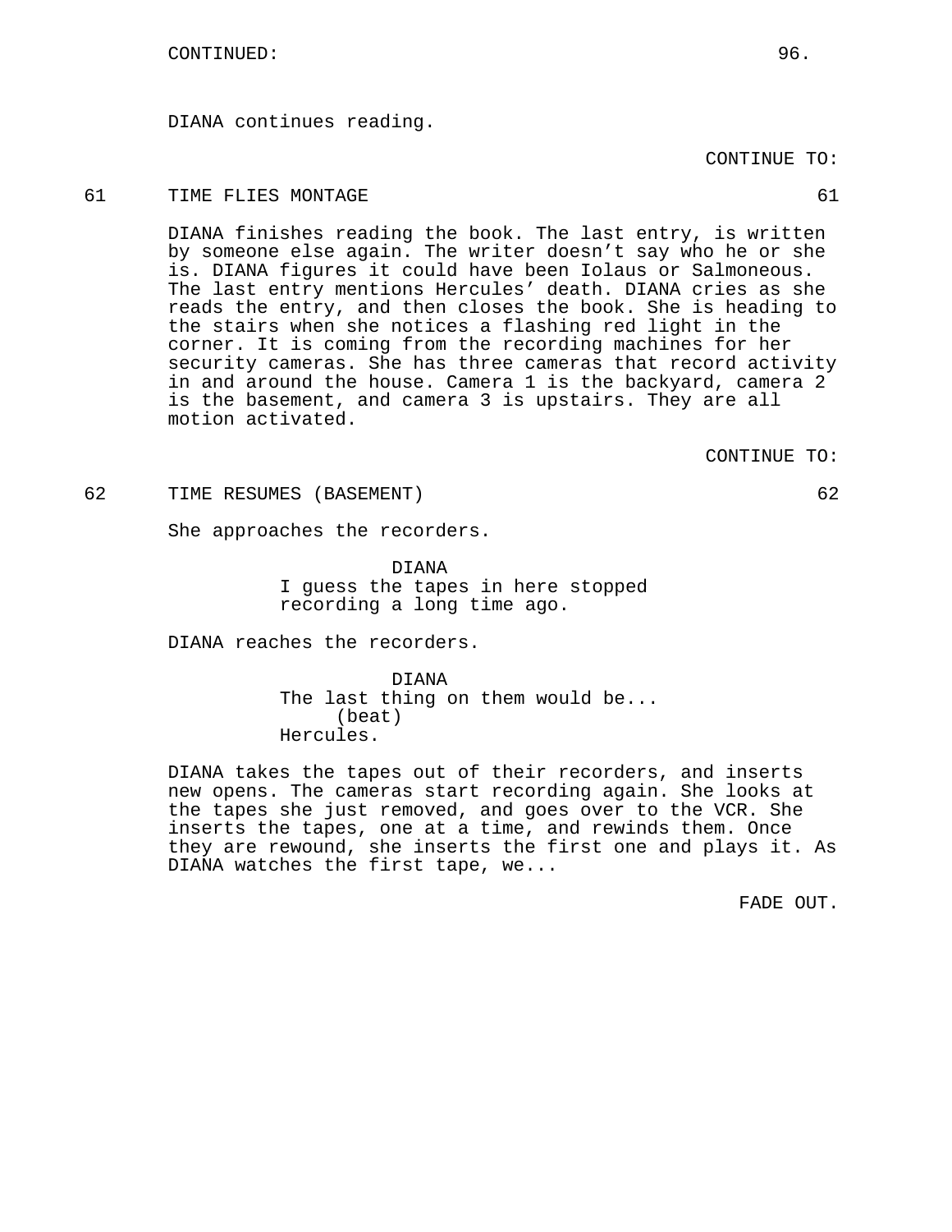CONTINUED:

DIANA continues reading.

CONTINUE TO:

61 TIME FLIES MONTAGE 61

DIANA finishes reading the book. The last entry, is written by someone else again. The writer doesn't say who he or she is. DIANA figures it could have been Iolaus or Salmoneous. The last entry mentions Hercules' death. DIANA cries as she reads the entry, and then closes the book. She is heading to the stairs when she notices a flashing red light in the corner. It is coming from the recording machines for her security cameras. She has three cameras that record activity in and around the house. Camera 1 is the backyard, camera 2 is the basement, and camera 3 is upstairs. They are all motion activated.

CONTINUE TO:

62 TIME RESUMES (BASEMENT) 62

She approaches the recorders.

DIANA
I guess the tapes in here stopped recording a long time ago.

DIANA reaches the recorders.

DIANA
The last thing on them would be...
(beat)
Hercules.

DIANA takes the tapes out of their recorders, and inserts new opens. The cameras start recording again. She looks at the tapes she just removed, and goes over to the VCR. She inserts the tapes, one at a time, and rewinds them. Once they are rewound, she inserts the first one and plays it. As DIANA watches the first tape, we...

FADE OUT.